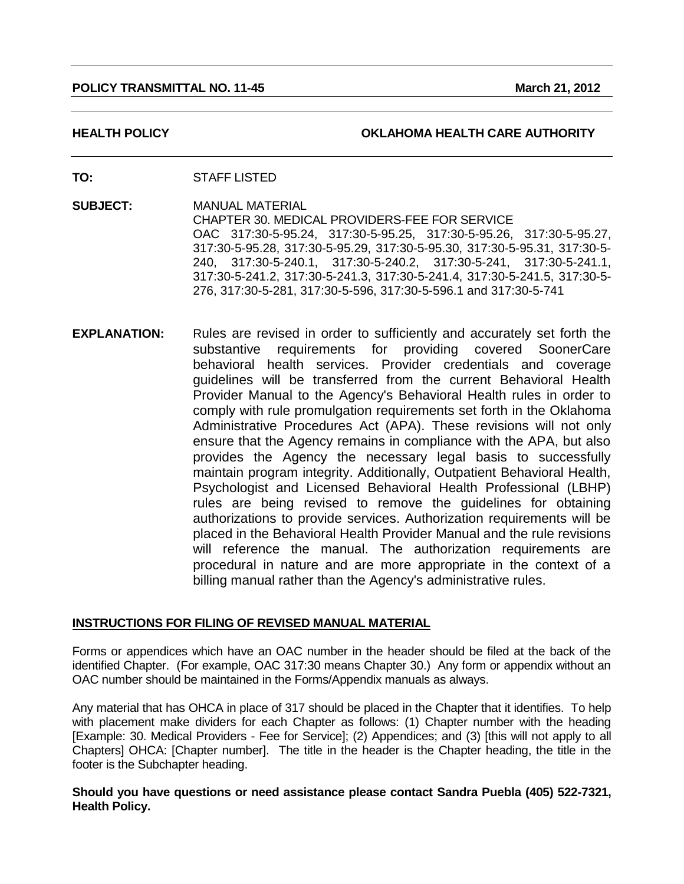**POLICY TRANSMITTAL NO. 11-45** **March 21, 2012**

**HEALTH POLICY** **OKLAHOMA HEALTH CARE AUTHORITY**

**TO:** STAFF LISTED

**SUBJECT:** MANUAL MATERIAL
CHAPTER 30. MEDICAL PROVIDERS-FEE FOR SERVICE
OAC 317:30-5-95.24, 317:30-5-95.25, 317:30-5-95.26, 317:30-5-95.27, 317:30-5-95.28, 317:30-5-95.29, 317:30-5-95.30, 317:30-5-95.31, 317:30-5-240, 317:30-5-240.1, 317:30-5-240.2, 317:30-5-241, 317:30-5-241.1, 317:30-5-241.2, 317:30-5-241.3, 317:30-5-241.4, 317:30-5-241.5, 317:30-5-276, 317:30-5-281, 317:30-5-596, 317:30-5-596.1 and 317:30-5-741

**EXPLANATION:** Rules are revised in order to sufficiently and accurately set forth the substantive requirements for providing covered SoonerCare behavioral health services. Provider credentials and coverage guidelines will be transferred from the current Behavioral Health Provider Manual to the Agency's Behavioral Health rules in order to comply with rule promulgation requirements set forth in the Oklahoma Administrative Procedures Act (APA). These revisions will not only ensure that the Agency remains in compliance with the APA, but also provides the Agency the necessary legal basis to successfully maintain program integrity. Additionally, Outpatient Behavioral Health, Psychologist and Licensed Behavioral Health Professional (LBHP) rules are being revised to remove the guidelines for obtaining authorizations to provide services. Authorization requirements will be placed in the Behavioral Health Provider Manual and the rule revisions will reference the manual. The authorization requirements are procedural in nature and are more appropriate in the context of a billing manual rather than the Agency's administrative rules.

**INSTRUCTIONS FOR FILING OF REVISED MANUAL MATERIAL**

Forms or appendices which have an OAC number in the header should be filed at the back of the identified Chapter. (For example, OAC 317:30 means Chapter 30.) Any form or appendix without an OAC number should be maintained in the Forms/Appendix manuals as always.

Any material that has OHCA in place of 317 should be placed in the Chapter that it identifies. To help with placement make dividers for each Chapter as follows: (1) Chapter number with the heading [Example: 30. Medical Providers - Fee for Service]; (2) Appendices; and (3) [this will not apply to all Chapters] OHCA: [Chapter number]. The title in the header is the Chapter heading, the title in the footer is the Subchapter heading.

**Should you have questions or need assistance please contact Sandra Puebla (405) 522-7321, Health Policy.**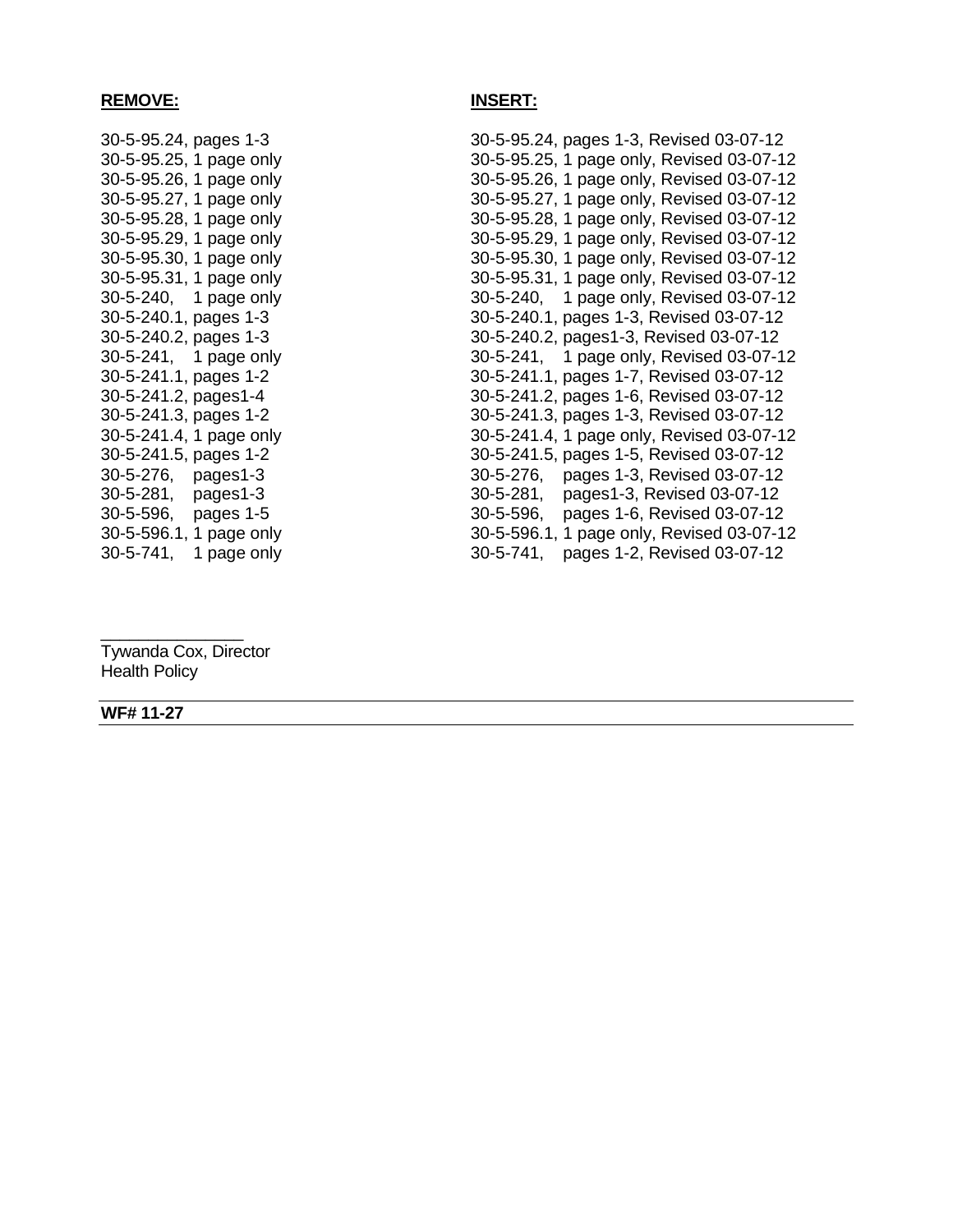| **REMOVE:** | **INSERT:** |
|---|---|
| 30-5-95.24, pages 1-3 | 30-5-95.24, pages 1-3, Revised 03-07-12 |
| 30-5-95.25, 1 page only | 30-5-95.25, 1 page only, Revised 03-07-12 |
| 30-5-95.26, 1 page only | 30-5-95.26, 1 page only, Revised 03-07-12 |
| 30-5-95.27, 1 page only | 30-5-95.27, 1 page only, Revised 03-07-12 |
| 30-5-95.28, 1 page only | 30-5-95.28, 1 page only, Revised 03-07-12 |
| 30-5-95.29, 1 page only | 30-5-95.29, 1 page only, Revised 03-07-12 |
| 30-5-95.30, 1 page only | 30-5-95.30, 1 page only, Revised 03-07-12 |
| 30-5-95.31, 1 page only | 30-5-95.31, 1 page only, Revised 03-07-12 |
| 30-5-240, 1 page only | 30-5-240, 1 page only, Revised 03-07-12 |
| 30-5-240.1, pages 1-3 | 30-5-240.1, pages 1-3, Revised 03-07-12 |
| 30-5-240.2, pages 1-3 | 30-5-240.2, pages1-3, Revised 03-07-12 |
| 30-5-241, 1 page only | 30-5-241, 1 page only, Revised 03-07-12 |
| 30-5-241.1, pages 1-2 | 30-5-241.1, pages 1-7, Revised 03-07-12 |
| 30-5-241.2, pages1-4 | 30-5-241.2, pages 1-6, Revised 03-07-12 |
| 30-5-241.3, pages 1-2 | 30-5-241.3, pages 1-3, Revised 03-07-12 |
| 30-5-241.4, 1 page only | 30-5-241.4, 1 page only, Revised 03-07-12 |
| 30-5-241.5, pages 1-2 | 30-5-241.5, pages 1-5, Revised 03-07-12 |
| 30-5-276, pages1-3 | 30-5-276, pages 1-3, Revised 03-07-12 |
| 30-5-281, pages1-3 | 30-5-281, pages1-3, Revised 03-07-12 |
| 30-5-596, pages 1-5 | 30-5-596, pages 1-6, Revised 03-07-12 |
| 30-5-596.1, 1 page only | 30-5-596.1, 1 page only, Revised 03-07-12 |
| 30-5-741, 1 page only | 30-5-741, pages 1-2, Revised 03-07-12 |

_______________

Tywanda Cox, Director
Health Policy

**WF# 11-27**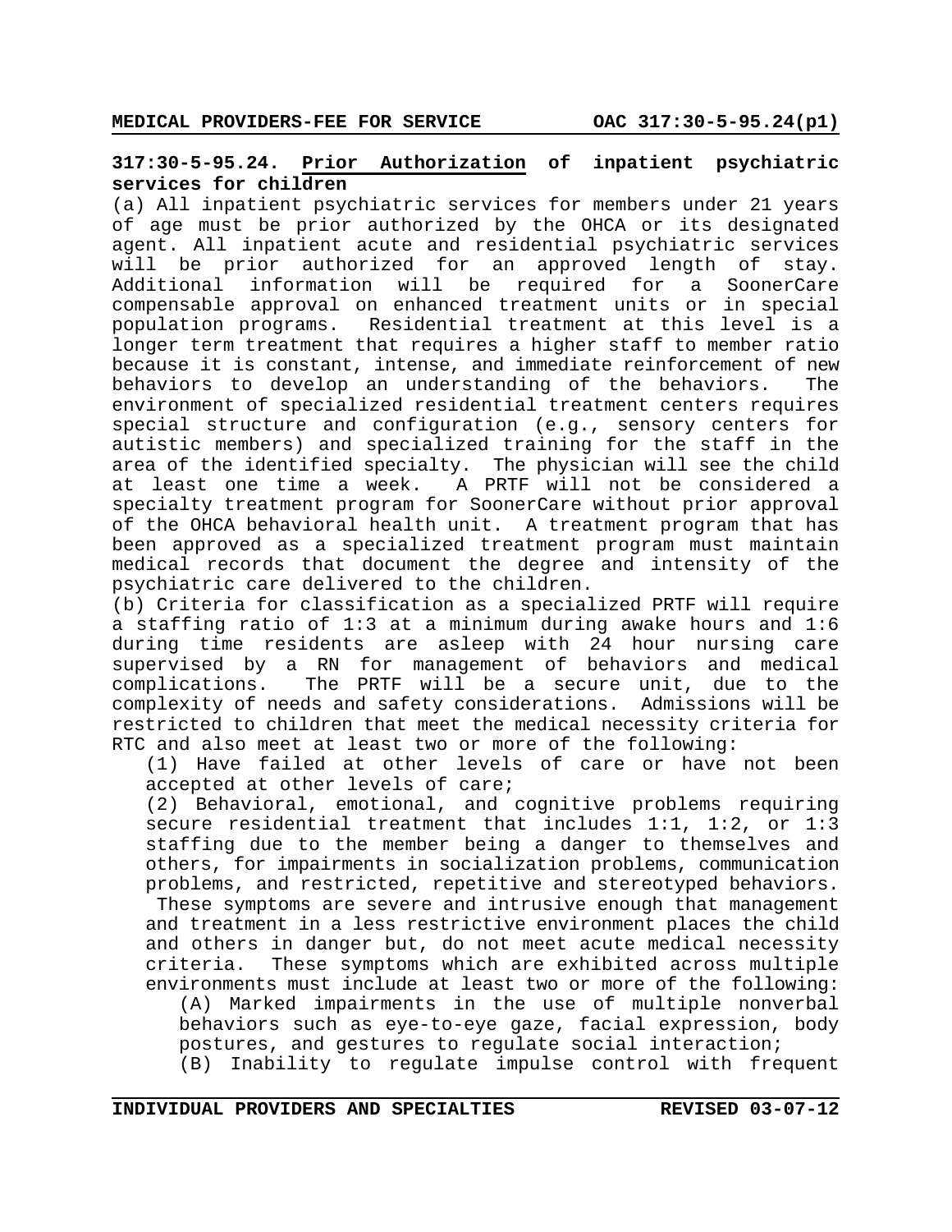**317:30-5-95.24. Prior Authorization of inpatient psychiatric services for children**

(a) All inpatient psychiatric services for members under 21 years of age must be prior authorized by the OHCA or its designated agent. All inpatient acute and residential psychiatric services will be prior authorized for an approved length of stay. Additional information will be required for a SoonerCare compensable approval on enhanced treatment units or in special population programs. Residential treatment at this level is a longer term treatment that requires a higher staff to member ratio because it is constant, intense, and immediate reinforcement of new behaviors to develop an understanding of the behaviors. The environment of specialized residential treatment centers requires special structure and configuration (e.g., sensory centers for autistic members) and specialized training for the staff in the area of the identified specialty. The physician will see the child at least one time a week. A PRTF will not be considered a specialty treatment program for SoonerCare without prior approval of the OHCA behavioral health unit. A treatment program that has been approved as a specialized treatment program must maintain medical records that document the degree and intensity of the psychiatric care delivered to the children.

(b) Criteria for classification as a specialized PRTF will require a staffing ratio of 1:3 at a minimum during awake hours and 1:6 during time residents are asleep with 24 hour nursing care supervised by a RN for management of behaviors and medical complications. The PRTF will be a secure unit, due to the complexity of needs and safety considerations. Admissions will be restricted to children that meet the medical necessity criteria for RTC and also meet at least two or more of the following:

(1) Have failed at other levels of care or have not been accepted at other levels of care;

(2) Behavioral, emotional, and cognitive problems requiring secure residential treatment that includes 1:1, 1:2, or 1:3 staffing due to the member being a danger to themselves and others, for impairments in socialization problems, communication problems, and restricted, repetitive and stereotyped behaviors. These symptoms are severe and intrusive enough that management and treatment in a less restrictive environment places the child and others in danger but, do not meet acute medical necessity criteria. These symptoms which are exhibited across multiple environments must include at least two or more of the following:

(A) Marked impairments in the use of multiple nonverbal behaviors such as eye-to-eye gaze, facial expression, body postures, and gestures to regulate social interaction;

(B) Inability to regulate impulse control with frequent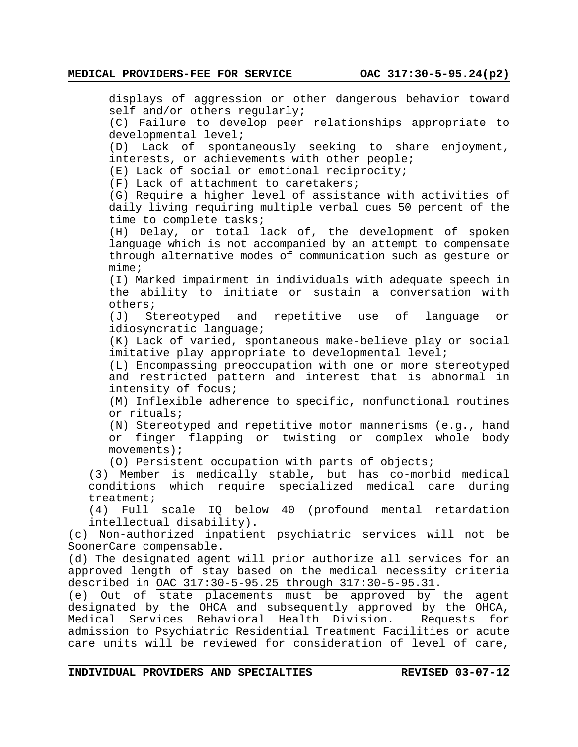displays of aggression or other dangerous behavior toward self and/or others regularly;

(C) Failure to develop peer relationships appropriate to developmental level;

(D) Lack of spontaneously seeking to share enjoyment, interests, or achievements with other people;

(E) Lack of social or emotional reciprocity;

(F) Lack of attachment to caretakers;

(G) Require a higher level of assistance with activities of daily living requiring multiple verbal cues 50 percent of the time to complete tasks;

(H) Delay, or total lack of, the development of spoken language which is not accompanied by an attempt to compensate through alternative modes of communication such as gesture or mime;

(I) Marked impairment in individuals with adequate speech in the ability to initiate or sustain a conversation with others;

(J) Stereotyped and repetitive use of language or idiosyncratic language;

(K) Lack of varied, spontaneous make-believe play or social imitative play appropriate to developmental level;

(L) Encompassing preoccupation with one or more stereotyped and restricted pattern and interest that is abnormal in intensity of focus;

(M) Inflexible adherence to specific, nonfunctional routines or rituals;

(N) Stereotyped and repetitive motor mannerisms (e.g., hand or finger flapping or twisting or complex whole body movements);

(O) Persistent occupation with parts of objects;

(3) Member is medically stable, but has co-morbid medical conditions which require specialized medical care during treatment;

(4) Full scale IQ below 40 (profound mental retardation intellectual disability).

(c) Non-authorized inpatient psychiatric services will not be SoonerCare compensable.

(d) The designated agent will prior authorize all services for an approved length of stay based on the medical necessity criteria described in OAC 317:30-5-95.25 through 317:30-5-95.31.

(e) Out of state placements must be approved by the agent designated by the OHCA and subsequently approved by the OHCA, Medical Services Behavioral Health Division. Requests for admission to Psychiatric Residential Treatment Facilities or acute care units will be reviewed for consideration of level of care,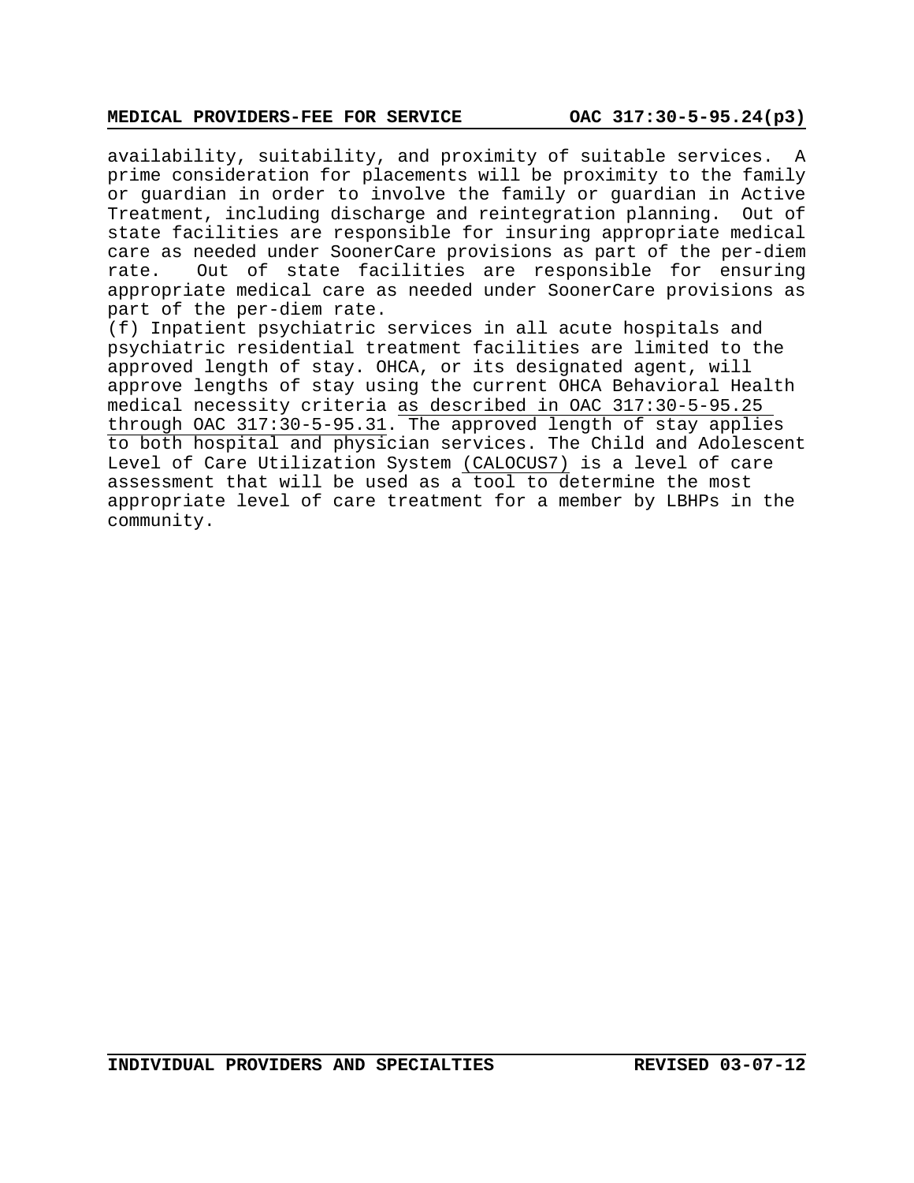availability, suitability, and proximity of suitable services. A prime consideration for placements will be proximity to the family or guardian in order to involve the family or guardian in Active Treatment, including discharge and reintegration planning. Out of state facilities are responsible for insuring appropriate medical care as needed under SoonerCare provisions as part of the per-diem rate. Out of state facilities are responsible for ensuring appropriate medical care as needed under SoonerCare provisions as part of the per-diem rate.

(f) Inpatient psychiatric services in all acute hospitals and psychiatric residential treatment facilities are limited to the approved length of stay. OHCA, or its designated agent, will approve lengths of stay using the current OHCA Behavioral Health medical necessity criteria as described in OAC 317:30-5-95.25 through OAC 317:30-5-95.31. The approved length of stay applies to both hospital and physician services. The Child and Adolescent Level of Care Utilization System (CALOCUS7) is a level of care assessment that will be used as a tool to determine the most appropriate level of care treatment for a member by LBHPs in the community.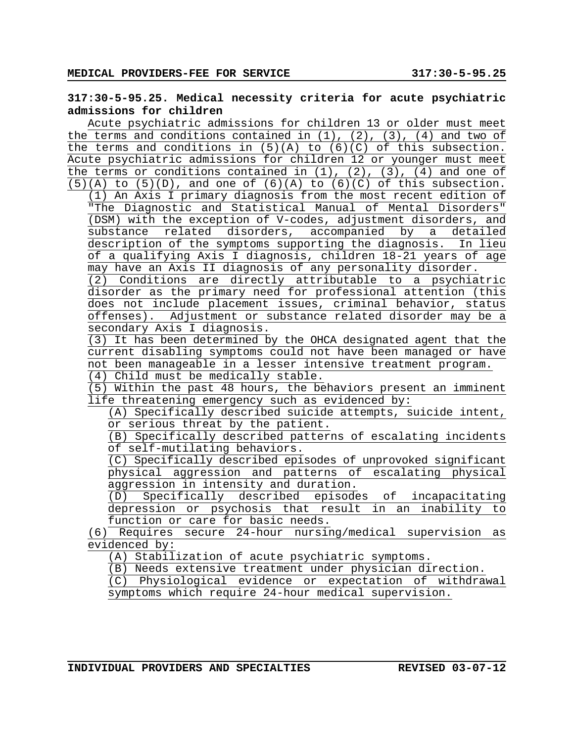**317:30-5-95.25. Medical necessity criteria for acute psychiatric admissions for children**

Acute psychiatric admissions for children 13 or older must meet the terms and conditions contained in (1), (2), (3), (4) and two of the terms and conditions in (5)(A) to (6)(C) of this subsection. Acute psychiatric admissions for children 12 or younger must meet the terms or conditions contained in (1), (2), (3), (4) and one of (5)(A) to (5)(D), and one of (6)(A) to (6)(C) of this subsection.

(1) An Axis I primary diagnosis from the most recent edition of "The Diagnostic and Statistical Manual of Mental Disorders" (DSM) with the exception of V-codes, adjustment disorders, and substance related disorders, accompanied by a detailed description of the symptoms supporting the diagnosis. In lieu of a qualifying Axis I diagnosis, children 18-21 years of age may have an Axis II diagnosis of any personality disorder.

(2) Conditions are directly attributable to a psychiatric disorder as the primary need for professional attention (this does not include placement issues, criminal behavior, status offenses). Adjustment or substance related disorder may be a secondary Axis I diagnosis.

(3) It has been determined by the OHCA designated agent that the current disabling symptoms could not have been managed or have not been manageable in a lesser intensive treatment program.

(4) Child must be medically stable.

(5) Within the past 48 hours, the behaviors present an imminent life threatening emergency such as evidenced by:

(A) Specifically described suicide attempts, suicide intent, or serious threat by the patient.

(B) Specifically described patterns of escalating incidents of self-mutilating behaviors.

(C) Specifically described episodes of unprovoked significant physical aggression and patterns of escalating physical aggression in intensity and duration.

(D) Specifically described episodes of incapacitating depression or psychosis that result in an inability to function or care for basic needs.

(6) Requires secure 24-hour nursing/medical supervision as evidenced by:

(A) Stabilization of acute psychiatric symptoms.

(B) Needs extensive treatment under physician direction.

(C) Physiological evidence or expectation of withdrawal symptoms which require 24-hour medical supervision.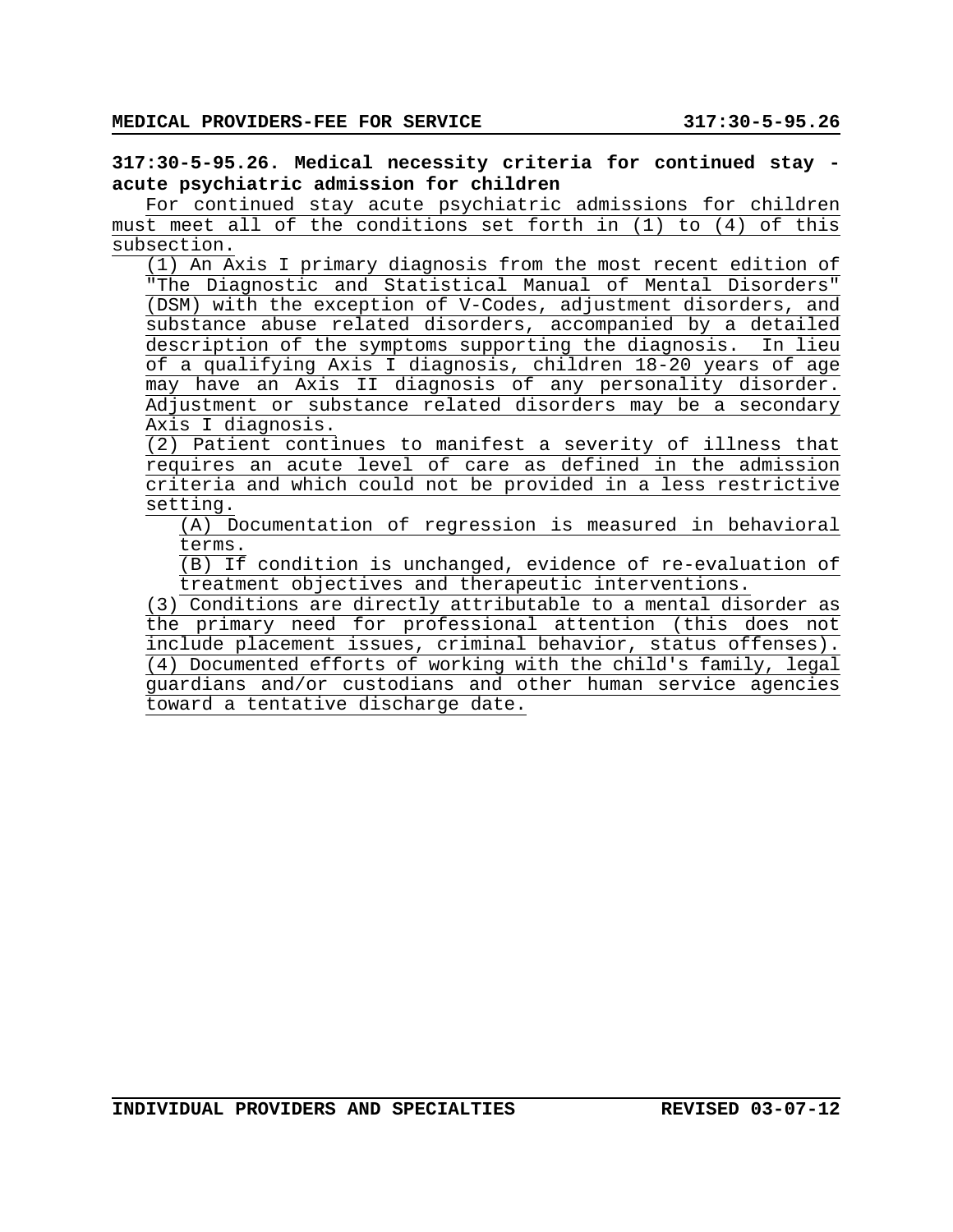**317:30-5-95.26. Medical necessity criteria for continued stay - acute psychiatric admission for children**

For continued stay acute psychiatric admissions for children must meet all of the conditions set forth in (1) to (4) of this subsection.

(1) An Axis I primary diagnosis from the most recent edition of "The Diagnostic and Statistical Manual of Mental Disorders" (DSM) with the exception of V-Codes, adjustment disorders, and substance abuse related disorders, accompanied by a detailed description of the symptoms supporting the diagnosis. In lieu of a qualifying Axis I diagnosis, children 18-20 years of age may have an Axis II diagnosis of any personality disorder. Adjustment or substance related disorders may be a secondary Axis I diagnosis.

(2) Patient continues to manifest a severity of illness that requires an acute level of care as defined in the admission criteria and which could not be provided in a less restrictive setting.

(A) Documentation of regression is measured in behavioral terms.

(B) If condition is unchanged, evidence of re-evaluation of treatment objectives and therapeutic interventions.

(3) Conditions are directly attributable to a mental disorder as the primary need for professional attention (this does not include placement issues, criminal behavior, status offenses).

(4) Documented efforts of working with the child's family, legal guardians and/or custodians and other human service agencies toward a tentative discharge date.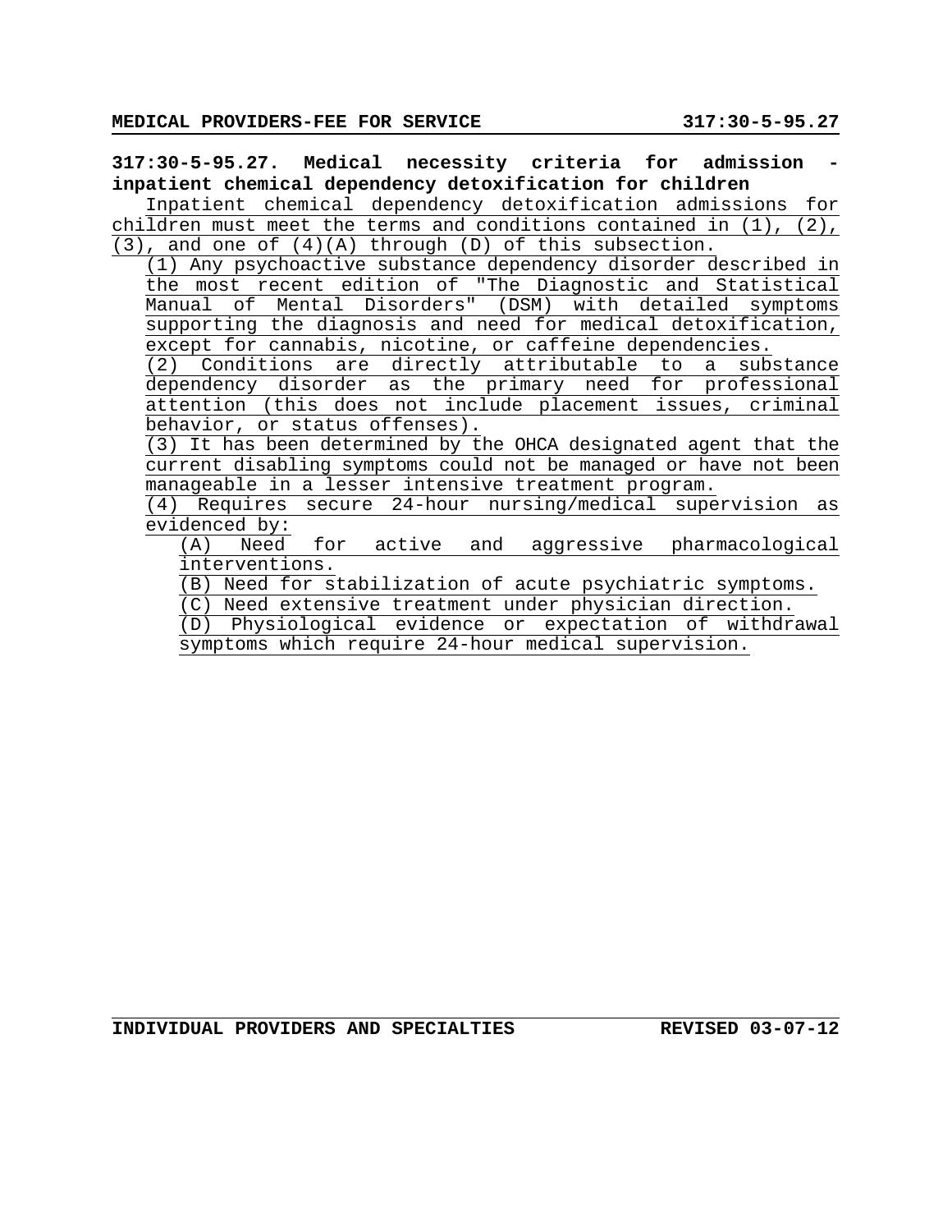**317:30-5-95.27. Medical necessity criteria for admission - inpatient chemical dependency detoxification for children**

Inpatient chemical dependency detoxification admissions for children must meet the terms and conditions contained in (1), (2), (3), and one of (4)(A) through (D) of this subsection.

(1) Any psychoactive substance dependency disorder described in the most recent edition of "The Diagnostic and Statistical Manual of Mental Disorders" (DSM) with detailed symptoms supporting the diagnosis and need for medical detoxification, except for cannabis, nicotine, or caffeine dependencies.

(2) Conditions are directly attributable to a substance dependency disorder as the primary need for professional attention (this does not include placement issues, criminal behavior, or status offenses).

(3) It has been determined by the OHCA designated agent that the current disabling symptoms could not be managed or have not been manageable in a lesser intensive treatment program.

(4) Requires secure 24-hour nursing/medical supervision as evidenced by:

(A) Need for active and aggressive pharmacological interventions.

(B) Need for stabilization of acute psychiatric symptoms.

(C) Need extensive treatment under physician direction.

(D) Physiological evidence or expectation of withdrawal symptoms which require 24-hour medical supervision.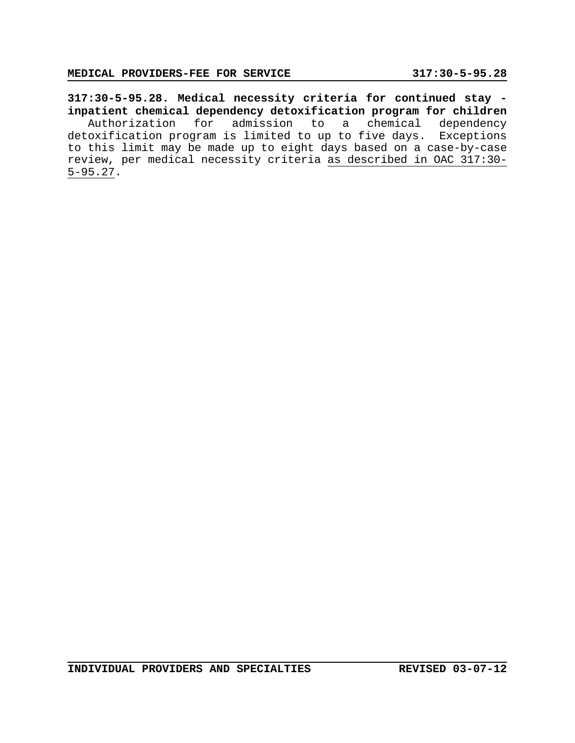**317:30-5-95.28. Medical necessity criteria for continued stay - inpatient chemical dependency detoxification program for children**

Authorization for admission to a chemical dependency detoxification program is limited to up to five days. Exceptions to this limit may be made up to eight days based on a case-by-case review, per medical necessity criteria as described in OAC 317:30-5-95.27.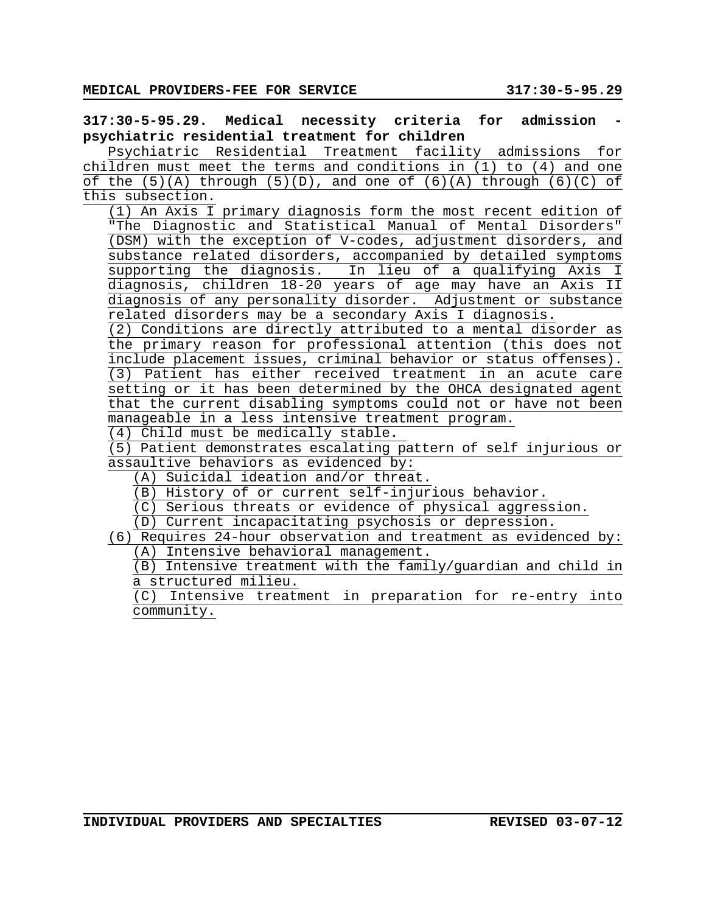**317:30-5-95.29. Medical necessity criteria for admission - psychiatric residential treatment for children**

Psychiatric Residential Treatment facility admissions for children must meet the terms and conditions in (1) to (4) and one of the (5)(A) through (5)(D), and one of (6)(A) through (6)(C) of this subsection.

(1) An Axis I primary diagnosis form the most recent edition of "The Diagnostic and Statistical Manual of Mental Disorders" (DSM) with the exception of V-codes, adjustment disorders, and substance related disorders, accompanied by detailed symptoms supporting the diagnosis. In lieu of a qualifying Axis I diagnosis, children 18-20 years of age may have an Axis II diagnosis of any personality disorder. Adjustment or substance related disorders may be a secondary Axis I diagnosis.

(2) Conditions are directly attributed to a mental disorder as the primary reason for professional attention (this does not include placement issues, criminal behavior or status offenses).

(3) Patient has either received treatment in an acute care setting or it has been determined by the OHCA designated agent that the current disabling symptoms could not or have not been manageable in a less intensive treatment program.

(4) Child must be medically stable.

(5) Patient demonstrates escalating pattern of self injurious or assaultive behaviors as evidenced by:

(A) Suicidal ideation and/or threat.

(B) History of or current self-injurious behavior.

(C) Serious threats or evidence of physical aggression.

(D) Current incapacitating psychosis or depression.

(6) Requires 24-hour observation and treatment as evidenced by:

(A) Intensive behavioral management.

(B) Intensive treatment with the family/guardian and child in a structured milieu.

(C) Intensive treatment in preparation for re-entry into community.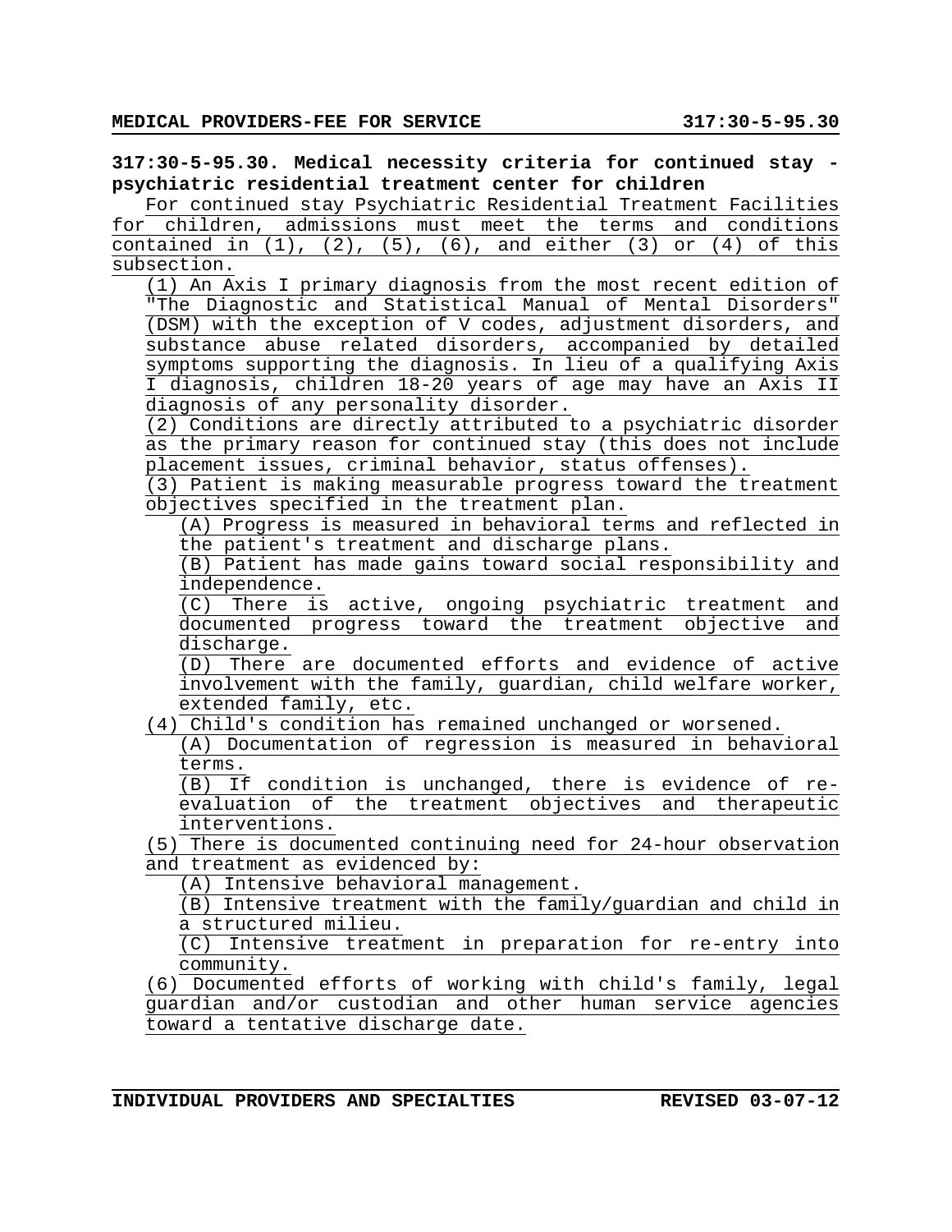**317:30-5-95.30. Medical necessity criteria for continued stay - psychiatric residential treatment center for children**

For continued stay Psychiatric Residential Treatment Facilities for children, admissions must meet the terms and conditions contained in (1), (2), (5), (6), and either (3) or (4) of this subsection.

(1) An Axis I primary diagnosis from the most recent edition of "The Diagnostic and Statistical Manual of Mental Disorders" (DSM) with the exception of V codes, adjustment disorders, and substance abuse related disorders, accompanied by detailed symptoms supporting the diagnosis. In lieu of a qualifying Axis I diagnosis, children 18-20 years of age may have an Axis II diagnosis of any personality disorder.

(2) Conditions are directly attributed to a psychiatric disorder as the primary reason for continued stay (this does not include placement issues, criminal behavior, status offenses).

(3) Patient is making measurable progress toward the treatment objectives specified in the treatment plan.

(A) Progress is measured in behavioral terms and reflected in the patient's treatment and discharge plans.

(B) Patient has made gains toward social responsibility and independence.

(C) There is active, ongoing psychiatric treatment and documented progress toward the treatment objective and discharge.

(D) There are documented efforts and evidence of active involvement with the family, guardian, child welfare worker, extended family, etc.

(4) Child's condition has remained unchanged or worsened.

(A) Documentation of regression is measured in behavioral terms.

(B) If condition is unchanged, there is evidence of re-evaluation of the treatment objectives and therapeutic interventions.

(5) There is documented continuing need for 24-hour observation and treatment as evidenced by:

(A) Intensive behavioral management.

(B) Intensive treatment with the family/guardian and child in a structured milieu.

(C) Intensive treatment in preparation for re-entry into community.

(6) Documented efforts of working with child's family, legal guardian and/or custodian and other human service agencies toward a tentative discharge date.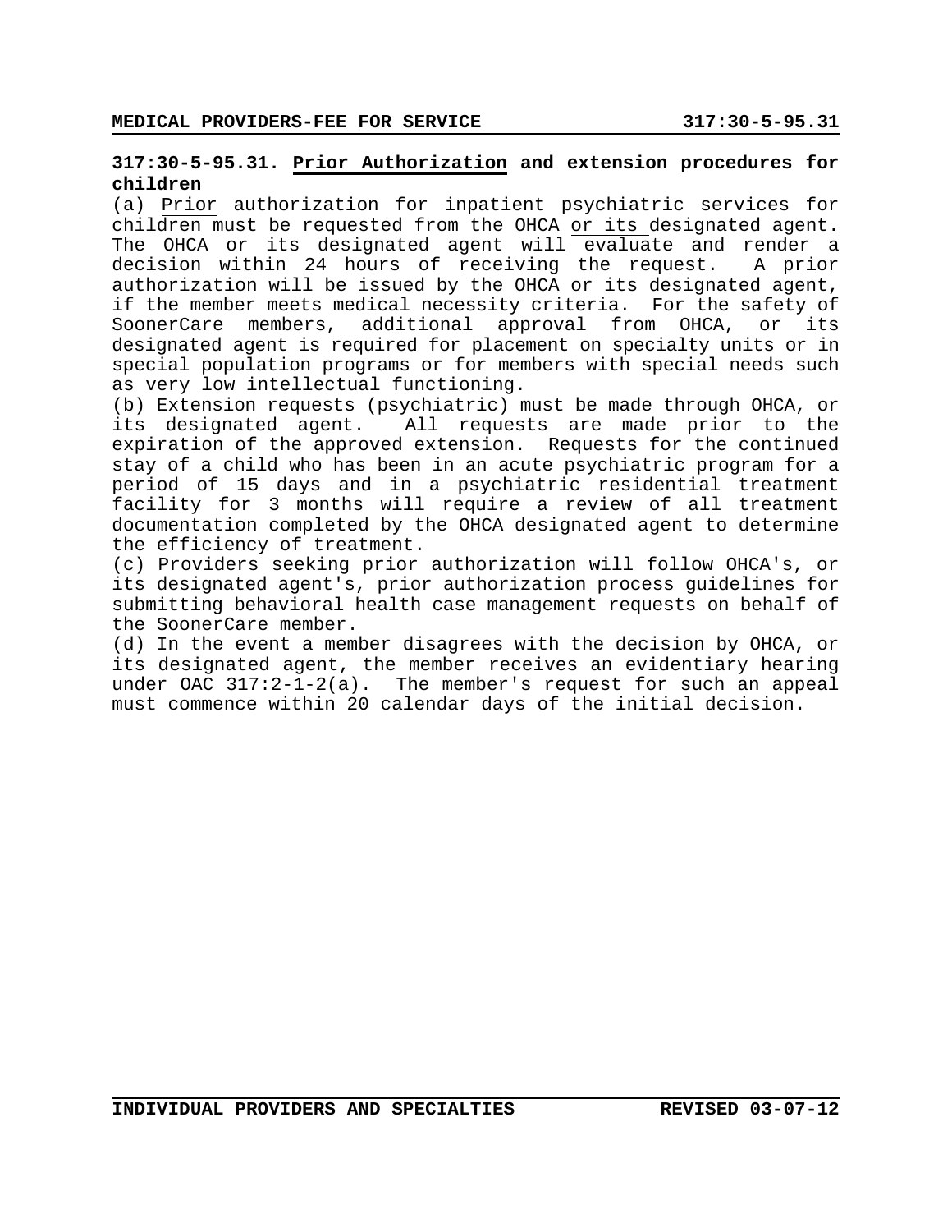**317:30-5-95.31. Prior Authorization and extension procedures for children**

(a) Prior authorization for inpatient psychiatric services for children must be requested from the OHCA or its designated agent. The OHCA or its designated agent will evaluate and render a decision within 24 hours of receiving the request. A prior authorization will be issued by the OHCA or its designated agent, if the member meets medical necessity criteria. For the safety of SoonerCare members, additional approval from OHCA, or its designated agent is required for placement on specialty units or in special population programs or for members with special needs such as very low intellectual functioning.

(b) Extension requests (psychiatric) must be made through OHCA, or its designated agent. All requests are made prior to the expiration of the approved extension. Requests for the continued stay of a child who has been in an acute psychiatric program for a period of 15 days and in a psychiatric residential treatment facility for 3 months will require a review of all treatment documentation completed by the OHCA designated agent to determine the efficiency of treatment.

(c) Providers seeking prior authorization will follow OHCA's, or its designated agent's, prior authorization process guidelines for submitting behavioral health case management requests on behalf of the SoonerCare member.

(d) In the event a member disagrees with the decision by OHCA, or its designated agent, the member receives an evidentiary hearing under OAC 317:2-1-2(a). The member's request for such an appeal must commence within 20 calendar days of the initial decision.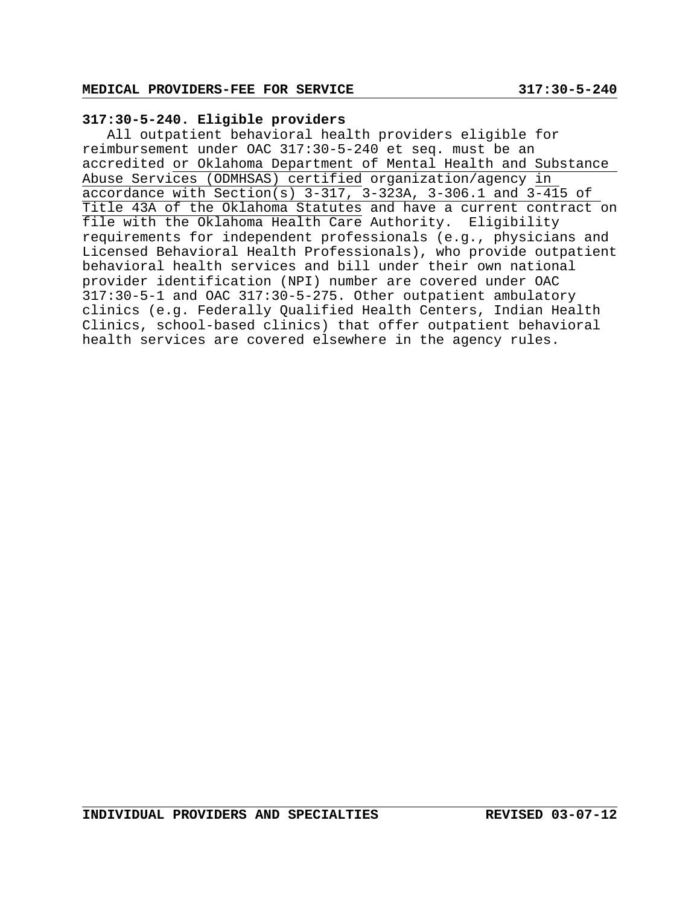## 317:30-5-240. Eligible providers

All outpatient behavioral health providers eligible for reimbursement under OAC 317:30-5-240 et seq. must be an accredited or Oklahoma Department of Mental Health and Substance Abuse Services (ODMHSAS) certified organization/agency in accordance with Section(s) 3-317, 3-323A, 3-306.1 and 3-415 of Title 43A of the Oklahoma Statutes and have a current contract on file with the Oklahoma Health Care Authority. Eligibility requirements for independent professionals (e.g., physicians and Licensed Behavioral Health Professionals), who provide outpatient behavioral health services and bill under their own national provider identification (NPI) number are covered under OAC 317:30-5-1 and OAC 317:30-5-275. Other outpatient ambulatory clinics (e.g. Federally Qualified Health Centers, Indian Health Clinics, school-based clinics) that offer outpatient behavioral health services are covered elsewhere in the agency rules.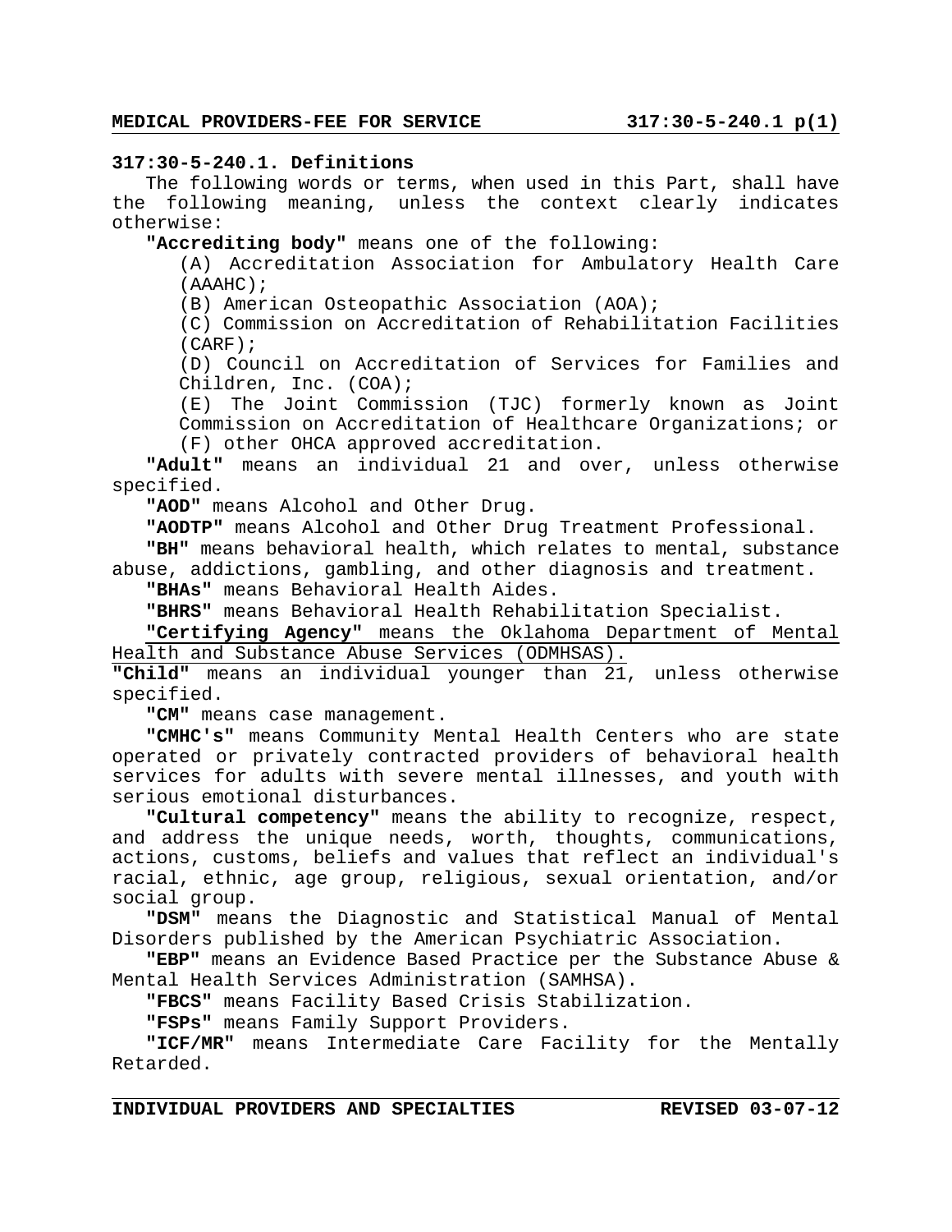**317:30-5-240.1. Definitions**

The following words or terms, when used in this Part, shall have the following meaning, unless the context clearly indicates otherwise:

**"Accrediting body"** means one of the following:

(A) Accreditation Association for Ambulatory Health Care (AAAHC);

(B) American Osteopathic Association (AOA);

(C) Commission on Accreditation of Rehabilitation Facilities (CARF);

(D) Council on Accreditation of Services for Families and Children, Inc. (COA);

(E) The Joint Commission (TJC) formerly known as Joint Commission on Accreditation of Healthcare Organizations; or

(F) other OHCA approved accreditation.

**"Adult"** means an individual 21 and over, unless otherwise specified.

**"AOD"** means Alcohol and Other Drug.

**"AODTP"** means Alcohol and Other Drug Treatment Professional.

**"BH"** means behavioral health, which relates to mental, substance abuse, addictions, gambling, and other diagnosis and treatment.

**"BHAs"** means Behavioral Health Aides.

**"BHRS"** means Behavioral Health Rehabilitation Specialist.

<u>**"Certifying Agency"** means the Oklahoma Department of Mental Health and Substance Abuse Services (ODMHSAS).</u>

**"Child"** means an individual younger than 21, unless otherwise specified.

**"CM"** means case management.

**"CMHC's"** means Community Mental Health Centers who are state operated or privately contracted providers of behavioral health services for adults with severe mental illnesses, and youth with serious emotional disturbances.

**"Cultural competency"** means the ability to recognize, respect, and address the unique needs, worth, thoughts, communications, actions, customs, beliefs and values that reflect an individual's racial, ethnic, age group, religious, sexual orientation, and/or social group.

**"DSM"** means the Diagnostic and Statistical Manual of Mental Disorders published by the American Psychiatric Association.

**"EBP"** means an Evidence Based Practice per the Substance Abuse & Mental Health Services Administration (SAMHSA).

**"FBCS"** means Facility Based Crisis Stabilization.

**"FSPs"** means Family Support Providers.

**"ICF/MR"** means Intermediate Care Facility for the Mentally Retarded.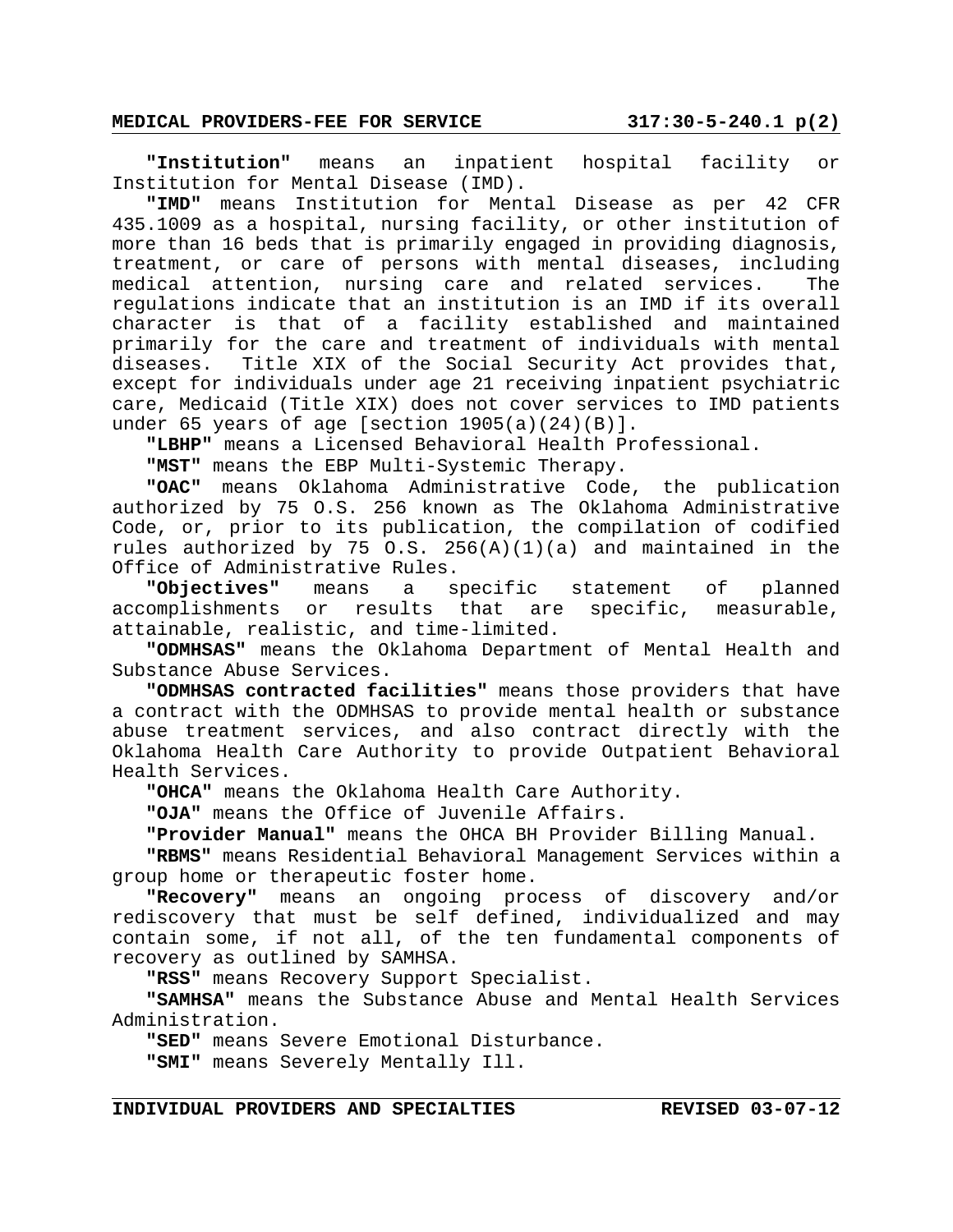**"Institution"** means an inpatient hospital facility or Institution for Mental Disease (IMD).

**"IMD"** means Institution for Mental Disease as per 42 CFR 435.1009 as a hospital, nursing facility, or other institution of more than 16 beds that is primarily engaged in providing diagnosis, treatment, or care of persons with mental diseases, including medical attention, nursing care and related services. The regulations indicate that an institution is an IMD if its overall character is that of a facility established and maintained primarily for the care and treatment of individuals with mental diseases. Title XIX of the Social Security Act provides that, except for individuals under age 21 receiving inpatient psychiatric care, Medicaid (Title XIX) does not cover services to IMD patients under 65 years of age [section 1905(a)(24)(B)].

**"LBHP"** means a Licensed Behavioral Health Professional.

**"MST"** means the EBP Multi-Systemic Therapy.

**"OAC"** means Oklahoma Administrative Code, the publication authorized by 75 O.S. 256 known as The Oklahoma Administrative Code, or, prior to its publication, the compilation of codified rules authorized by 75 O.S. 256(A)(1)(a) and maintained in the Office of Administrative Rules.

**"Objectives"** means a specific statement of planned accomplishments or results that are specific, measurable, attainable, realistic, and time-limited.

**"ODMHSAS"** means the Oklahoma Department of Mental Health and Substance Abuse Services.

**"ODMHSAS contracted facilities"** means those providers that have a contract with the ODMHSAS to provide mental health or substance abuse treatment services, and also contract directly with the Oklahoma Health Care Authority to provide Outpatient Behavioral Health Services.

**"OHCA"** means the Oklahoma Health Care Authority.

**"OJA"** means the Office of Juvenile Affairs.

**"Provider Manual"** means the OHCA BH Provider Billing Manual.

**"RBMS"** means Residential Behavioral Management Services within a group home or therapeutic foster home.

**"Recovery"** means an ongoing process of discovery and/or rediscovery that must be self defined, individualized and may contain some, if not all, of the ten fundamental components of recovery as outlined by SAMHSA.

**"RSS"** means Recovery Support Specialist.

**"SAMHSA"** means the Substance Abuse and Mental Health Services Administration.

**"SED"** means Severe Emotional Disturbance.

**"SMI"** means Severely Mentally Ill.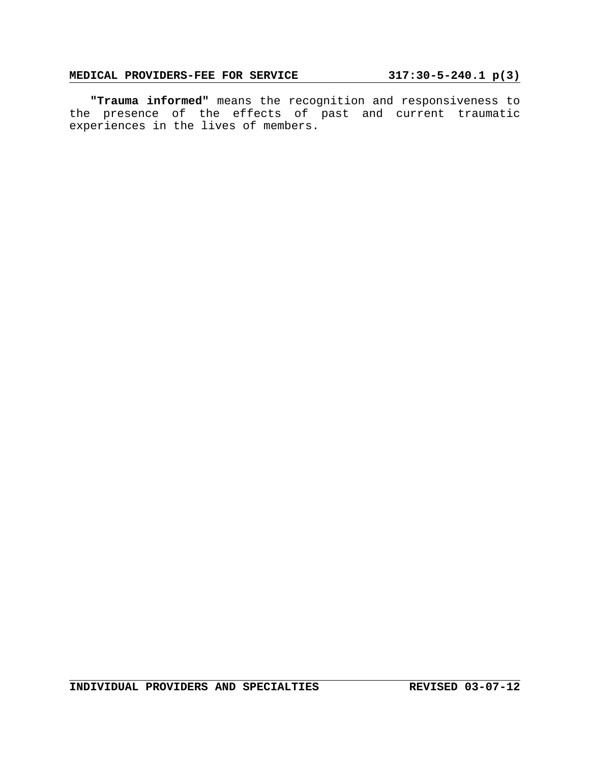**"Trauma informed"** means the recognition and responsiveness to the presence of the effects of past and current traumatic experiences in the lives of members.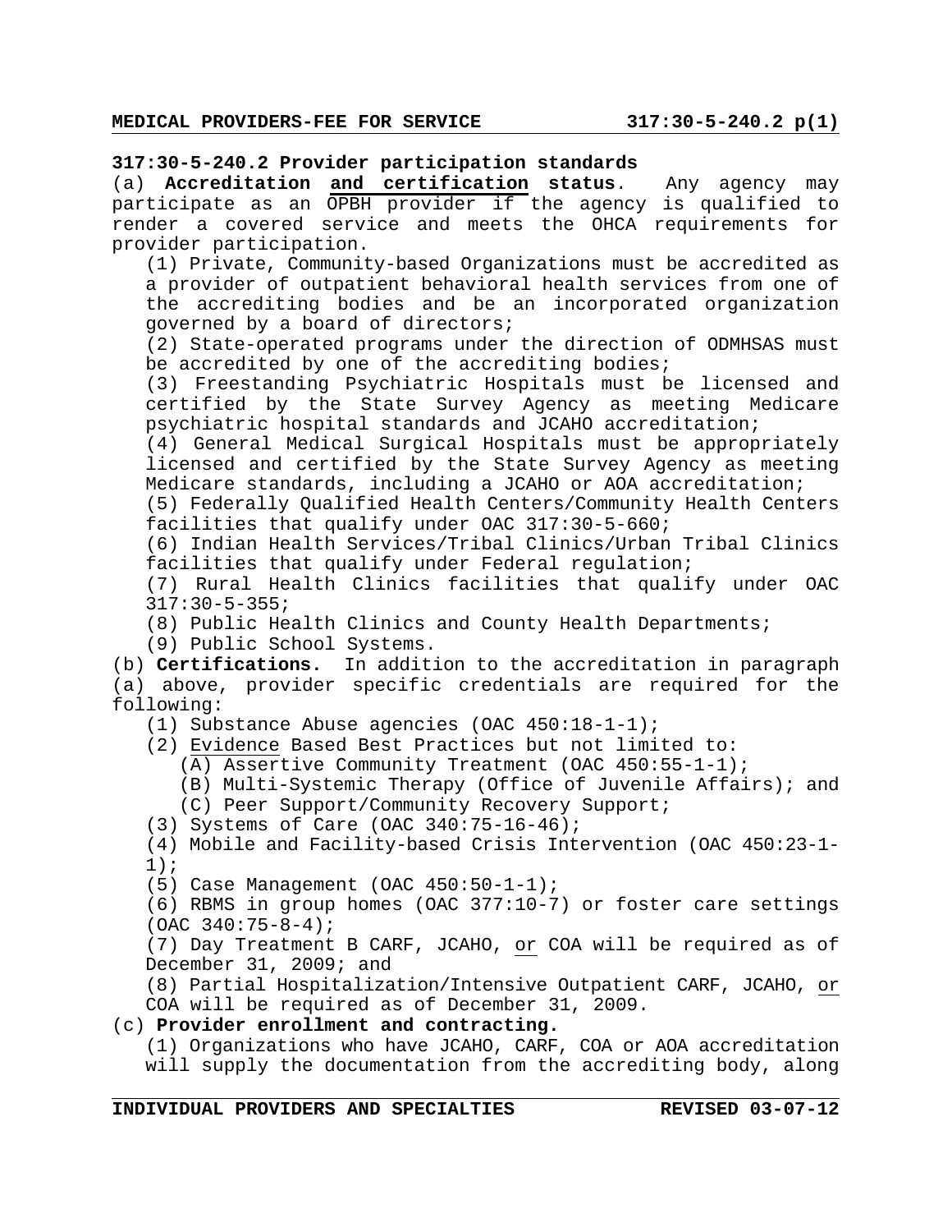### 317:30-5-240.2 Provider participation standards

(a) **Accreditation and certification status**. Any agency may participate as an OPBH provider if the agency is qualified to render a covered service and meets the OHCA requirements for provider participation.

(1) Private, Community-based Organizations must be accredited as a provider of outpatient behavioral health services from one of the accrediting bodies and be an incorporated organization governed by a board of directors;

(2) State-operated programs under the direction of ODMHSAS must be accredited by one of the accrediting bodies;

(3) Freestanding Psychiatric Hospitals must be licensed and certified by the State Survey Agency as meeting Medicare psychiatric hospital standards and JCAHO accreditation;

(4) General Medical Surgical Hospitals must be appropriately licensed and certified by the State Survey Agency as meeting Medicare standards, including a JCAHO or AOA accreditation;

(5) Federally Qualified Health Centers/Community Health Centers facilities that qualify under OAC 317:30-5-660;

(6) Indian Health Services/Tribal Clinics/Urban Tribal Clinics facilities that qualify under Federal regulation;

(7) Rural Health Clinics facilities that qualify under OAC 317:30-5-355;

(8) Public Health Clinics and County Health Departments;

(9) Public School Systems.

(b) **Certifications.** In addition to the accreditation in paragraph (a) above, provider specific credentials are required for the following:

(1) Substance Abuse agencies (OAC 450:18-1-1);

(2) Evidence Based Best Practices but not limited to:

(A) Assertive Community Treatment (OAC 450:55-1-1);

(B) Multi-Systemic Therapy (Office of Juvenile Affairs); and

(C) Peer Support/Community Recovery Support;

(3) Systems of Care (OAC 340:75-16-46);

(4) Mobile and Facility-based Crisis Intervention (OAC 450:23-1-1);

(5) Case Management (OAC 450:50-1-1);

(6) RBMS in group homes (OAC 377:10-7) or foster care settings (OAC 340:75-8-4);

(7) Day Treatment B CARF, JCAHO, or COA will be required as of December 31, 2009; and

(8) Partial Hospitalization/Intensive Outpatient CARF, JCAHO, or COA will be required as of December 31, 2009.

(c) **Provider enrollment and contracting.**

(1) Organizations who have JCAHO, CARF, COA or AOA accreditation will supply the documentation from the accrediting body, along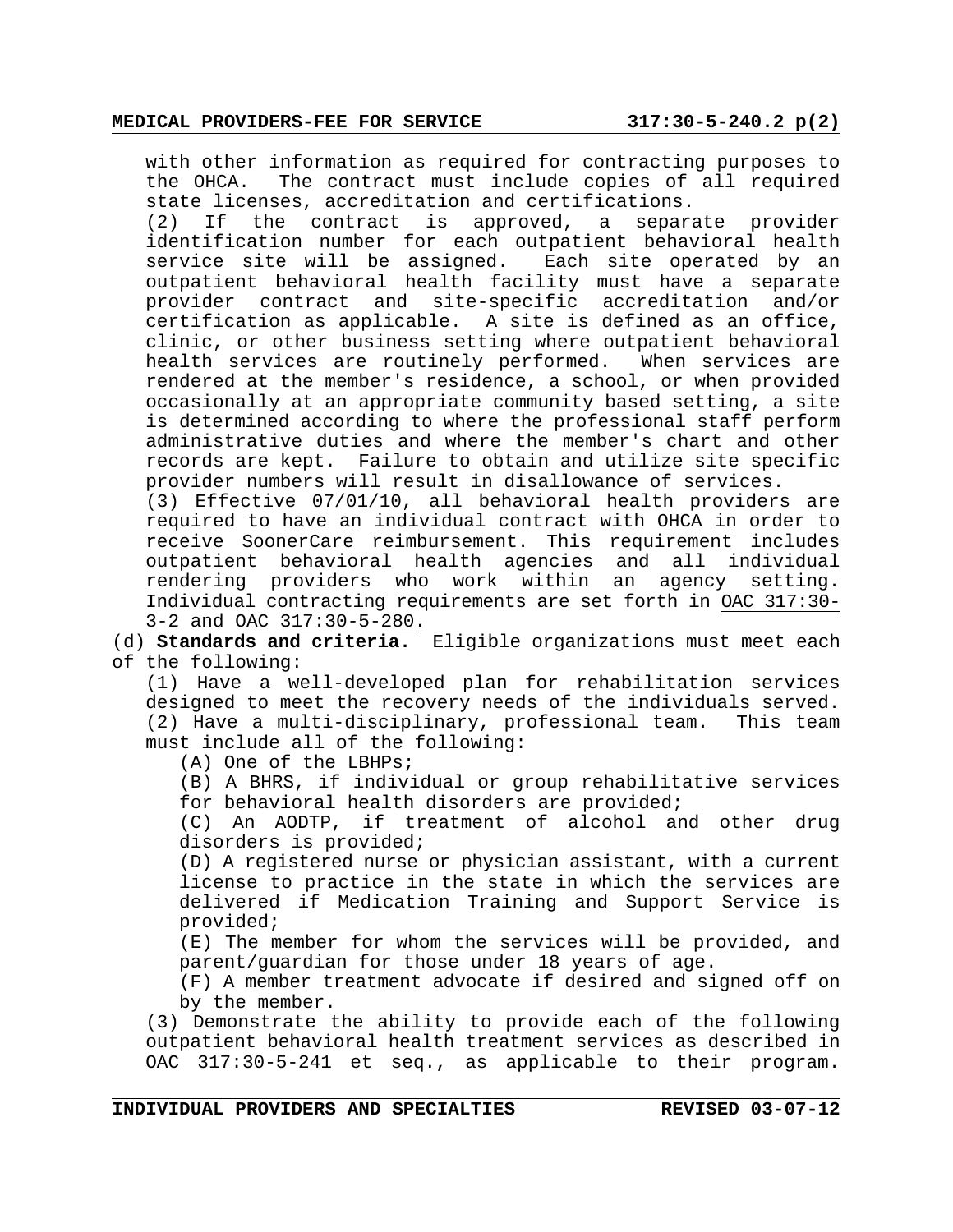with other information as required for contracting purposes to the OHCA. The contract must include copies of all required state licenses, accreditation and certifications.

(2) If the contract is approved, a separate provider identification number for each outpatient behavioral health service site will be assigned. Each site operated by an outpatient behavioral health facility must have a separate provider contract and site-specific accreditation and/or certification as applicable. A site is defined as an office, clinic, or other business setting where outpatient behavioral health services are routinely performed. When services are rendered at the member's residence, a school, or when provided occasionally at an appropriate community based setting, a site is determined according to where the professional staff perform administrative duties and where the member's chart and other records are kept. Failure to obtain and utilize site specific provider numbers will result in disallowance of services.

(3) Effective 07/01/10, all behavioral health providers are required to have an individual contract with OHCA in order to receive SoonerCare reimbursement. This requirement includes outpatient behavioral health agencies and all individual rendering providers who work within an agency setting. Individual contracting requirements are set forth in OAC 317:30-3-2 and OAC 317:30-5-280.

(d) **Standards and criteria.** Eligible organizations must meet each of the following:

(1) Have a well-developed plan for rehabilitation services designed to meet the recovery needs of the individuals served.

(2) Have a multi-disciplinary, professional team. This team must include all of the following:

(A) One of the LBHPs;

(B) A BHRS, if individual or group rehabilitative services for behavioral health disorders are provided;

(C) An AODTP, if treatment of alcohol and other drug disorders is provided;

(D) A registered nurse or physician assistant, with a current license to practice in the state in which the services are delivered if Medication Training and Support Service is provided;

(E) The member for whom the services will be provided, and parent/guardian for those under 18 years of age.

(F) A member treatment advocate if desired and signed off on by the member.

(3) Demonstrate the ability to provide each of the following outpatient behavioral health treatment services as described in OAC 317:30-5-241 et seq., as applicable to their program.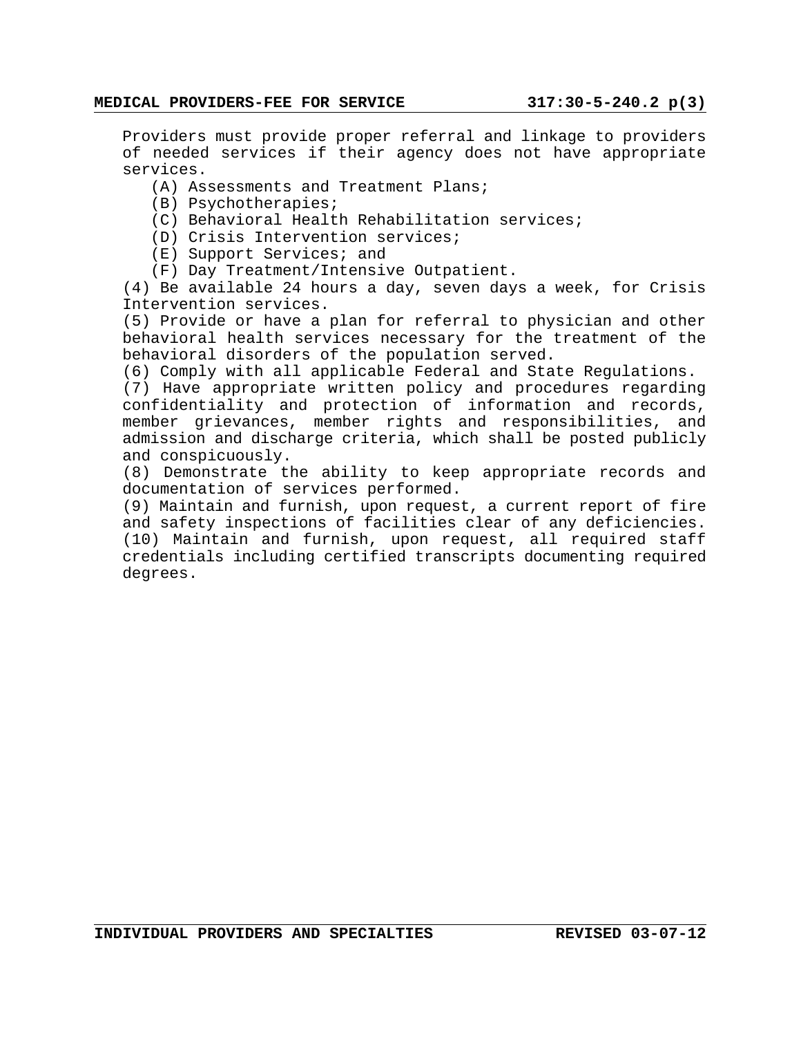Providers must provide proper referral and linkage to providers of needed services if their agency does not have appropriate services.

- (A) Assessments and Treatment Plans;
- (B) Psychotherapies;
- (C) Behavioral Health Rehabilitation services;
- (D) Crisis Intervention services;
- (E) Support Services; and
- (F) Day Treatment/Intensive Outpatient.

(4) Be available 24 hours a day, seven days a week, for Crisis Intervention services.

(5) Provide or have a plan for referral to physician and other behavioral health services necessary for the treatment of the behavioral disorders of the population served.

(6) Comply with all applicable Federal and State Regulations.

(7) Have appropriate written policy and procedures regarding confidentiality and protection of information and records, member grievances, member rights and responsibilities, and admission and discharge criteria, which shall be posted publicly and conspicuously.

(8) Demonstrate the ability to keep appropriate records and documentation of services performed.

(9) Maintain and furnish, upon request, a current report of fire and safety inspections of facilities clear of any deficiencies.

(10) Maintain and furnish, upon request, all required staff credentials including certified transcripts documenting required degrees.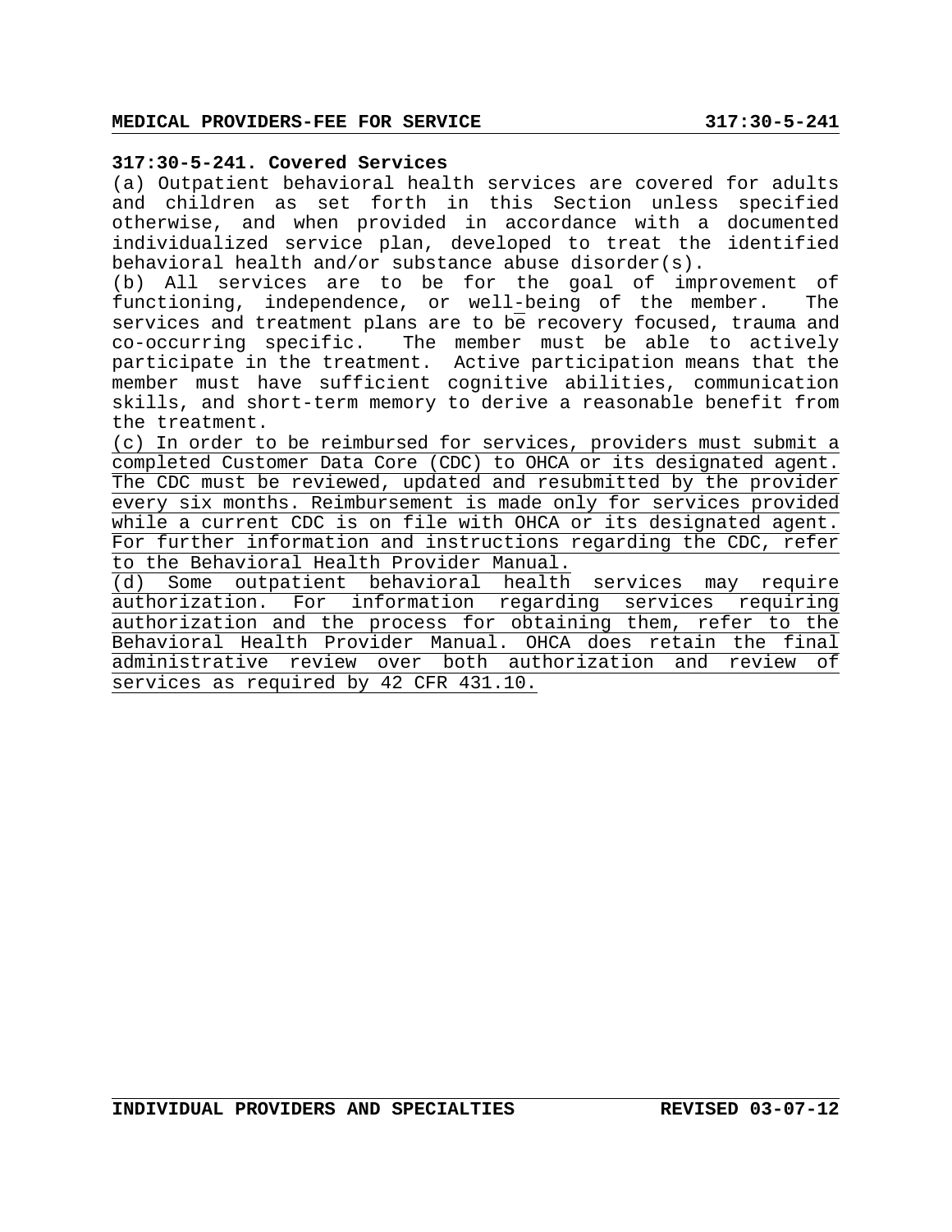### 317:30-5-241. Covered Services

(a) Outpatient behavioral health services are covered for adults and children as set forth in this Section unless specified otherwise, and when provided in accordance with a documented individualized service plan, developed to treat the identified behavioral health and/or substance abuse disorder(s).

(b) All services are to be for the goal of improvement of functioning, independence, or well-being of the member. The services and treatment plans are to be recovery focused, trauma and co-occurring specific. The member must be able to actively participate in the treatment. Active participation means that the member must have sufficient cognitive abilities, communication skills, and short-term memory to derive a reasonable benefit from the treatment.

(c) In order to be reimbursed for services, providers must submit a completed Customer Data Core (CDC) to OHCA or its designated agent. The CDC must be reviewed, updated and resubmitted by the provider every six months. Reimbursement is made only for services provided while a current CDC is on file with OHCA or its designated agent. For further information and instructions regarding the CDC, refer to the Behavioral Health Provider Manual.

(d) Some outpatient behavioral health services may require authorization. For information regarding services requiring authorization and the process for obtaining them, refer to the Behavioral Health Provider Manual. OHCA does retain the final administrative review over both authorization and review of services as required by 42 CFR 431.10.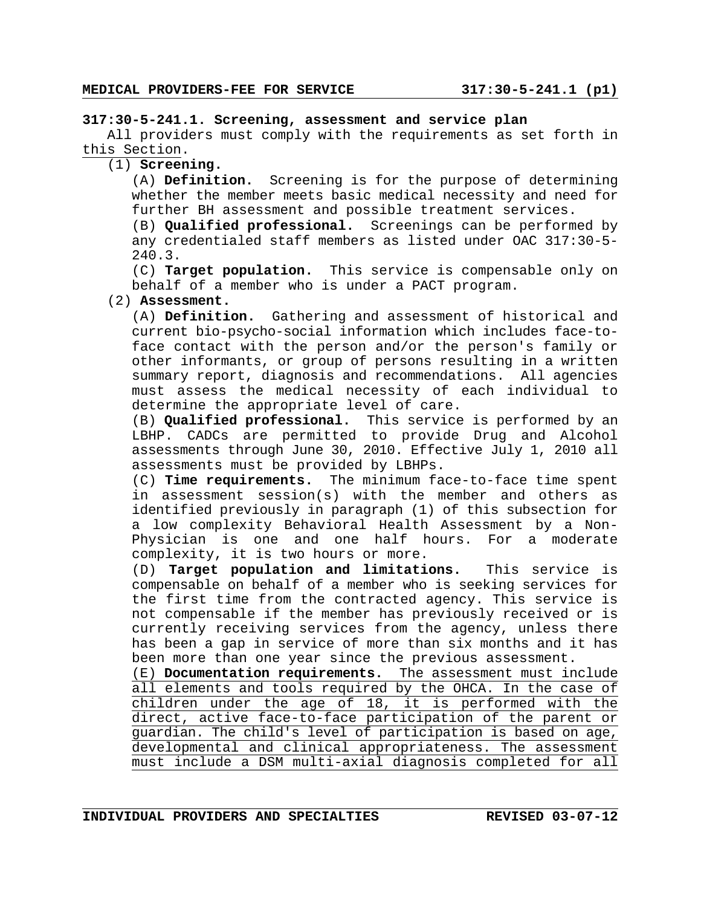## 317:30-5-241.1. Screening, assessment and service plan

All providers must comply with the requirements as set forth in this Section.

(1) **Screening.**

(A) **Definition.** Screening is for the purpose of determining whether the member meets basic medical necessity and need for further BH assessment and possible treatment services.

(B) **Qualified professional.** Screenings can be performed by any credentialed staff members as listed under OAC 317:30-5-240.3.

(C) **Target population.** This service is compensable only on behalf of a member who is under a PACT program.

(2) **Assessment.**

(A) **Definition.** Gathering and assessment of historical and current bio-psycho-social information which includes face-to-face contact with the person and/or the person's family or other informants, or group of persons resulting in a written summary report, diagnosis and recommendations. All agencies must assess the medical necessity of each individual to determine the appropriate level of care.

(B) **Qualified professional.** This service is performed by an LBHP. CADCs are permitted to provide Drug and Alcohol assessments through June 30, 2010. Effective July 1, 2010 all assessments must be provided by LBHPs.

(C) **Time requirements.** The minimum face-to-face time spent in assessment session(s) with the member and others as identified previously in paragraph (1) of this subsection for a low complexity Behavioral Health Assessment by a Non-Physician is one and one half hours. For a moderate complexity, it is two hours or more.

(D) **Target population and limitations.** This service is compensable on behalf of a member who is seeking services for the first time from the contracted agency. This service is not compensable if the member has previously received or is currently receiving services from the agency, unless there has been a gap in service of more than six months and it has been more than one year since the previous assessment.

(E) **Documentation requirements.** The assessment must include all elements and tools required by the OHCA. In the case of children under the age of 18, it is performed with the direct, active face-to-face participation of the parent or guardian. The child's level of participation is based on age, developmental and clinical appropriateness. The assessment must include a DSM multi-axial diagnosis completed for all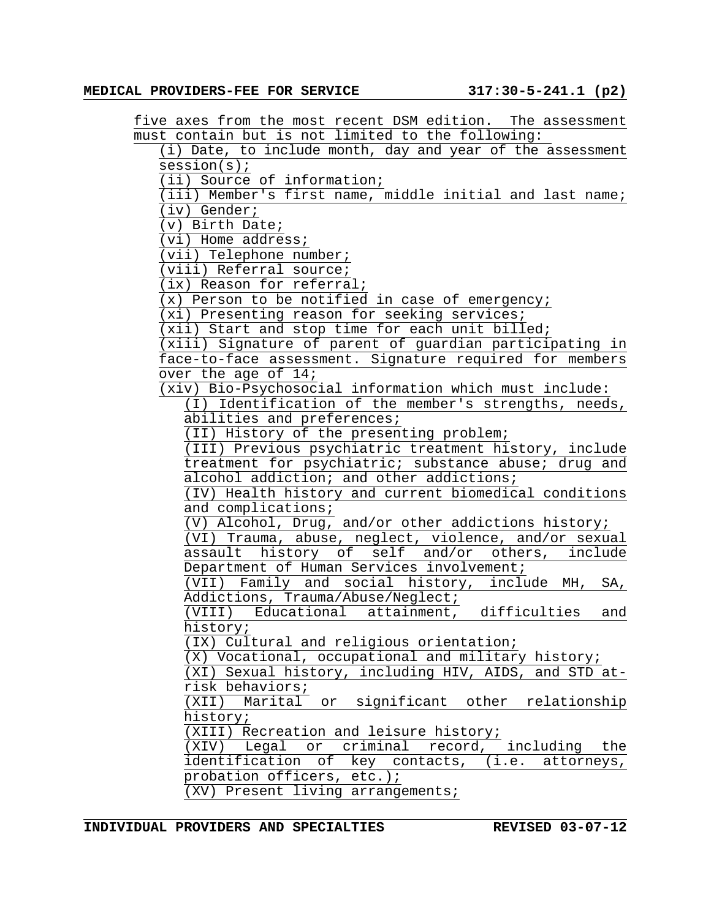five axes from the most recent DSM edition. The assessment must contain but is not limited to the following:

- (i) Date, to include month, day and year of the assessment session(s);
- (ii) Source of information;
- (iii) Member's first name, middle initial and last name;
- (iv) Gender;
- (v) Birth Date;
- (vi) Home address;
- (vii) Telephone number;
- (viii) Referral source;
- (ix) Reason for referral;
- (x) Person to be notified in case of emergency;
- (xi) Presenting reason for seeking services;
- (xii) Start and stop time for each unit billed;
- (xiii) Signature of parent of guardian participating in face-to-face assessment. Signature required for members over the age of 14;
- (xiv) Bio-Psychosocial information which must include:
  - (I) Identification of the member's strengths, needs, abilities and preferences;
  - (II) History of the presenting problem;
  - (III) Previous psychiatric treatment history, include treatment for psychiatric; substance abuse; drug and alcohol addiction; and other addictions;
  - (IV) Health history and current biomedical conditions and complications;
  - (V) Alcohol, Drug, and/or other addictions history;
  - (VI) Trauma, abuse, neglect, violence, and/or sexual assault history of self and/or others, include Department of Human Services involvement;
  - (VII) Family and social history, include MH, SA, Addictions, Trauma/Abuse/Neglect;
  - (VIII) Educational attainment, difficulties and history;
  - (IX) Cultural and religious orientation;
  - (X) Vocational, occupational and military history;
  - (XI) Sexual history, including HIV, AIDS, and STD at-risk behaviors;
  - (XII) Marital or significant other relationship history;
  - (XIII) Recreation and leisure history;
  - (XIV) Legal or criminal record, including the identification of key contacts, (i.e. attorneys, probation officers, etc.);
  - (XV) Present living arrangements;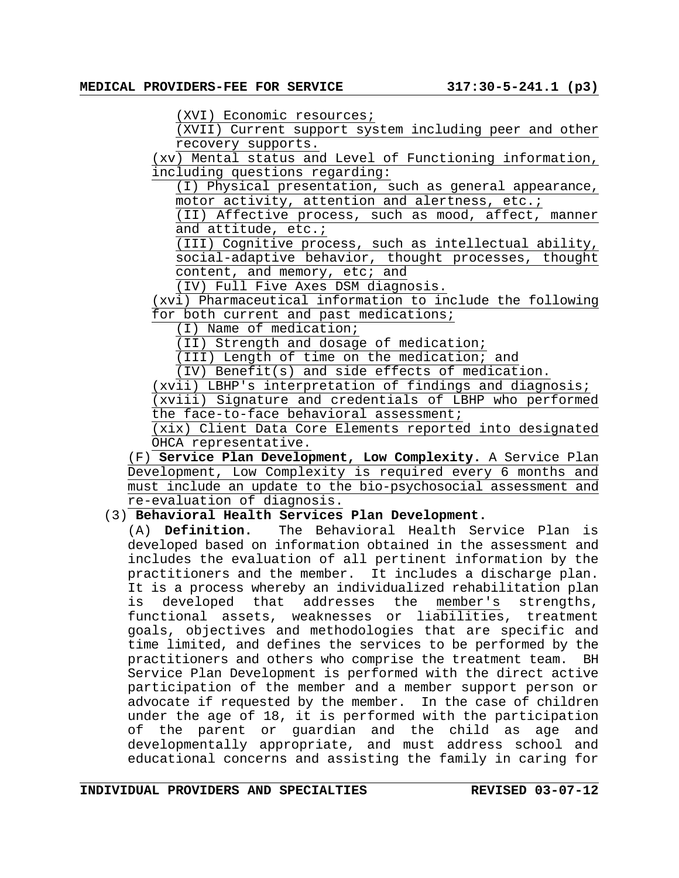(XVI) Economic resources;

(XVII) Current support system including peer and other recovery supports.

(xv) Mental status and Level of Functioning information, including questions regarding:

(I) Physical presentation, such as general appearance, motor activity, attention and alertness, etc.;

(II) Affective process, such as mood, affect, manner and attitude, etc.;

(III) Cognitive process, such as intellectual ability, social-adaptive behavior, thought processes, thought content, and memory, etc; and

(IV) Full Five Axes DSM diagnosis.

(xvi) Pharmaceutical information to include the following for both current and past medications;

(I) Name of medication;

(II) Strength and dosage of medication;

(III) Length of time on the medication; and

(IV) Benefit(s) and side effects of medication.

(xvii) LBHP's interpretation of findings and diagnosis;

(xviii) Signature and credentials of LBHP who performed the face-to-face behavioral assessment;

(xix) Client Data Core Elements reported into designated OHCA representative.

(F) **Service Plan Development, Low Complexity.** A Service Plan Development, Low Complexity is required every 6 months and must include an update to the bio-psychosocial assessment and re-evaluation of diagnosis.

(3) **Behavioral Health Services Plan Development.**

(A) **Definition.** The Behavioral Health Service Plan is developed based on information obtained in the assessment and includes the evaluation of all pertinent information by the practitioners and the member. It includes a discharge plan. It is a process whereby an individualized rehabilitation plan is developed that addresses the member's strengths, functional assets, weaknesses or liabilities, treatment goals, objectives and methodologies that are specific and time limited, and defines the services to be performed by the practitioners and others who comprise the treatment team. BH Service Plan Development is performed with the direct active participation of the member and a member support person or advocate if requested by the member. In the case of children under the age of 18, it is performed with the participation of the parent or guardian and the child as age and developmentally appropriate, and must address school and educational concerns and assisting the family in caring for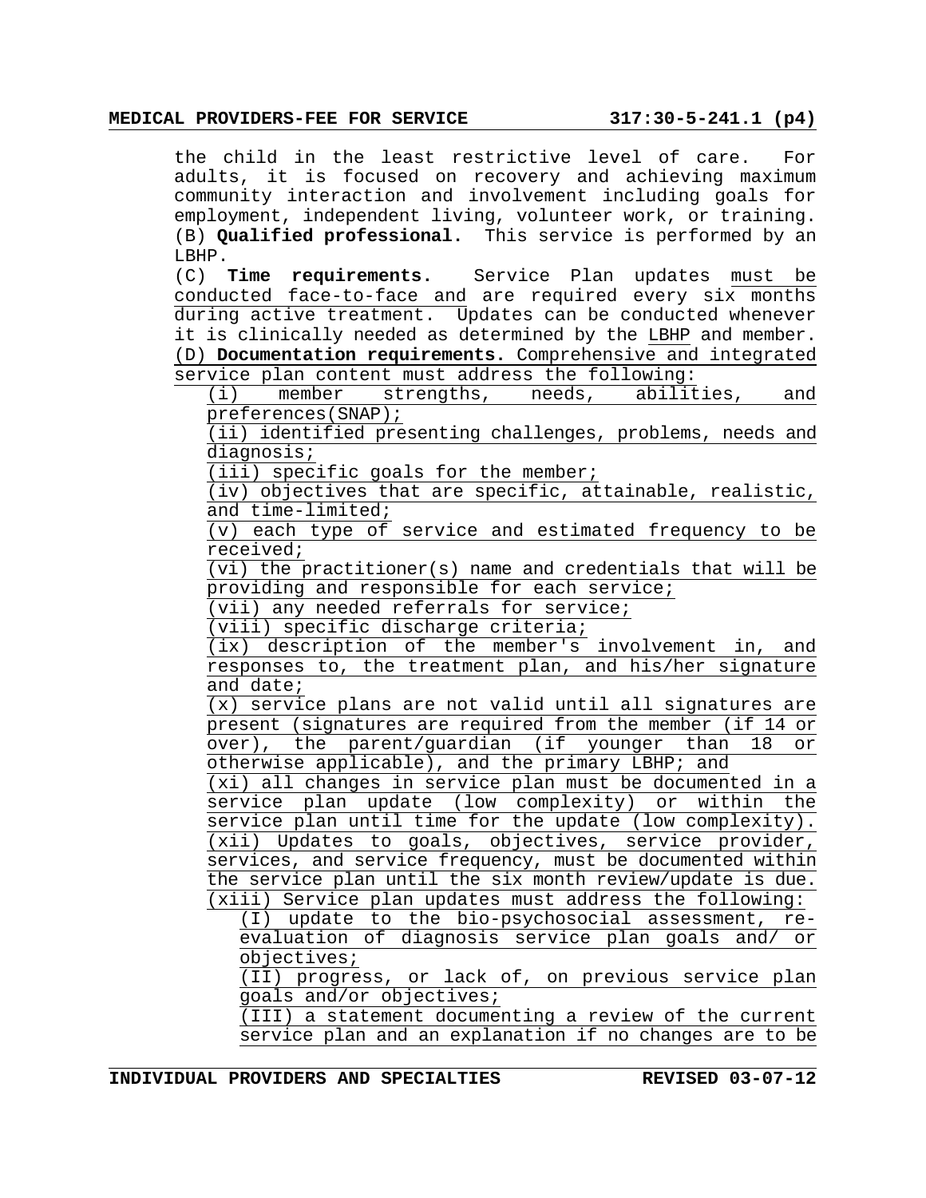the child in the least restrictive level of care. For adults, it is focused on recovery and achieving maximum community interaction and involvement including goals for employment, independent living, volunteer work, or training.

(B) **Qualified professional.** This service is performed by an LBHP.

(C) **Time requirements.** Service Plan updates must be conducted face-to-face and are required every six months during active treatment. Updates can be conducted whenever it is clinically needed as determined by the LBHP and member.

(D) **Documentation requirements.** Comprehensive and integrated service plan content must address the following:

- (i) member strengths, needs, abilities, and preferences(SNAP);
- (ii) identified presenting challenges, problems, needs and diagnosis;
- (iii) specific goals for the member;
- (iv) objectives that are specific, attainable, realistic, and time-limited;
- (v) each type of service and estimated frequency to be received;
- (vi) the practitioner(s) name and credentials that will be providing and responsible for each service;
- (vii) any needed referrals for service;
- (viii) specific discharge criteria;
- (ix) description of the member's involvement in, and responses to, the treatment plan, and his/her signature and date;
- (x) service plans are not valid until all signatures are present (signatures are required from the member (if 14 or over), the parent/guardian (if younger than 18 or otherwise applicable), and the primary LBHP; and
- (xi) all changes in service plan must be documented in a service plan update (low complexity) or within the service plan until time for the update (low complexity).
- (xii) Updates to goals, objectives, service provider, services, and service frequency, must be documented within the service plan until the six month review/update is due.
- (xiii) Service plan updates must address the following:
  - (I) update to the bio-psychosocial assessment, re-evaluation of diagnosis service plan goals and/ or objectives;
  - (II) progress, or lack of, on previous service plan goals and/or objectives;
  - (III) a statement documenting a review of the current service plan and an explanation if no changes are to be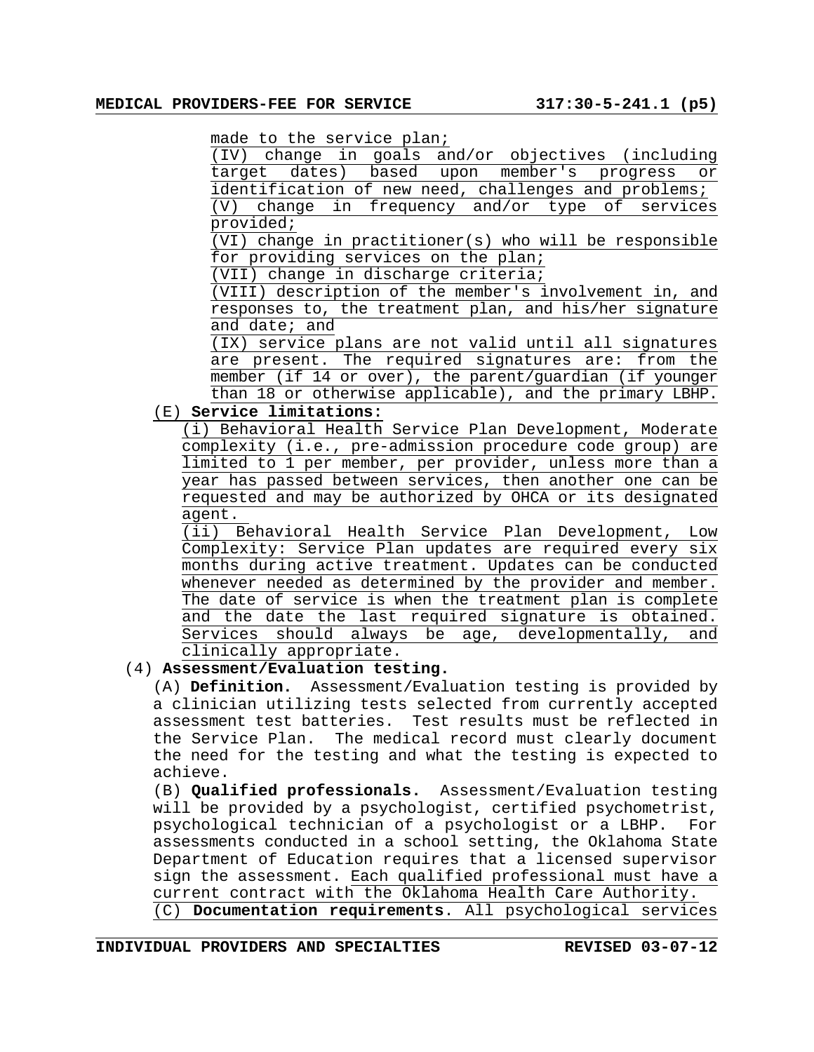made to the service plan;

(IV) change in goals and/or objectives (including target dates) based upon member's progress or identification of new need, challenges and problems;

(V) change in frequency and/or type of services provided;

(VI) change in practitioner(s) who will be responsible for providing services on the plan;

(VII) change in discharge criteria;

(VIII) description of the member's involvement in, and responses to, the treatment plan, and his/her signature and date; and

(IX) service plans are not valid until all signatures are present. The required signatures are: from the member (if 14 or over), the parent/guardian (if younger than 18 or otherwise applicable), and the primary LBHP.

(E) **Service limitations:**

(i) Behavioral Health Service Plan Development, Moderate complexity (i.e., pre-admission procedure code group) are limited to 1 per member, per provider, unless more than a year has passed between services, then another one can be requested and may be authorized by OHCA or its designated agent.

(ii) Behavioral Health Service Plan Development, Low Complexity: Service Plan updates are required every six months during active treatment. Updates can be conducted whenever needed as determined by the provider and member. The date of service is when the treatment plan is complete and the date the last required signature is obtained. Services should always be age, developmentally, and clinically appropriate.

(4) **Assessment/Evaluation testing.**

(A) **Definition.** Assessment/Evaluation testing is provided by a clinician utilizing tests selected from currently accepted assessment test batteries. Test results must be reflected in the Service Plan. The medical record must clearly document the need for the testing and what the testing is expected to achieve.

(B) **Qualified professionals.** Assessment/Evaluation testing will be provided by a psychologist, certified psychometrist, psychological technician of a psychologist or a LBHP. For assessments conducted in a school setting, the Oklahoma State Department of Education requires that a licensed supervisor sign the assessment. Each qualified professional must have a current contract with the Oklahoma Health Care Authority.

(C) **Documentation requirements**. All psychological services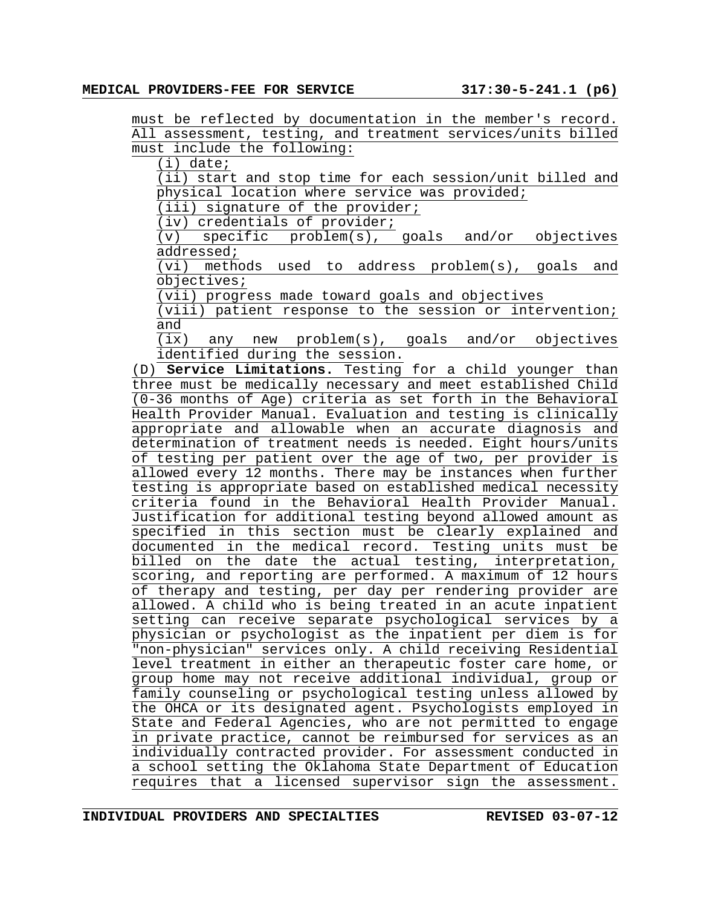must be reflected by documentation in the member's record. All assessment, testing, and treatment services/units billed must include the following:

(i) date;

(ii) start and stop time for each session/unit billed and physical location where service was provided;

(iii) signature of the provider;

(iv) credentials of provider;

(v) specific problem(s), goals and/or objectives addressed;

(vi) methods used to address problem(s), goals and objectives;

(vii) progress made toward goals and objectives

(viii) patient response to the session or intervention; and

(ix) any new problem(s), goals and/or objectives identified during the session.

(D) **Service Limitations.** Testing for a child younger than three must be medically necessary and meet established Child (0-36 months of Age) criteria as set forth in the Behavioral Health Provider Manual. Evaluation and testing is clinically appropriate and allowable when an accurate diagnosis and determination of treatment needs is needed. Eight hours/units of testing per patient over the age of two, per provider is allowed every 12 months. There may be instances when further testing is appropriate based on established medical necessity criteria found in the Behavioral Health Provider Manual. Justification for additional testing beyond allowed amount as specified in this section must be clearly explained and documented in the medical record. Testing units must be billed on the date the actual testing, interpretation, scoring, and reporting are performed. A maximum of 12 hours of therapy and testing, per day per rendering provider are allowed. A child who is being treated in an acute inpatient setting can receive separate psychological services by a physician or psychologist as the inpatient per diem is for "non-physician" services only. A child receiving Residential level treatment in either an therapeutic foster care home, or group home may not receive additional individual, group or family counseling or psychological testing unless allowed by the OHCA or its designated agent. Psychologists employed in State and Federal Agencies, who are not permitted to engage in private practice, cannot be reimbursed for services as an individually contracted provider. For assessment conducted in a school setting the Oklahoma State Department of Education requires that a licensed supervisor sign the assessment.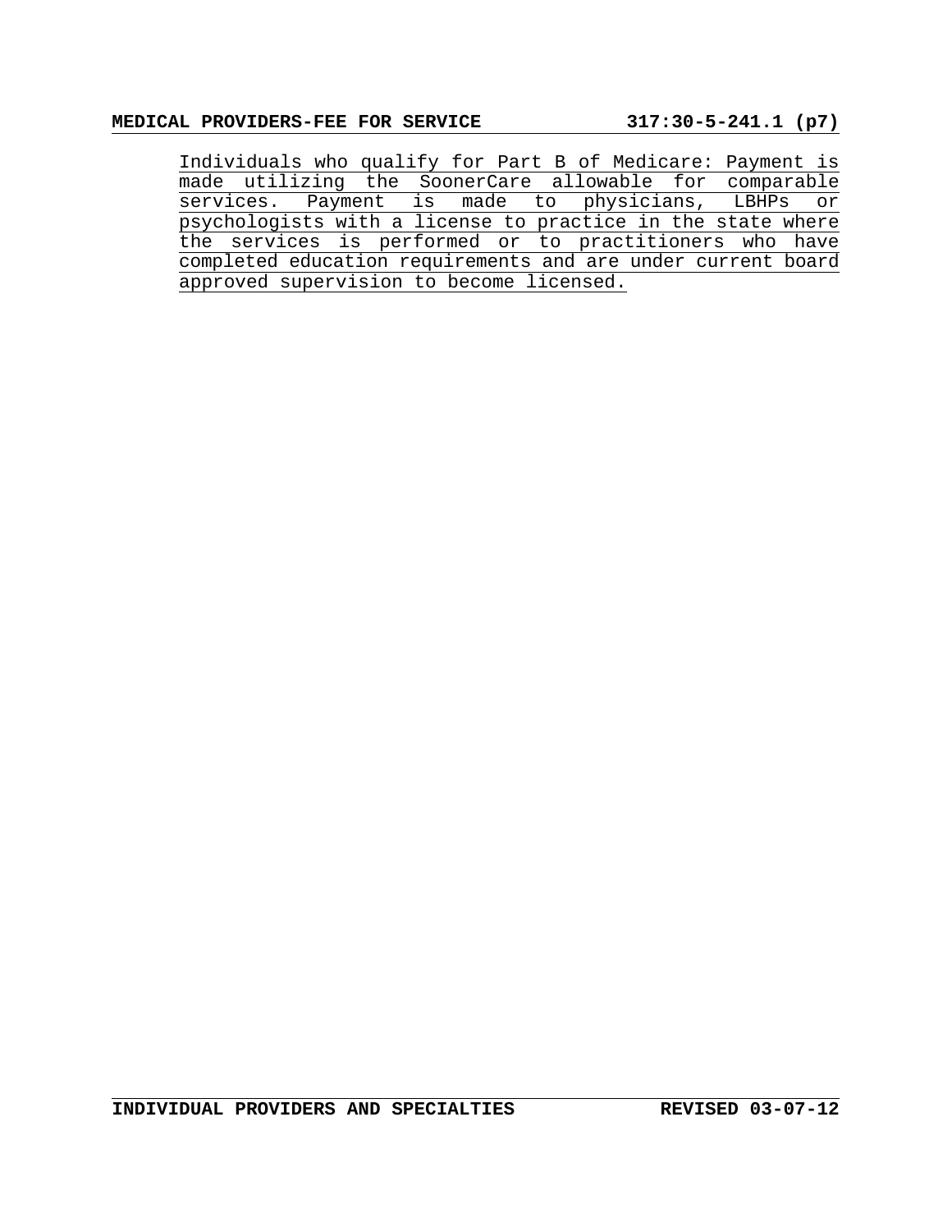Individuals who qualify for Part B of Medicare: Payment is made utilizing the SoonerCare allowable for comparable services. Payment is made to physicians, LBHPs or psychologists with a license to practice in the state where the services is performed or to practitioners who have completed education requirements and are under current board approved supervision to become licensed.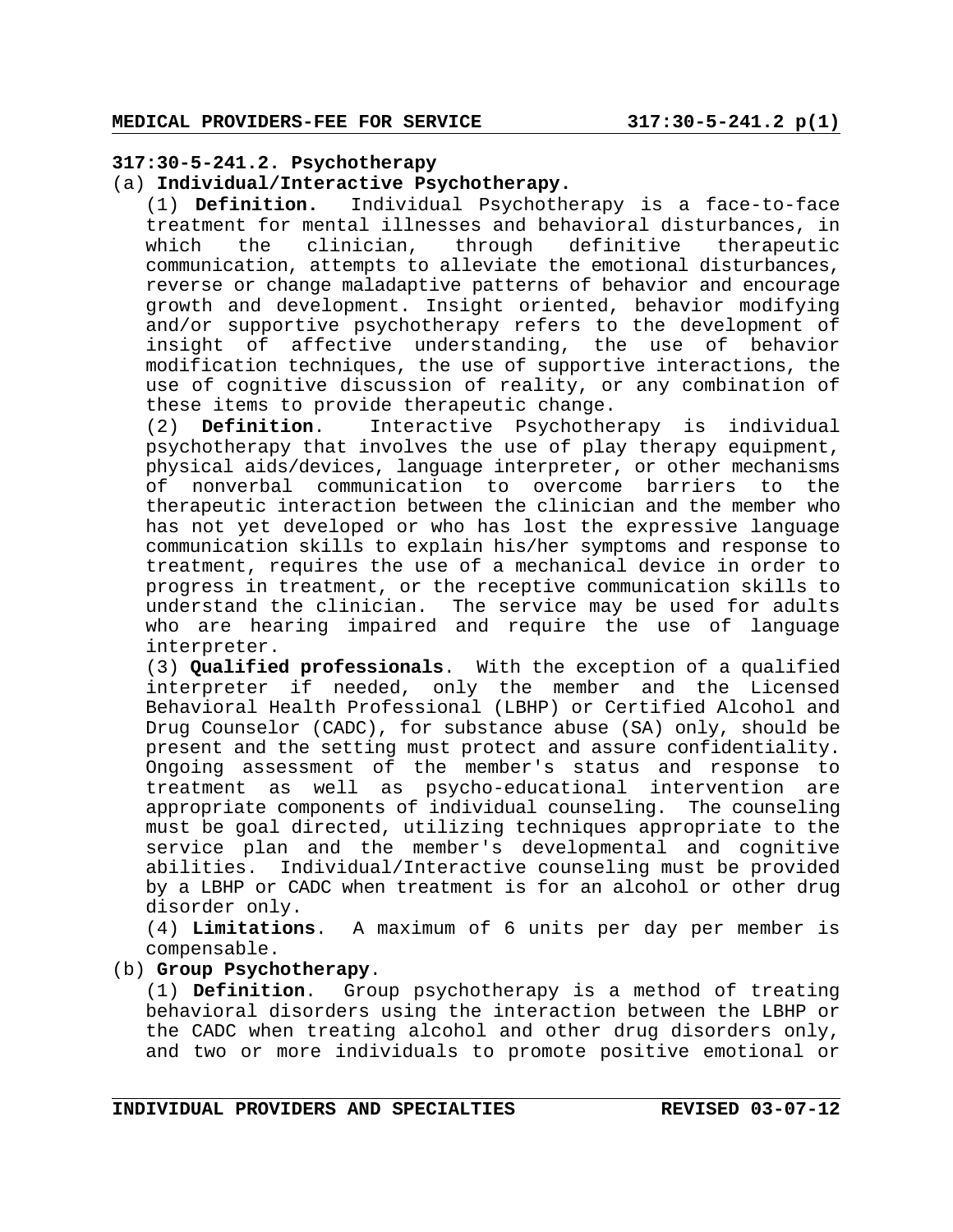**317:30-5-241.2. Psychotherapy**

(a) **Individual/Interactive Psychotherapy.**

(1) **Definition.** Individual Psychotherapy is a face-to-face treatment for mental illnesses and behavioral disturbances, in which the clinician, through definitive therapeutic communication, attempts to alleviate the emotional disturbances, reverse or change maladaptive patterns of behavior and encourage growth and development. Insight oriented, behavior modifying and/or supportive psychotherapy refers to the development of insight of affective understanding, the use of behavior modification techniques, the use of supportive interactions, the use of cognitive discussion of reality, or any combination of these items to provide therapeutic change.

(2) **Definition**. Interactive Psychotherapy is individual psychotherapy that involves the use of play therapy equipment, physical aids/devices, language interpreter, or other mechanisms of nonverbal communication to overcome barriers to the therapeutic interaction between the clinician and the member who has not yet developed or who has lost the expressive language communication skills to explain his/her symptoms and response to treatment, requires the use of a mechanical device in order to progress in treatment, or the receptive communication skills to understand the clinician. The service may be used for adults who are hearing impaired and require the use of language interpreter.

(3) **Qualified professionals**. With the exception of a qualified interpreter if needed, only the member and the Licensed Behavioral Health Professional (LBHP) or Certified Alcohol and Drug Counselor (CADC), for substance abuse (SA) only, should be present and the setting must protect and assure confidentiality. Ongoing assessment of the member's status and response to treatment as well as psycho-educational intervention are appropriate components of individual counseling. The counseling must be goal directed, utilizing techniques appropriate to the service plan and the member's developmental and cognitive abilities. Individual/Interactive counseling must be provided by a LBHP or CADC when treatment is for an alcohol or other drug disorder only.

(4) **Limitations**. A maximum of 6 units per day per member is compensable.

(b) **Group Psychotherapy**.

(1) **Definition**. Group psychotherapy is a method of treating behavioral disorders using the interaction between the LBHP or the CADC when treating alcohol and other drug disorders only, and two or more individuals to promote positive emotional or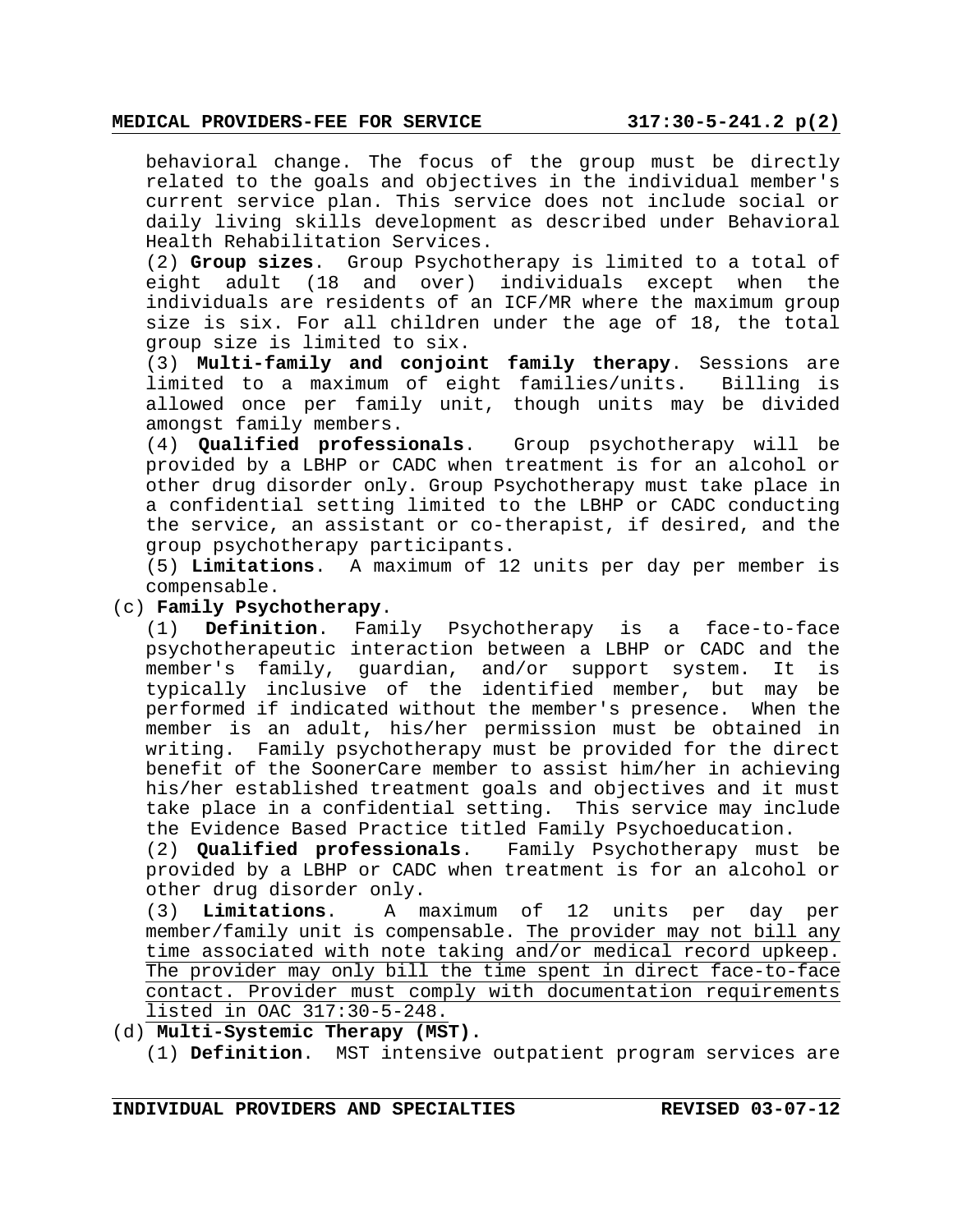behavioral change. The focus of the group must be directly related to the goals and objectives in the individual member's current service plan. This service does not include social or daily living skills development as described under Behavioral Health Rehabilitation Services.

(2) **Group sizes**. Group Psychotherapy is limited to a total of eight adult (18 and over) individuals except when the individuals are residents of an ICF/MR where the maximum group size is six. For all children under the age of 18, the total group size is limited to six.

(3) **Multi-family and conjoint family therapy**. Sessions are limited to a maximum of eight families/units. Billing is allowed once per family unit, though units may be divided amongst family members.

(4) **Qualified professionals**. Group psychotherapy will be provided by a LBHP or CADC when treatment is for an alcohol or other drug disorder only. Group Psychotherapy must take place in a confidential setting limited to the LBHP or CADC conducting the service, an assistant or co-therapist, if desired, and the group psychotherapy participants.

(5) **Limitations**. A maximum of 12 units per day per member is compensable.

(c) **Family Psychotherapy**.

(1) **Definition**. Family Psychotherapy is a face-to-face psychotherapeutic interaction between a LBHP or CADC and the member's family, guardian, and/or support system. It is typically inclusive of the identified member, but may be performed if indicated without the member's presence. When the member is an adult, his/her permission must be obtained in writing. Family psychotherapy must be provided for the direct benefit of the SoonerCare member to assist him/her in achieving his/her established treatment goals and objectives and it must take place in a confidential setting. This service may include the Evidence Based Practice titled Family Psychoeducation.

(2) **Qualified professionals**. Family Psychotherapy must be provided by a LBHP or CADC when treatment is for an alcohol or other drug disorder only.

(3) **Limitations**. A maximum of 12 units per day per member/family unit is compensable. The provider may not bill any time associated with note taking and/or medical record upkeep. The provider may only bill the time spent in direct face-to-face contact. Provider must comply with documentation requirements listed in OAC 317:30-5-248.

(d) **Multi-Systemic Therapy (MST).**

(1) **Definition**. MST intensive outpatient program services are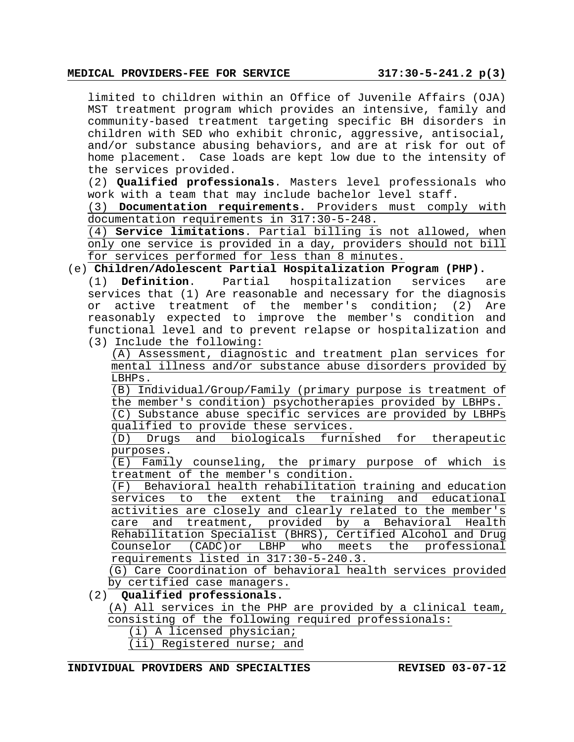limited to children within an Office of Juvenile Affairs (OJA) MST treatment program which provides an intensive, family and community-based treatment targeting specific BH disorders in children with SED who exhibit chronic, aggressive, antisocial, and/or substance abusing behaviors, and are at risk for out of home placement. Case loads are kept low due to the intensity of the services provided.

(2) **Qualified professionals**. Masters level professionals who work with a team that may include bachelor level staff.

(3) **Documentation requirements.** Providers must comply with documentation requirements in 317:30-5-248.

(4) **Service limitations**. Partial billing is not allowed, when only one service is provided in a day, providers should not bill for services performed for less than 8 minutes.

(e) **Children/Adolescent Partial Hospitalization Program (PHP).**

(1) **Definition**. Partial hospitalization services are services that (1) Are reasonable and necessary for the diagnosis or active treatment of the member's condition; (2) Are reasonably expected to improve the member's condition and functional level and to prevent relapse or hospitalization and (3) Include the following:

(A) Assessment, diagnostic and treatment plan services for mental illness and/or substance abuse disorders provided by LBHPs.

(B) Individual/Group/Family (primary purpose is treatment of the member's condition) psychotherapies provided by LBHPs.

(C) Substance abuse specific services are provided by LBHPs qualified to provide these services.

(D) Drugs and biologicals furnished for therapeutic purposes.

(E) Family counseling, the primary purpose of which is treatment of the member's condition.

(F) Behavioral health rehabilitation training and education services to the extent the training and educational activities are closely and clearly related to the member's care and treatment, provided by a Behavioral Health Rehabilitation Specialist (BHRS), Certified Alcohol and Drug Counselor (CADC)or LBHP who meets the professional requirements listed in 317:30-5-240.3.

(G) Care Coordination of behavioral health services provided by certified case managers.

(2) **Qualified professionals.**

(A) All services in the PHP are provided by a clinical team, consisting of the following required professionals:

(i) A licensed physician;

(ii) Registered nurse; and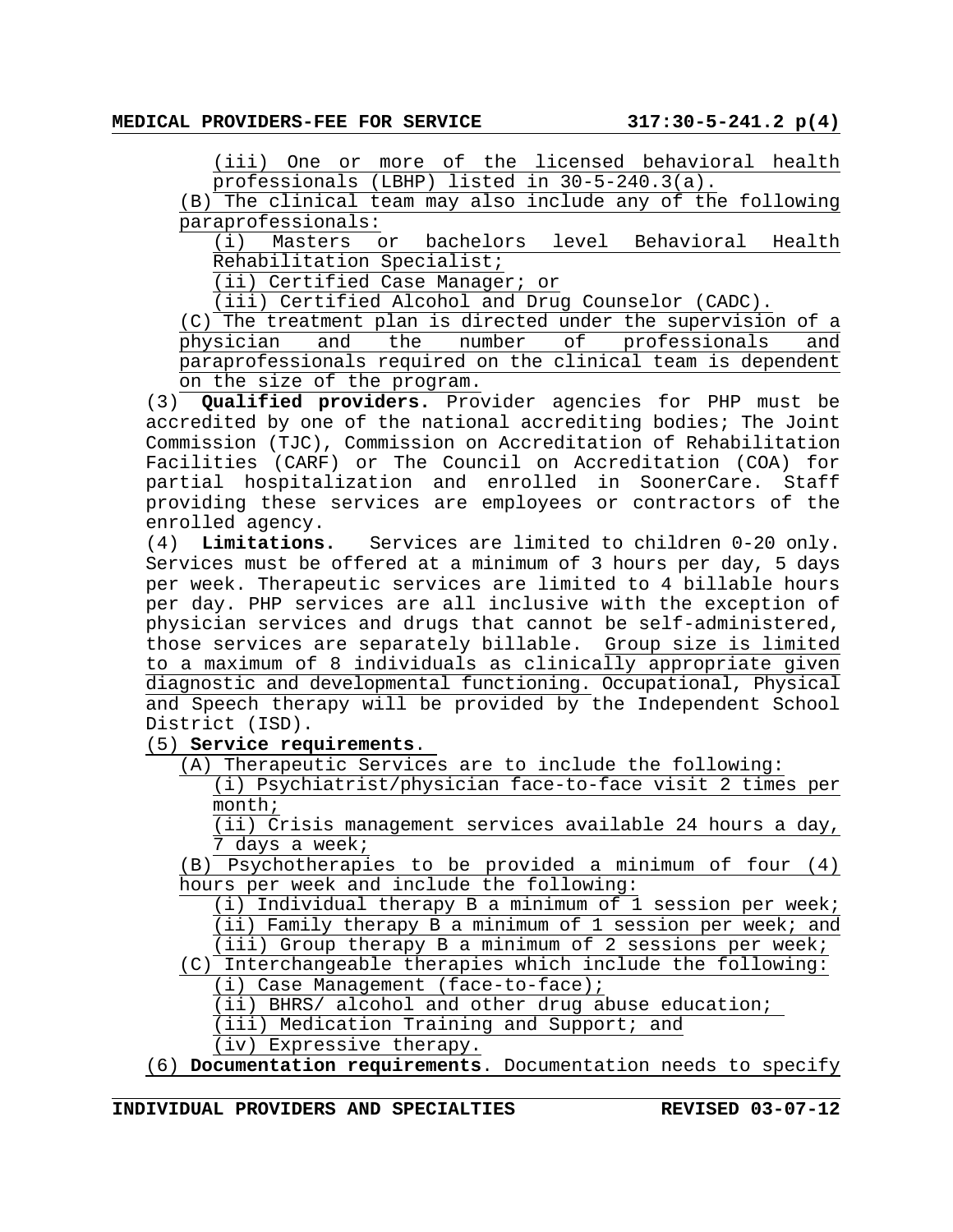(iii) One or more of the licensed behavioral health professionals (LBHP) listed in 30-5-240.3(a).

(B) The clinical team may also include any of the following paraprofessionals:

(i) Masters or bachelors level Behavioral Health Rehabilitation Specialist;

(ii) Certified Case Manager; or

(iii) Certified Alcohol and Drug Counselor (CADC).

(C) The treatment plan is directed under the supervision of a physician and the number of professionals and paraprofessionals required on the clinical team is dependent on the size of the program.

(3) **Qualified providers.** Provider agencies for PHP must be accredited by one of the national accrediting bodies; The Joint Commission (TJC), Commission on Accreditation of Rehabilitation Facilities (CARF) or The Council on Accreditation (COA) for partial hospitalization and enrolled in SoonerCare. Staff providing these services are employees or contractors of the enrolled agency.

(4) **Limitations.** Services are limited to children 0-20 only. Services must be offered at a minimum of 3 hours per day, 5 days per week. Therapeutic services are limited to 4 billable hours per day. PHP services are all inclusive with the exception of physician services and drugs that cannot be self-administered, those services are separately billable. Group size is limited to a maximum of 8 individuals as clinically appropriate given diagnostic and developmental functioning. Occupational, Physical and Speech therapy will be provided by the Independent School District (ISD).

(5) **Service requirements**.

(A) Therapeutic Services are to include the following:

(i) Psychiatrist/physician face-to-face visit 2 times per month;

(ii) Crisis management services available 24 hours a day, 7 days a week;

(B) Psychotherapies to be provided a minimum of four (4) hours per week and include the following:

(i) Individual therapy B a minimum of 1 session per week;

(ii) Family therapy B a minimum of 1 session per week; and

(iii) Group therapy B a minimum of 2 sessions per week;

(C) Interchangeable therapies which include the following:

(i) Case Management (face-to-face);

(ii) BHRS/ alcohol and other drug abuse education;

(iii) Medication Training and Support; and

(iv) Expressive therapy.

(6) **Documentation requirements**. Documentation needs to specify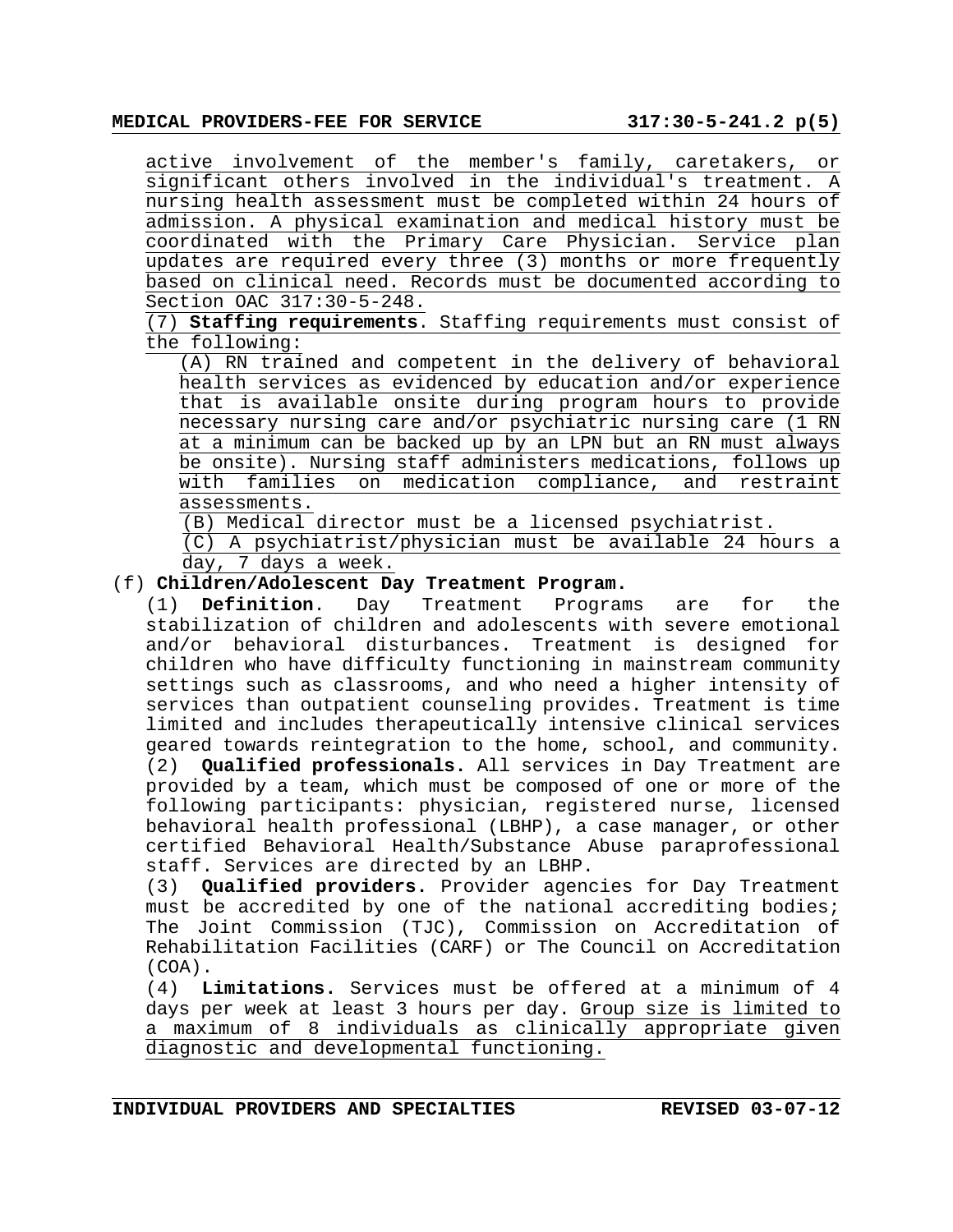active involvement of the member's family, caretakers, or significant others involved in the individual's treatment. A nursing health assessment must be completed within 24 hours of admission. A physical examination and medical history must be coordinated with the Primary Care Physician. Service plan updates are required every three (3) months or more frequently based on clinical need. Records must be documented according to Section OAC 317:30-5-248.

(7) **Staffing requirements**. Staffing requirements must consist of the following:

(A) RN trained and competent in the delivery of behavioral health services as evidenced by education and/or experience that is available onsite during program hours to provide necessary nursing care and/or psychiatric nursing care (1 RN at a minimum can be backed up by an LPN but an RN must always be onsite). Nursing staff administers medications, follows up with families on medication compliance, and restraint assessments.

(B) Medical director must be a licensed psychiatrist.

(C) A psychiatrist/physician must be available 24 hours a day, 7 days a week.

(f) **Children/Adolescent Day Treatment Program.**

(1) **Definition**. Day Treatment Programs are for the stabilization of children and adolescents with severe emotional and/or behavioral disturbances. Treatment is designed for children who have difficulty functioning in mainstream community settings such as classrooms, and who need a higher intensity of services than outpatient counseling provides. Treatment is time limited and includes therapeutically intensive clinical services geared towards reintegration to the home, school, and community.

(2) **Qualified professionals.** All services in Day Treatment are provided by a team, which must be composed of one or more of the following participants: physician, registered nurse, licensed behavioral health professional (LBHP), a case manager, or other certified Behavioral Health/Substance Abuse paraprofessional staff. Services are directed by an LBHP.

(3) **Qualified providers.** Provider agencies for Day Treatment must be accredited by one of the national accrediting bodies; The Joint Commission (TJC), Commission on Accreditation of Rehabilitation Facilities (CARF) or The Council on Accreditation (COA).

(4) **Limitations.** Services must be offered at a minimum of 4 days per week at least 3 hours per day. Group size is limited to a maximum of 8 individuals as clinically appropriate given diagnostic and developmental functioning.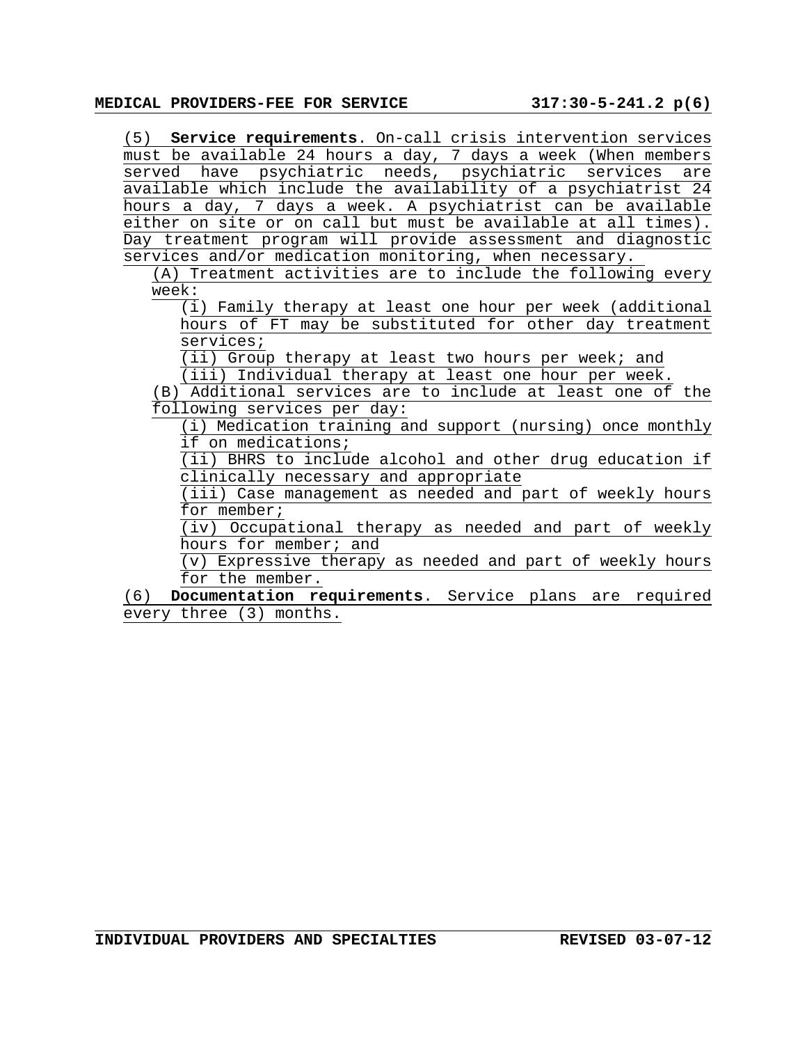(5) **Service requirements**. On-call crisis intervention services must be available 24 hours a day, 7 days a week (When members served have psychiatric needs, psychiatric services are available which include the availability of a psychiatrist 24 hours a day, 7 days a week. A psychiatrist can be available either on site or on call but must be available at all times). Day treatment program will provide assessment and diagnostic services and/or medication monitoring, when necessary.

(A) Treatment activities are to include the following every week:

(i) Family therapy at least one hour per week (additional hours of FT may be substituted for other day treatment services;

(ii) Group therapy at least two hours per week; and

(iii) Individual therapy at least one hour per week.

(B) Additional services are to include at least one of the following services per day:

(i) Medication training and support (nursing) once monthly if on medications;

(ii) BHRS to include alcohol and other drug education if clinically necessary and appropriate

(iii) Case management as needed and part of weekly hours for member;

(iv) Occupational therapy as needed and part of weekly hours for member; and

(v) Expressive therapy as needed and part of weekly hours for the member.

(6) **Documentation requirements**. Service plans are required every three (3) months.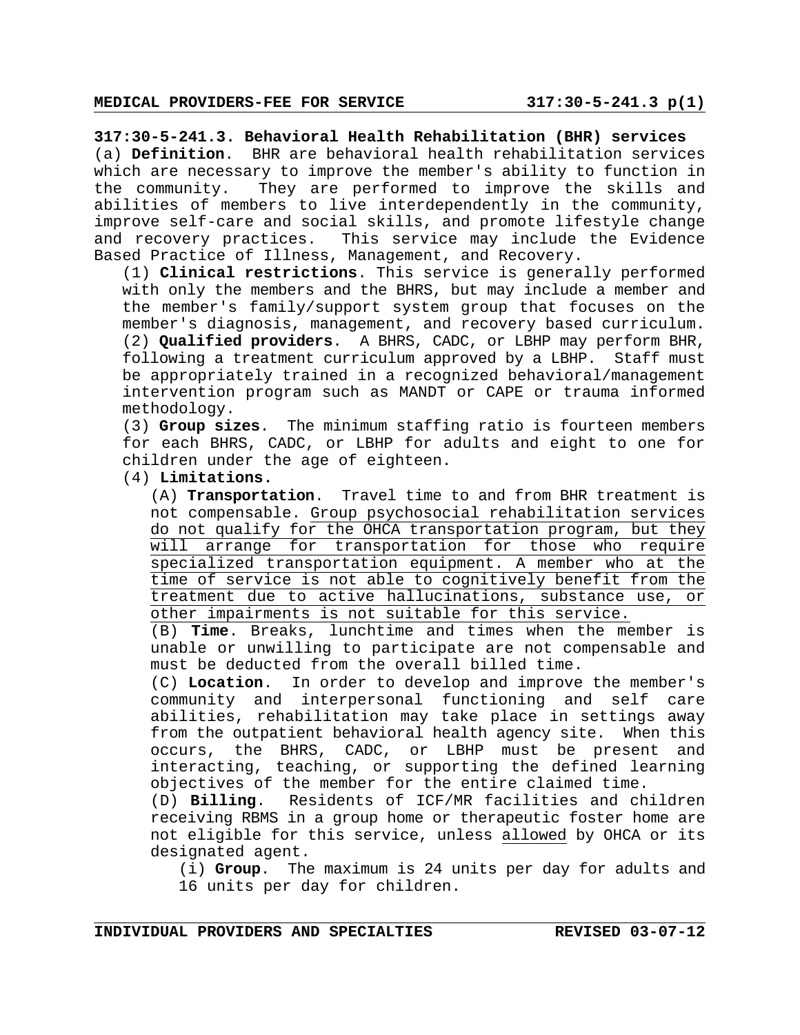**317:30-5-241.3. Behavioral Health Rehabilitation (BHR) services**

(a) **Definition**. BHR are behavioral health rehabilitation services which are necessary to improve the member's ability to function in the community. They are performed to improve the skills and abilities of members to live interdependently in the community, improve self-care and social skills, and promote lifestyle change and recovery practices. This service may include the Evidence Based Practice of Illness, Management, and Recovery.

(1) **Clinical restrictions**. This service is generally performed with only the members and the BHRS, but may include a member and the member's family/support system group that focuses on the member's diagnosis, management, and recovery based curriculum.

(2) **Qualified providers**. A BHRS, CADC, or LBHP may perform BHR, following a treatment curriculum approved by a LBHP. Staff must be appropriately trained in a recognized behavioral/management intervention program such as MANDT or CAPE or trauma informed methodology.

(3) **Group sizes**. The minimum staffing ratio is fourteen members for each BHRS, CADC, or LBHP for adults and eight to one for children under the age of eighteen.

(4) **Limitations.**

(A) **Transportation**. Travel time to and from BHR treatment is not compensable. Group psychosocial rehabilitation services do not qualify for the OHCA transportation program, but they will arrange for transportation for those who require specialized transportation equipment. A member who at the time of service is not able to cognitively benefit from the treatment due to active hallucinations, substance use, or other impairments is not suitable for this service.

(B) **Time**. Breaks, lunchtime and times when the member is unable or unwilling to participate are not compensable and must be deducted from the overall billed time.

(C) **Location**. In order to develop and improve the member's community and interpersonal functioning and self care abilities, rehabilitation may take place in settings away from the outpatient behavioral health agency site. When this occurs, the BHRS, CADC, or LBHP must be present and interacting, teaching, or supporting the defined learning objectives of the member for the entire claimed time.

(D) **Billing**. Residents of ICF/MR facilities and children receiving RBMS in a group home or therapeutic foster home are not eligible for this service, unless allowed by OHCA or its designated agent.

(i) **Group**. The maximum is 24 units per day for adults and 16 units per day for children.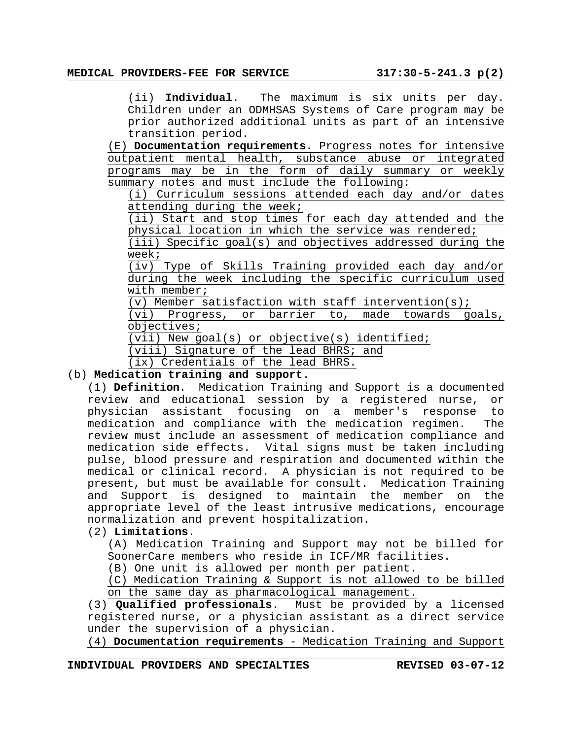(ii) **Individual**. The maximum is six units per day. Children under an ODMHSAS Systems of Care program may be prior authorized additional units as part of an intensive transition period.

(E) **Documentation requirements.** Progress notes for intensive outpatient mental health, substance abuse or integrated programs may be in the form of daily summary or weekly summary notes and must include the following:

(i) Curriculum sessions attended each day and/or dates attending during the week;

(ii) Start and stop times for each day attended and the physical location in which the service was rendered;

(iii) Specific goal(s) and objectives addressed during the week;

(iv) Type of Skills Training provided each day and/or during the week including the specific curriculum used with member;

(v) Member satisfaction with staff intervention(s);

(vi) Progress, or barrier to, made towards goals, objectives;

(vii) New goal(s) or objective(s) identified;

(viii) Signature of the lead BHRS; and

(ix) Credentials of the lead BHRS.

(b) **Medication training and support**.

(1) **Definition**. Medication Training and Support is a documented review and educational session by a registered nurse, or physician assistant focusing on a member's response to medication and compliance with the medication regimen. The review must include an assessment of medication compliance and medication side effects. Vital signs must be taken including pulse, blood pressure and respiration and documented within the medical or clinical record. A physician is not required to be present, but must be available for consult. Medication Training and Support is designed to maintain the member on the appropriate level of the least intrusive medications, encourage normalization and prevent hospitalization.

(2) **Limitations**.

(A) Medication Training and Support may not be billed for SoonerCare members who reside in ICF/MR facilities.

(B) One unit is allowed per month per patient.

(C) Medication Training & Support is not allowed to be billed on the same day as pharmacological management.

(3) **Qualified professionals**. Must be provided by a licensed registered nurse, or a physician assistant as a direct service under the supervision of a physician.

(4) **Documentation requirements** - Medication Training and Support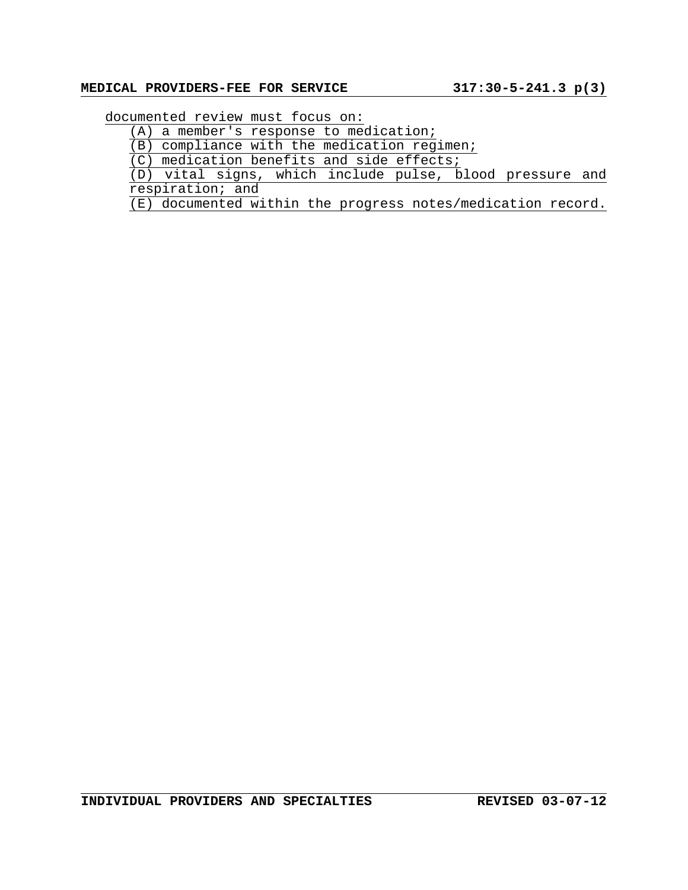documented review must focus on:

(A) a member's response to medication;

(B) compliance with the medication regimen;

(C) medication benefits and side effects;

(D) vital signs, which include pulse, blood pressure and respiration; and

(E) documented within the progress notes/medication record.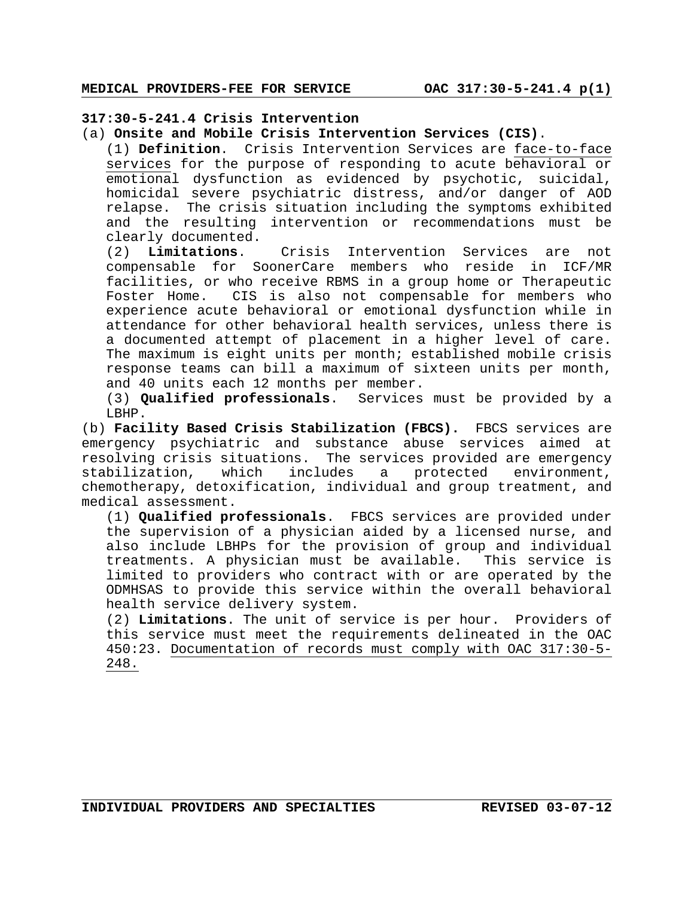### 317:30-5-241.4 Crisis Intervention

(a) **Onsite and Mobile Crisis Intervention Services (CIS)**.

(1) **Definition**. Crisis Intervention Services are face-to-face services for the purpose of responding to acute behavioral or emotional dysfunction as evidenced by psychotic, suicidal, homicidal severe psychiatric distress, and/or danger of AOD relapse. The crisis situation including the symptoms exhibited and the resulting intervention or recommendations must be clearly documented.

(2) **Limitations**. Crisis Intervention Services are not compensable for SoonerCare members who reside in ICF/MR facilities, or who receive RBMS in a group home or Therapeutic Foster Home. CIS is also not compensable for members who experience acute behavioral or emotional dysfunction while in attendance for other behavioral health services, unless there is a documented attempt of placement in a higher level of care. The maximum is eight units per month; established mobile crisis response teams can bill a maximum of sixteen units per month, and 40 units each 12 months per member.

(3) **Qualified professionals**. Services must be provided by a LBHP.

(b) **Facility Based Crisis Stabilization (FBCS).** FBCS services are emergency psychiatric and substance abuse services aimed at resolving crisis situations. The services provided are emergency stabilization, which includes a protected environment, chemotherapy, detoxification, individual and group treatment, and medical assessment.

(1) **Qualified professionals**. FBCS services are provided under the supervision of a physician aided by a licensed nurse, and also include LBHPs for the provision of group and individual treatments. A physician must be available. This service is limited to providers who contract with or are operated by the ODMHSAS to provide this service within the overall behavioral health service delivery system.

(2) **Limitations**. The unit of service is per hour. Providers of this service must meet the requirements delineated in the OAC 450:23. Documentation of records must comply with OAC 317:30-5-248.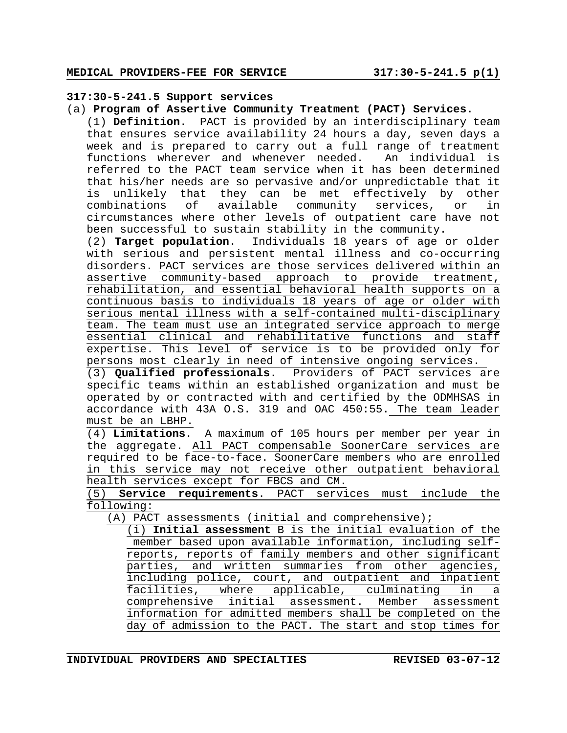**317:30-5-241.5 Support services**

(a) **Program of Assertive Community Treatment (PACT) Services**.

(1) **Definition**. PACT is provided by an interdisciplinary team that ensures service availability 24 hours a day, seven days a week and is prepared to carry out a full range of treatment functions wherever and whenever needed. An individual is referred to the PACT team service when it has been determined that his/her needs are so pervasive and/or unpredictable that it is unlikely that they can be met effectively by other combinations of available community services, or in circumstances where other levels of outpatient care have not been successful to sustain stability in the community.

(2) **Target population**. Individuals 18 years of age or older with serious and persistent mental illness and co-occurring disorders. PACT services are those services delivered within an assertive community-based approach to provide treatment, rehabilitation, and essential behavioral health supports on a continuous basis to individuals 18 years of age or older with serious mental illness with a self-contained multi-disciplinary team. The team must use an integrated service approach to merge essential clinical and rehabilitative functions and staff expertise. This level of service is to be provided only for persons most clearly in need of intensive ongoing services.

(3) **Qualified professionals**. Providers of PACT services are specific teams within an established organization and must be operated by or contracted with and certified by the ODMHSAS in accordance with 43A O.S. 319 and OAC 450:55. The team leader must be an LBHP.

(4) **Limitations**. A maximum of 105 hours per member per year in the aggregate. All PACT compensable SoonerCare services are required to be face-to-face. SoonerCare members who are enrolled in this service may not receive other outpatient behavioral health services except for FBCS and CM.

(5) **Service requirements**. PACT services must include the following:

(A) PACT assessments (initial and comprehensive);

(i) **Initial assessment** B is the initial evaluation of the member based upon available information, including self-reports, reports of family members and other significant parties, and written summaries from other agencies, including police, court, and outpatient and inpatient facilities, where applicable, culminating in a comprehensive initial assessment. Member assessment information for admitted members shall be completed on the day of admission to the PACT. The start and stop times for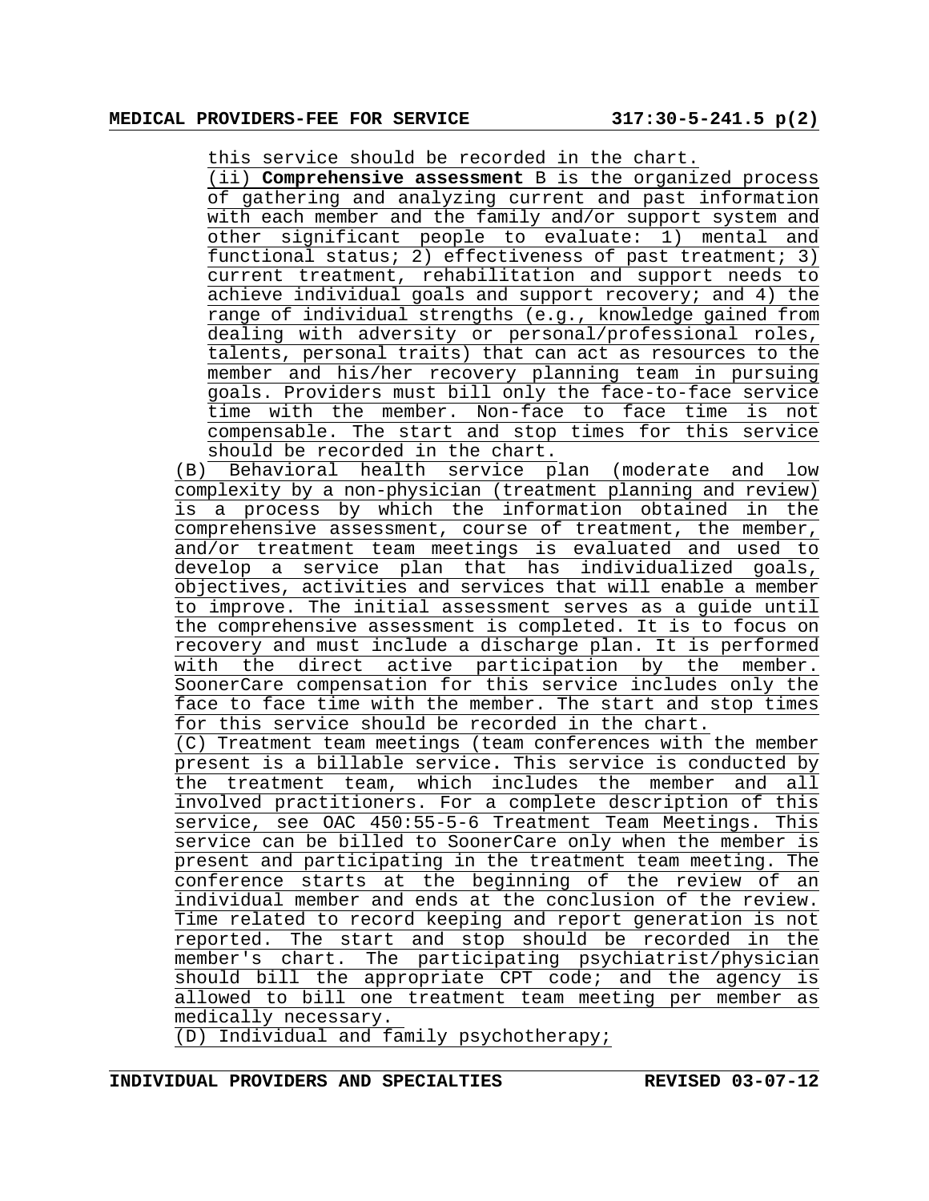this service should be recorded in the chart.

(ii) **Comprehensive assessment** B is the organized process of gathering and analyzing current and past information with each member and the family and/or support system and other significant people to evaluate: 1) mental and functional status; 2) effectiveness of past treatment; 3) current treatment, rehabilitation and support needs to achieve individual goals and support recovery; and 4) the range of individual strengths (e.g., knowledge gained from dealing with adversity or personal/professional roles, talents, personal traits) that can act as resources to the member and his/her recovery planning team in pursuing goals. Providers must bill only the face-to-face service time with the member. Non-face to face time is not compensable. The start and stop times for this service should be recorded in the chart.

(B) Behavioral health service plan (moderate and low complexity by a non-physician (treatment planning and review) is a process by which the information obtained in the comprehensive assessment, course of treatment, the member, and/or treatment team meetings is evaluated and used to develop a service plan that has individualized goals, objectives, activities and services that will enable a member to improve. The initial assessment serves as a guide until the comprehensive assessment is completed. It is to focus on recovery and must include a discharge plan. It is performed with the direct active participation by the member. SoonerCare compensation for this service includes only the face to face time with the member. The start and stop times for this service should be recorded in the chart.

(C) Treatment team meetings (team conferences with the member present is a billable service. This service is conducted by the treatment team, which includes the member and all involved practitioners. For a complete description of this service, see OAC 450:55-5-6 Treatment Team Meetings. This service can be billed to SoonerCare only when the member is present and participating in the treatment team meeting. The conference starts at the beginning of the review of an individual member and ends at the conclusion of the review. Time related to record keeping and report generation is not reported. The start and stop should be recorded in the member's chart. The participating psychiatrist/physician should bill the appropriate CPT code; and the agency is allowed to bill one treatment team meeting per member as medically necessary.

(D) Individual and family psychotherapy;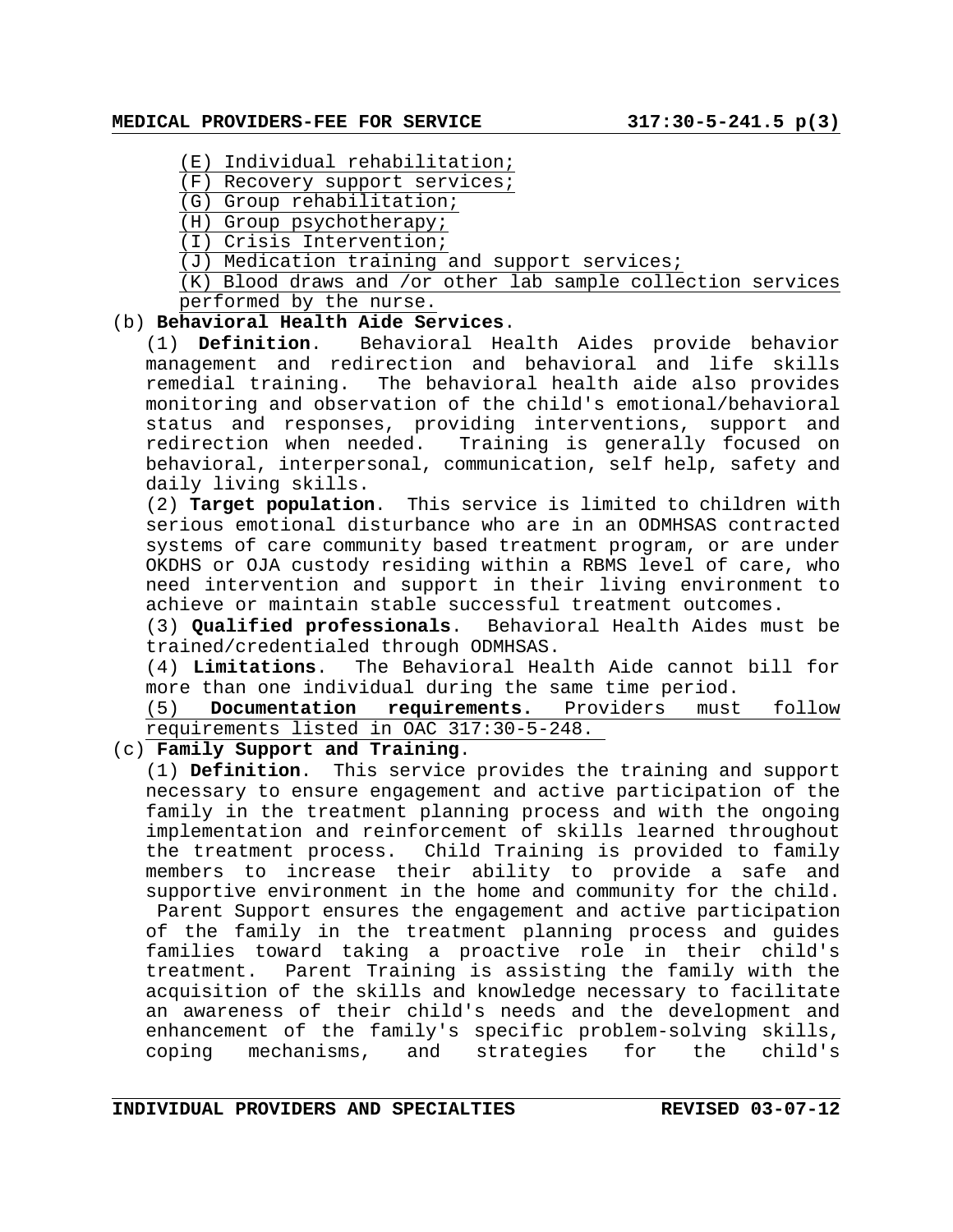(E) Individual rehabilitation;
(F) Recovery support services;
(G) Group rehabilitation;
(H) Group psychotherapy;
(I) Crisis Intervention;
(J) Medication training and support services;
(K) Blood draws and /or other lab sample collection services performed by the nurse.

(b) **Behavioral Health Aide Services**.

(1) **Definition**. Behavioral Health Aides provide behavior management and redirection and behavioral and life skills remedial training. The behavioral health aide also provides monitoring and observation of the child's emotional/behavioral status and responses, providing interventions, support and redirection when needed. Training is generally focused on behavioral, interpersonal, communication, self help, safety and daily living skills.

(2) **Target population**. This service is limited to children with serious emotional disturbance who are in an ODMHSAS contracted systems of care community based treatment program, or are under OKDHS or OJA custody residing within a RBMS level of care, who need intervention and support in their living environment to achieve or maintain stable successful treatment outcomes.

(3) **Qualified professionals**. Behavioral Health Aides must be trained/credentialed through ODMHSAS.

(4) **Limitations**. The Behavioral Health Aide cannot bill for more than one individual during the same time period.

(5) **Documentation requirements.** Providers must follow requirements listed in OAC 317:30-5-248.

(c) **Family Support and Training**.

(1) **Definition**. This service provides the training and support necessary to ensure engagement and active participation of the family in the treatment planning process and with the ongoing implementation and reinforcement of skills learned throughout the treatment process. Child Training is provided to family members to increase their ability to provide a safe and supportive environment in the home and community for the child. Parent Support ensures the engagement and active participation of the family in the treatment planning process and guides families toward taking a proactive role in their child's treatment. Parent Training is assisting the family with the acquisition of the skills and knowledge necessary to facilitate an awareness of their child's needs and the development and enhancement of the family's specific problem-solving skills, coping mechanisms, and strategies for the child's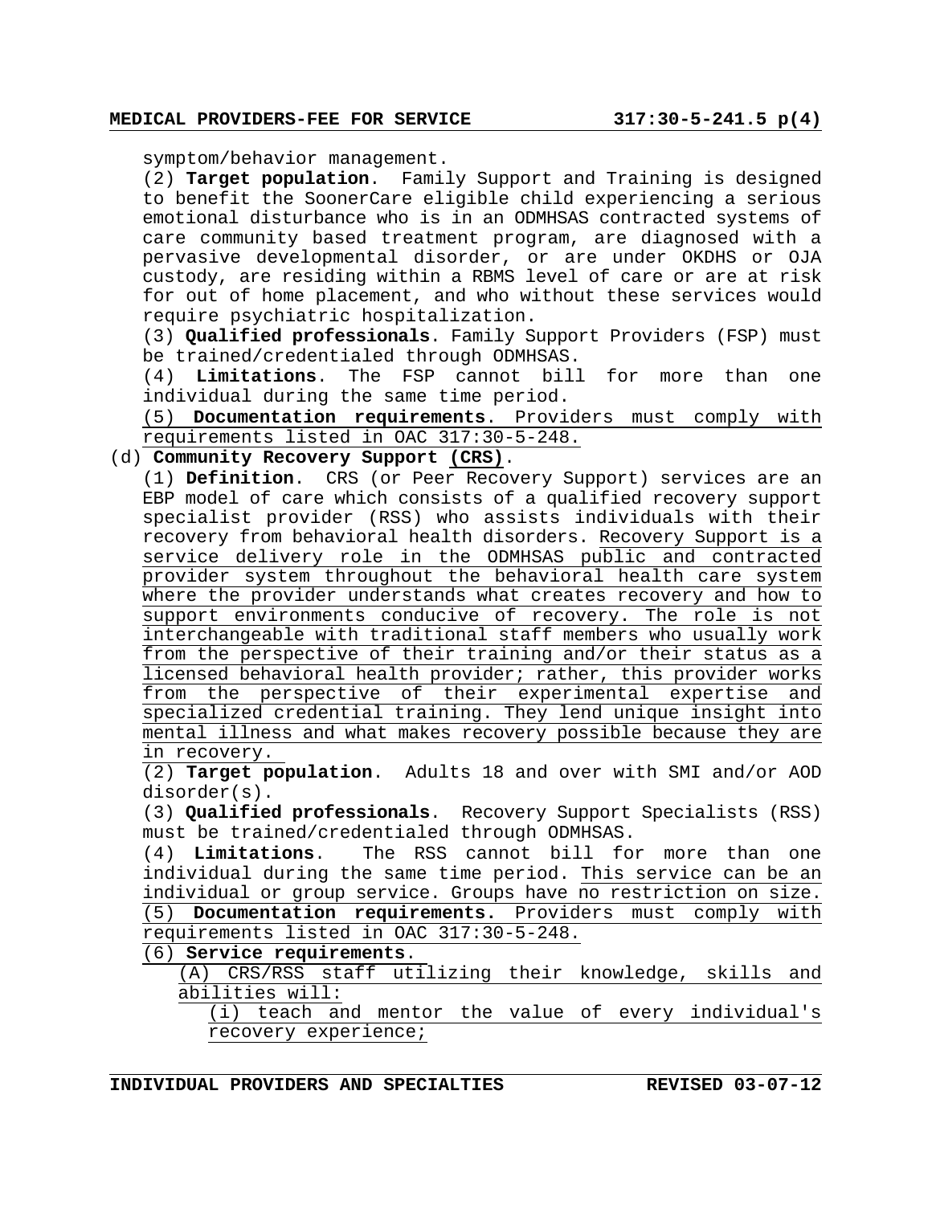symptom/behavior management.

(2) **Target population**. Family Support and Training is designed to benefit the SoonerCare eligible child experiencing a serious emotional disturbance who is in an ODMHSAS contracted systems of care community based treatment program, are diagnosed with a pervasive developmental disorder, or are under OKDHS or OJA custody, are residing within a RBMS level of care or are at risk for out of home placement, and who without these services would require psychiatric hospitalization.

(3) **Qualified professionals**. Family Support Providers (FSP) must be trained/credentialed through ODMHSAS.

(4) **Limitations**. The FSP cannot bill for more than one individual during the same time period.

(5) **Documentation requirements**. Providers must comply with requirements listed in OAC 317:30-5-248.

(d) **Community Recovery Support (CRS)**.

(1) **Definition**. CRS (or Peer Recovery Support) services are an EBP model of care which consists of a qualified recovery support specialist provider (RSS) who assists individuals with their recovery from behavioral health disorders. Recovery Support is a service delivery role in the ODMHSAS public and contracted provider system throughout the behavioral health care system where the provider understands what creates recovery and how to support environments conducive of recovery. The role is not interchangeable with traditional staff members who usually work from the perspective of their training and/or their status as a licensed behavioral health provider; rather, this provider works from the perspective of their experimental expertise and specialized credential training. They lend unique insight into mental illness and what makes recovery possible because they are in recovery.

(2) **Target population**. Adults 18 and over with SMI and/or AOD disorder(s).

(3) **Qualified professionals**. Recovery Support Specialists (RSS) must be trained/credentialed through ODMHSAS.

(4) **Limitations**. The RSS cannot bill for more than one individual during the same time period. This service can be an individual or group service. Groups have no restriction on size.

(5) **Documentation requirements.** Providers must comply with requirements listed in OAC 317:30-5-248.

(6) **Service requirements**.

(A) CRS/RSS staff utilizing their knowledge, skills and abilities will:

(i) teach and mentor the value of every individual's recovery experience;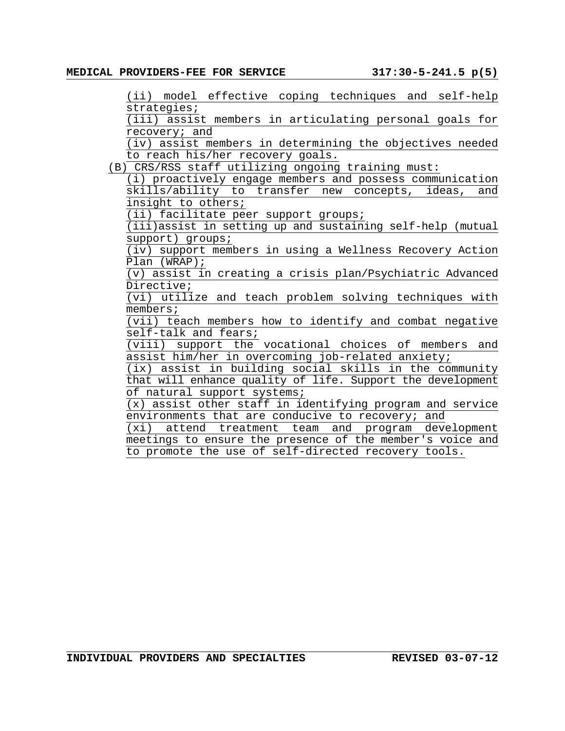(ii) model effective coping techniques and self-help strategies;

(iii) assist members in articulating personal goals for recovery; and

(iv) assist members in determining the objectives needed to reach his/her recovery goals.

(B) CRS/RSS staff utilizing ongoing training must:

(i) proactively engage members and possess communication skills/ability to transfer new concepts, ideas, and insight to others;

(ii) facilitate peer support groups;

(iii)assist in setting up and sustaining self-help (mutual support) groups;

(iv) support members in using a Wellness Recovery Action Plan (WRAP);

(v) assist in creating a crisis plan/Psychiatric Advanced Directive;

(vi) utilize and teach problem solving techniques with members;

(vii) teach members how to identify and combat negative self-talk and fears;

(viii) support the vocational choices of members and assist him/her in overcoming job-related anxiety;

(ix) assist in building social skills in the community that will enhance quality of life. Support the development of natural support systems;

(x) assist other staff in identifying program and service environments that are conducive to recovery; and

(xi) attend treatment team and program development meetings to ensure the presence of the member's voice and to promote the use of self-directed recovery tools.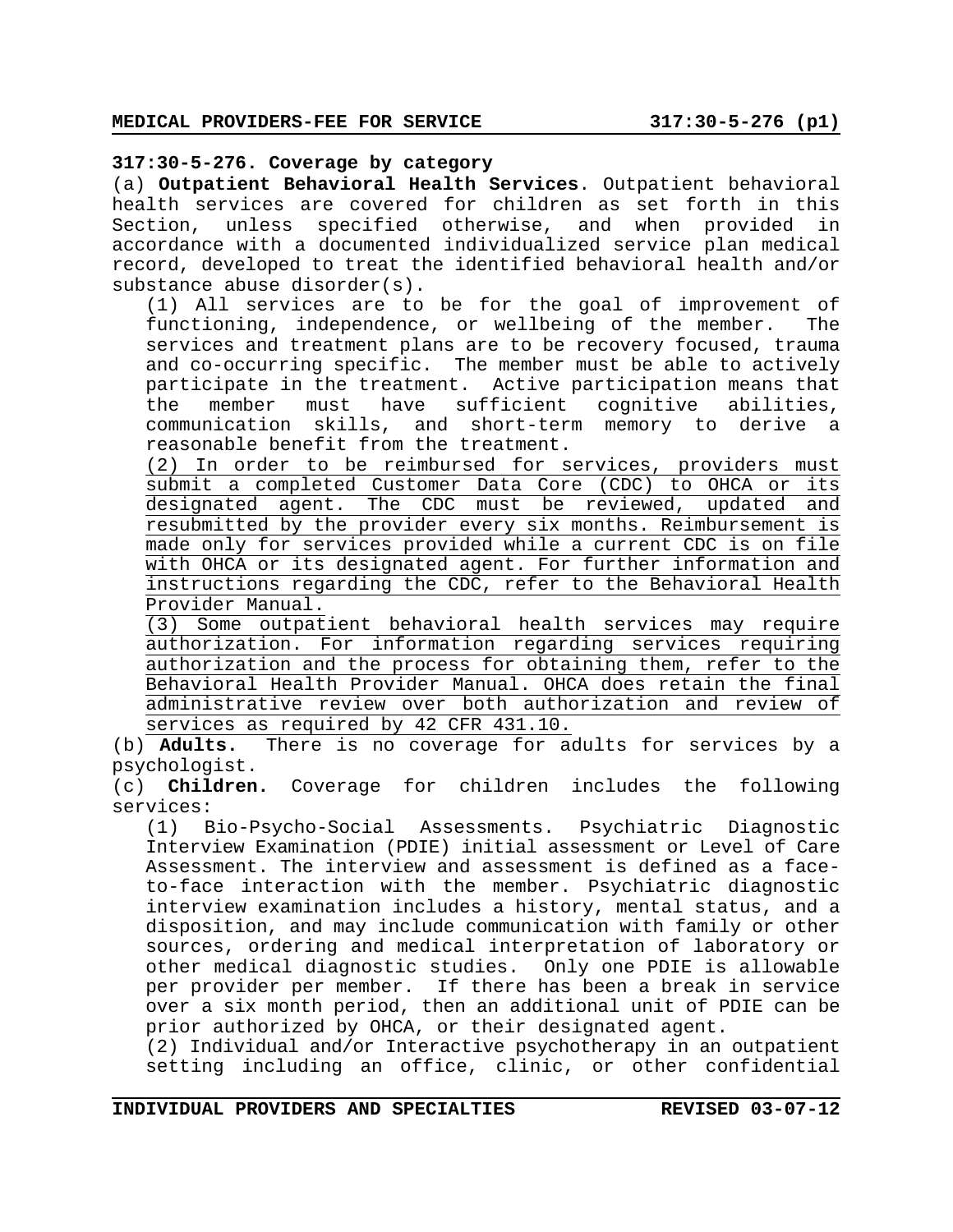**317:30-5-276. Coverage by category**

(a) **Outpatient Behavioral Health Services**. Outpatient behavioral health services are covered for children as set forth in this Section, unless specified otherwise, and when provided in accordance with a documented individualized service plan medical record, developed to treat the identified behavioral health and/or substance abuse disorder(s).

(1) All services are to be for the goal of improvement of functioning, independence, or wellbeing of the member. The services and treatment plans are to be recovery focused, trauma and co-occurring specific. The member must be able to actively participate in the treatment. Active participation means that the member must have sufficient cognitive abilities, communication skills, and short-term memory to derive a reasonable benefit from the treatment.

(2) In order to be reimbursed for services, providers must submit a completed Customer Data Core (CDC) to OHCA or its designated agent. The CDC must be reviewed, updated and resubmitted by the provider every six months. Reimbursement is made only for services provided while a current CDC is on file with OHCA or its designated agent. For further information and instructions regarding the CDC, refer to the Behavioral Health Provider Manual.

(3) Some outpatient behavioral health services may require authorization. For information regarding services requiring authorization and the process for obtaining them, refer to the Behavioral Health Provider Manual. OHCA does retain the final administrative review over both authorization and review of services as required by 42 CFR 431.10.

(b) **Adults.** There is no coverage for adults for services by a psychologist.

(c) **Children.** Coverage for children includes the following services:

(1) Bio-Psycho-Social Assessments. Psychiatric Diagnostic Interview Examination (PDIE) initial assessment or Level of Care Assessment. The interview and assessment is defined as a face-to-face interaction with the member. Psychiatric diagnostic interview examination includes a history, mental status, and a disposition, and may include communication with family or other sources, ordering and medical interpretation of laboratory or other medical diagnostic studies. Only one PDIE is allowable per provider per member. If there has been a break in service over a six month period, then an additional unit of PDIE can be prior authorized by OHCA, or their designated agent.

(2) Individual and/or Interactive psychotherapy in an outpatient setting including an office, clinic, or other confidential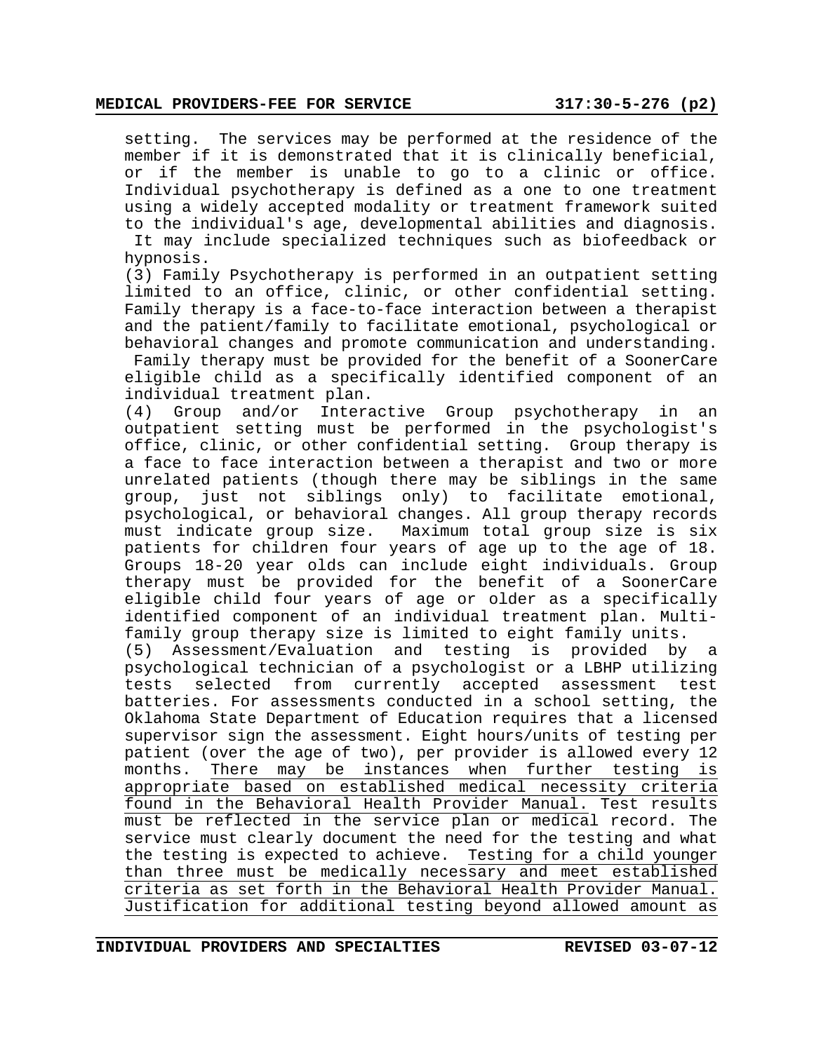setting. The services may be performed at the residence of the member if it is demonstrated that it is clinically beneficial, or if the member is unable to go to a clinic or office. Individual psychotherapy is defined as a one to one treatment using a widely accepted modality or treatment framework suited to the individual's age, developmental abilities and diagnosis. It may include specialized techniques such as biofeedback or hypnosis.

(3) Family Psychotherapy is performed in an outpatient setting limited to an office, clinic, or other confidential setting. Family therapy is a face-to-face interaction between a therapist and the patient/family to facilitate emotional, psychological or behavioral changes and promote communication and understanding. Family therapy must be provided for the benefit of a SoonerCare eligible child as a specifically identified component of an individual treatment plan.

(4) Group and/or Interactive Group psychotherapy in an outpatient setting must be performed in the psychologist's office, clinic, or other confidential setting. Group therapy is a face to face interaction between a therapist and two or more unrelated patients (though there may be siblings in the same group, just not siblings only) to facilitate emotional, psychological, or behavioral changes. All group therapy records must indicate group size. Maximum total group size is six patients for children four years of age up to the age of 18. Groups 18-20 year olds can include eight individuals. Group therapy must be provided for the benefit of a SoonerCare eligible child four years of age or older as a specifically identified component of an individual treatment plan. Multi-family group therapy size is limited to eight family units.

(5) Assessment/Evaluation and testing is provided by a psychological technician of a psychologist or a LBHP utilizing tests selected from currently accepted assessment test batteries. For assessments conducted in a school setting, the Oklahoma State Department of Education requires that a licensed supervisor sign the assessment. Eight hours/units of testing per patient (over the age of two), per provider is allowed every 12 months. <u>There may be instances when further testing is appropriate based on established medical necessity criteria found in the Behavioral Health Provider Manual.</u> Test results must be reflected in the service plan or medical record. The service must clearly document the need for the testing and what the testing is expected to achieve. <u>Testing for a child younger than three must be medically necessary and meet established criteria as set forth in the Behavioral Health Provider Manual. Justification for additional testing beyond allowed amount as</u>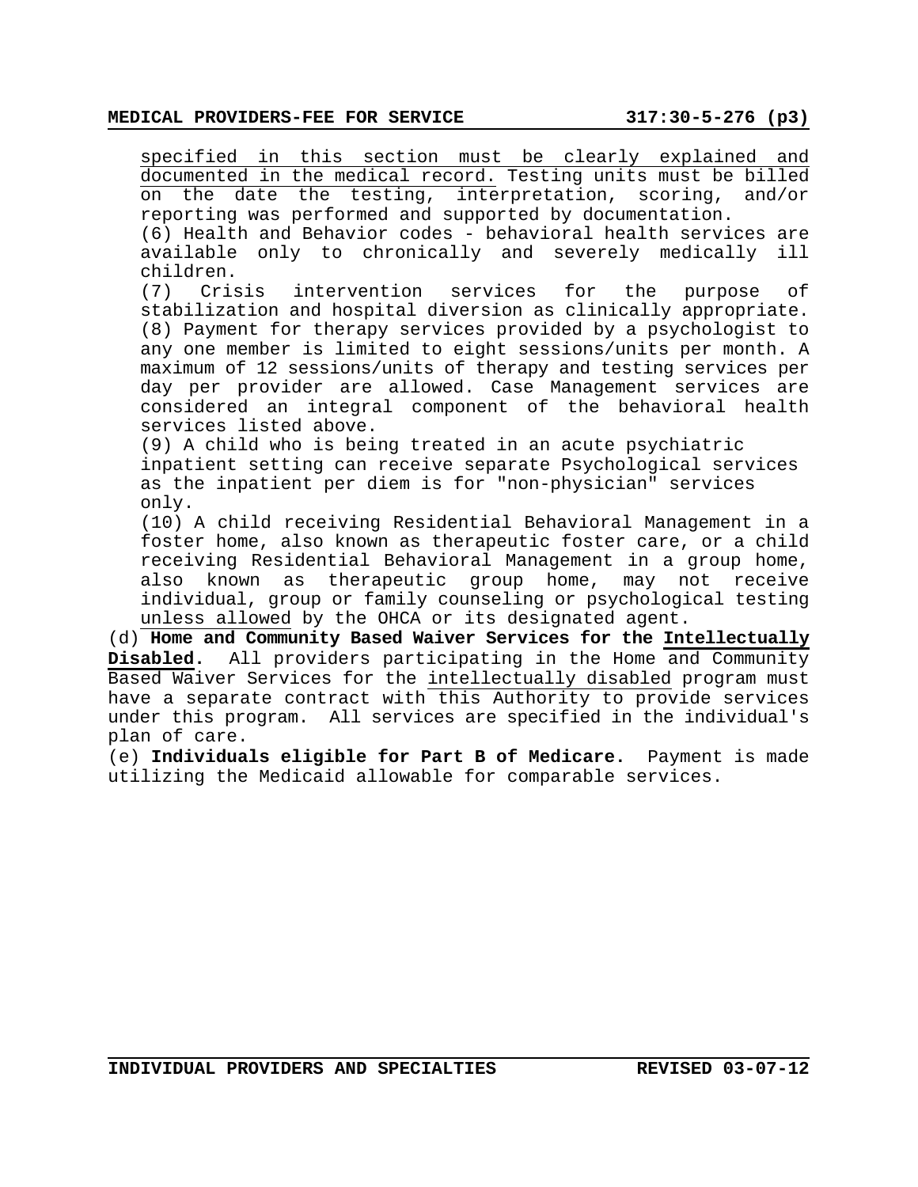specified in this section must be clearly explained and documented in the medical record. Testing units must be billed on the date the testing, interpretation, scoring, and/or reporting was performed and supported by documentation.

(6) Health and Behavior codes - behavioral health services are available only to chronically and severely medically ill children.

(7) Crisis intervention services for the purpose of stabilization and hospital diversion as clinically appropriate.

(8) Payment for therapy services provided by a psychologist to any one member is limited to eight sessions/units per month. A maximum of 12 sessions/units of therapy and testing services per day per provider are allowed. Case Management services are considered an integral component of the behavioral health services listed above.

(9) A child who is being treated in an acute psychiatric inpatient setting can receive separate Psychological services as the inpatient per diem is for "non-physician" services only.

(10) A child receiving Residential Behavioral Management in a foster home, also known as therapeutic foster care, or a child receiving Residential Behavioral Management in a group home, also known as therapeutic group home, may not receive individual, group or family counseling or psychological testing unless allowed by the OHCA or its designated agent.

(d) **Home and Community Based Waiver Services for the Intellectually Disabled.** All providers participating in the Home and Community Based Waiver Services for the intellectually disabled program must have a separate contract with this Authority to provide services under this program. All services are specified in the individual's plan of care.

(e) **Individuals eligible for Part B of Medicare.** Payment is made utilizing the Medicaid allowable for comparable services.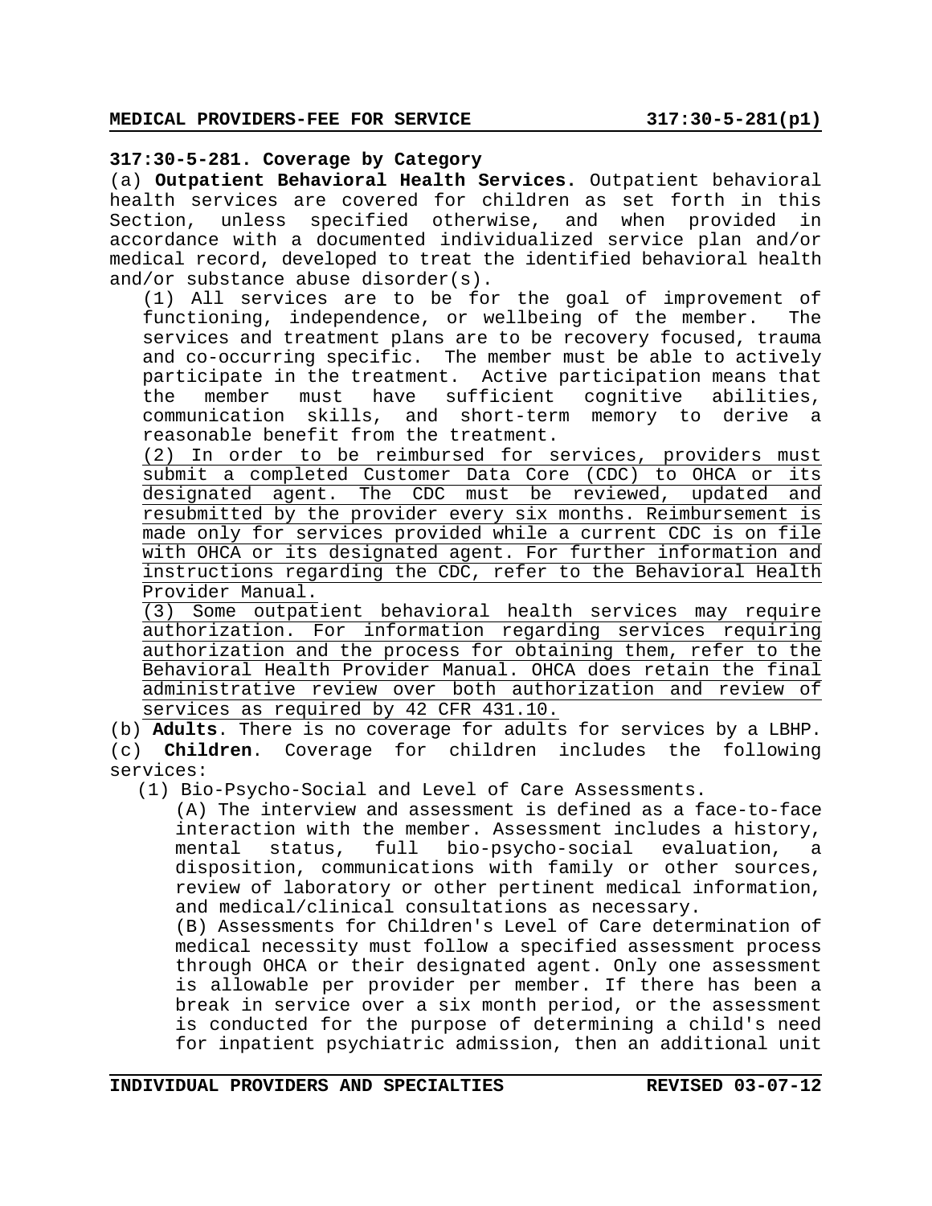**317:30-5-281. Coverage by Category**

(a) **Outpatient Behavioral Health Services.** Outpatient behavioral health services are covered for children as set forth in this Section, unless specified otherwise, and when provided in accordance with a documented individualized service plan and/or medical record, developed to treat the identified behavioral health and/or substance abuse disorder(s).

(1) All services are to be for the goal of improvement of functioning, independence, or wellbeing of the member. The services and treatment plans are to be recovery focused, trauma and co-occurring specific. The member must be able to actively participate in the treatment. Active participation means that the member must have sufficient cognitive abilities, communication skills, and short-term memory to derive a reasonable benefit from the treatment.

(2) In order to be reimbursed for services, providers must submit a completed Customer Data Core (CDC) to OHCA or its designated agent. The CDC must be reviewed, updated and resubmitted by the provider every six months. Reimbursement is made only for services provided while a current CDC is on file with OHCA or its designated agent. For further information and instructions regarding the CDC, refer to the Behavioral Health Provider Manual.

(3) Some outpatient behavioral health services may require authorization. For information regarding services requiring authorization and the process for obtaining them, refer to the Behavioral Health Provider Manual. OHCA does retain the final administrative review over both authorization and review of services as required by 42 CFR 431.10.

(b) **Adults**. There is no coverage for adults for services by a LBHP.

(c) **Children**. Coverage for children includes the following services:

(1) Bio-Psycho-Social and Level of Care Assessments.

(A) The interview and assessment is defined as a face-to-face interaction with the member. Assessment includes a history, mental status, full bio-psycho-social evaluation, a disposition, communications with family or other sources, review of laboratory or other pertinent medical information, and medical/clinical consultations as necessary.

(B) Assessments for Children's Level of Care determination of medical necessity must follow a specified assessment process through OHCA or their designated agent. Only one assessment is allowable per provider per member. If there has been a break in service over a six month period, or the assessment is conducted for the purpose of determining a child's need for inpatient psychiatric admission, then an additional unit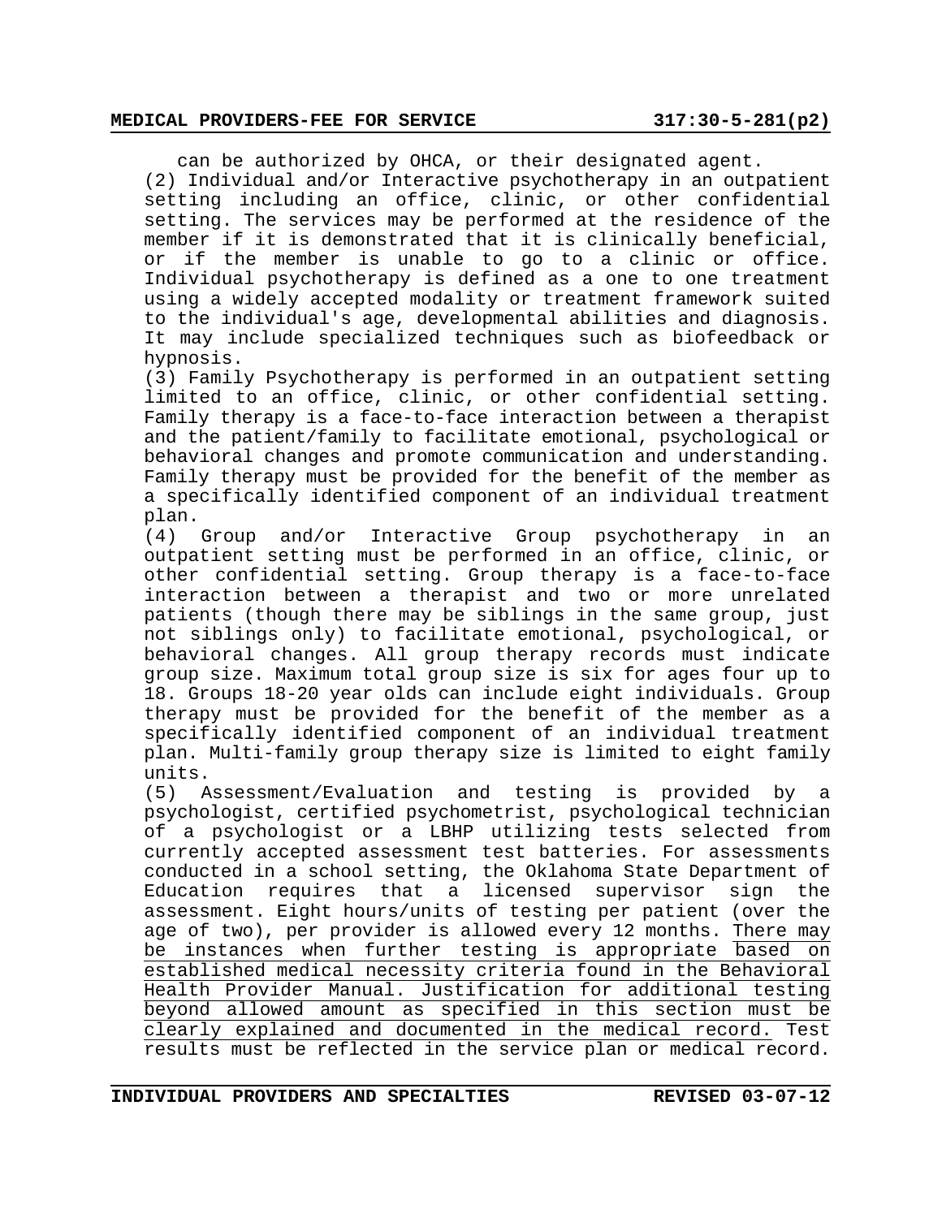can be authorized by OHCA, or their designated agent.

(2) Individual and/or Interactive psychotherapy in an outpatient setting including an office, clinic, or other confidential setting. The services may be performed at the residence of the member if it is demonstrated that it is clinically beneficial, or if the member is unable to go to a clinic or office. Individual psychotherapy is defined as a one to one treatment using a widely accepted modality or treatment framework suited to the individual's age, developmental abilities and diagnosis. It may include specialized techniques such as biofeedback or hypnosis.

(3) Family Psychotherapy is performed in an outpatient setting limited to an office, clinic, or other confidential setting. Family therapy is a face-to-face interaction between a therapist and the patient/family to facilitate emotional, psychological or behavioral changes and promote communication and understanding. Family therapy must be provided for the benefit of the member as a specifically identified component of an individual treatment plan.

(4) Group and/or Interactive Group psychotherapy in an outpatient setting must be performed in an office, clinic, or other confidential setting. Group therapy is a face-to-face interaction between a therapist and two or more unrelated patients (though there may be siblings in the same group, just not siblings only) to facilitate emotional, psychological, or behavioral changes. All group therapy records must indicate group size. Maximum total group size is six for ages four up to 18. Groups 18-20 year olds can include eight individuals. Group therapy must be provided for the benefit of the member as a specifically identified component of an individual treatment plan. Multi-family group therapy size is limited to eight family units.

(5) Assessment/Evaluation and testing is provided by a psychologist, certified psychometrist, psychological technician of a psychologist or a LBHP utilizing tests selected from currently accepted assessment test batteries. For assessments conducted in a school setting, the Oklahoma State Department of Education requires that a licensed supervisor sign the assessment. Eight hours/units of testing per patient (over the age of two), per provider is allowed every 12 months. <u>There may be instances when further testing is appropriate based on established medical necessity criteria found in the Behavioral Health Provider Manual. Justification for additional testing beyond allowed amount as specified in this section must be clearly explained and documented in the medical record.</u> Test results must be reflected in the service plan or medical record.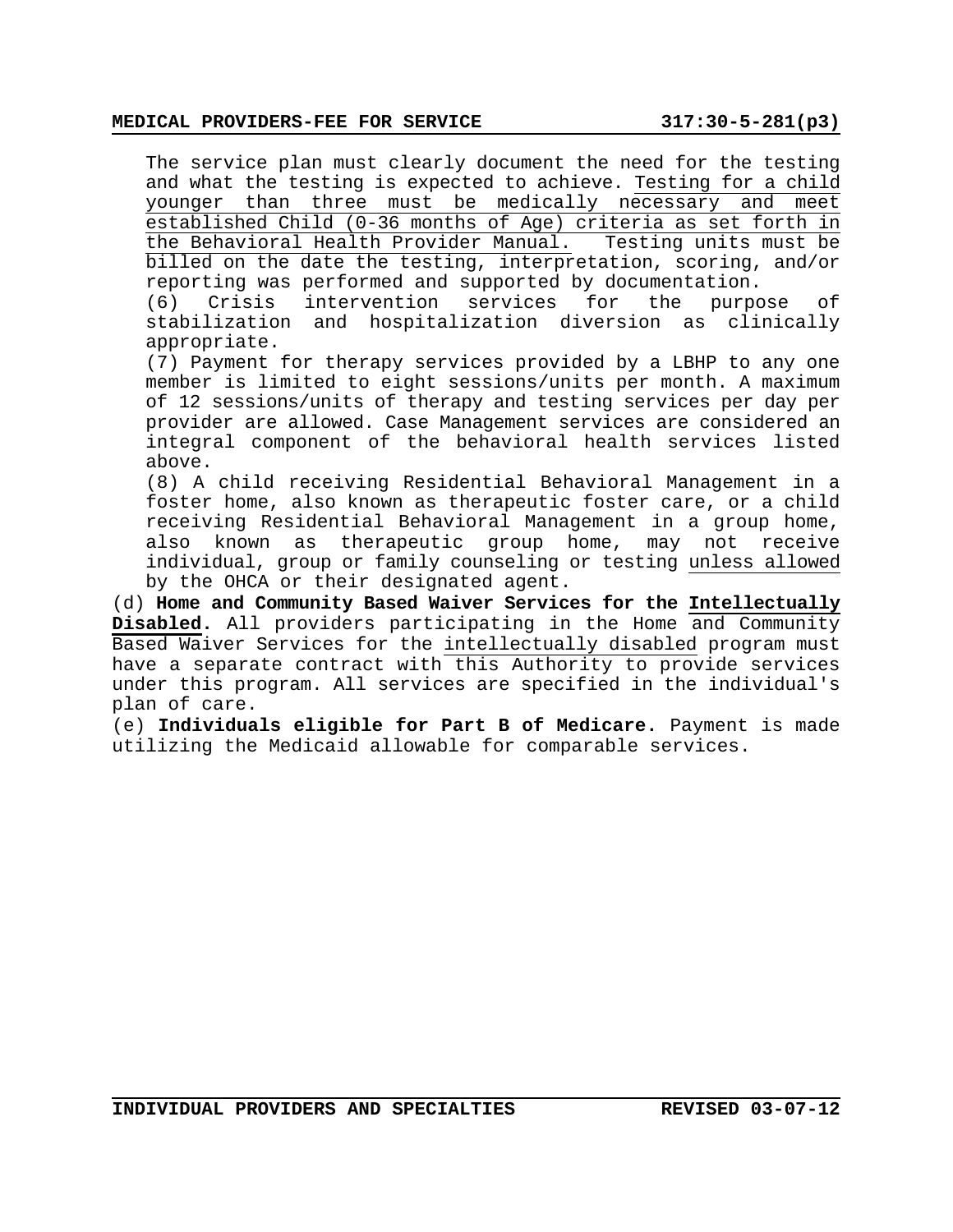The service plan must clearly document the need for the testing and what the testing is expected to achieve. Testing for a child younger than three must be medically necessary and meet established Child (0-36 months of Age) criteria as set forth in the Behavioral Health Provider Manual. Testing units must be billed on the date the testing, interpretation, scoring, and/or reporting was performed and supported by documentation.

(6) Crisis intervention services for the purpose of stabilization and hospitalization diversion as clinically appropriate.

(7) Payment for therapy services provided by a LBHP to any one member is limited to eight sessions/units per month. A maximum of 12 sessions/units of therapy and testing services per day per provider are allowed. Case Management services are considered an integral component of the behavioral health services listed above.

(8) A child receiving Residential Behavioral Management in a foster home, also known as therapeutic foster care, or a child receiving Residential Behavioral Management in a group home, also known as therapeutic group home, may not receive individual, group or family counseling or testing unless allowed by the OHCA or their designated agent.

(d) **Home and Community Based Waiver Services for the Intellectually Disabled.** All providers participating in the Home and Community Based Waiver Services for the intellectually disabled program must have a separate contract with this Authority to provide services under this program. All services are specified in the individual's plan of care.

(e) **Individuals eligible for Part B of Medicare.** Payment is made utilizing the Medicaid allowable for comparable services.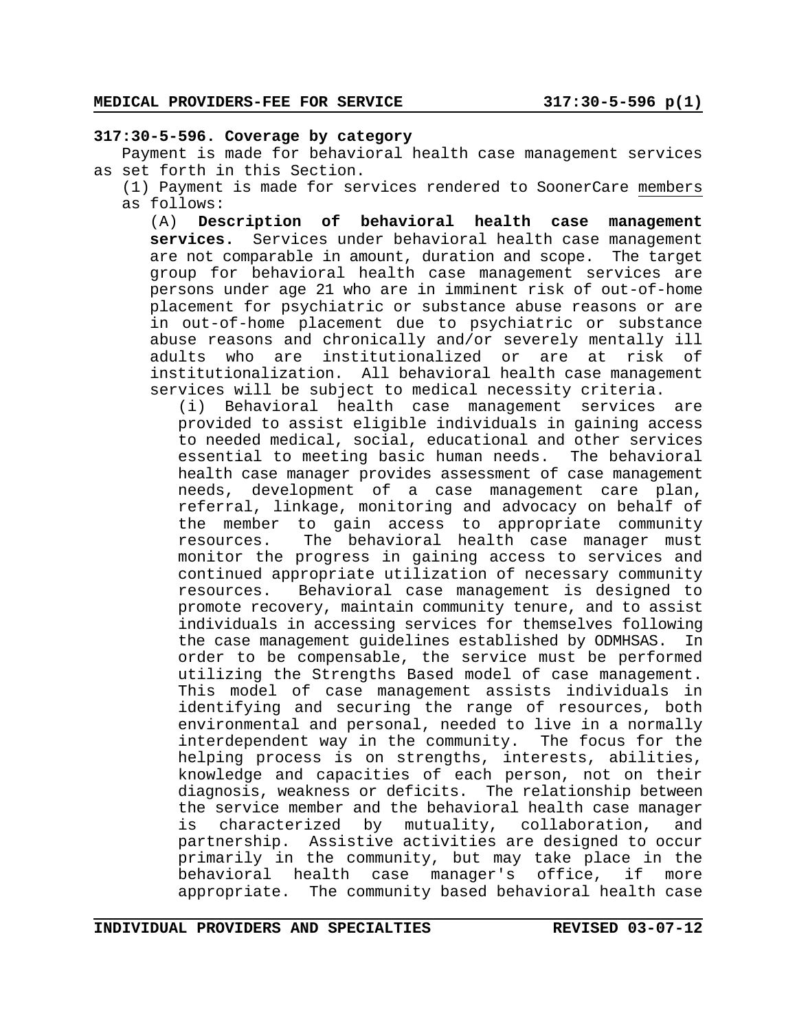**317:30-5-596. Coverage by category**

Payment is made for behavioral health case management services as set forth in this Section.

(1) Payment is made for services rendered to SoonerCare members as follows:

(A) **Description of behavioral health case management services.** Services under behavioral health case management are not comparable in amount, duration and scope. The target group for behavioral health case management services are persons under age 21 who are in imminent risk of out-of-home placement for psychiatric or substance abuse reasons or are in out-of-home placement due to psychiatric or substance abuse reasons and chronically and/or severely mentally ill adults who are institutionalized or are at risk of institutionalization. All behavioral health case management services will be subject to medical necessity criteria.

(i) Behavioral health case management services are provided to assist eligible individuals in gaining access to needed medical, social, educational and other services essential to meeting basic human needs. The behavioral health case manager provides assessment of case management needs, development of a case management care plan, referral, linkage, monitoring and advocacy on behalf of the member to gain access to appropriate community resources. The behavioral health case manager must monitor the progress in gaining access to services and continued appropriate utilization of necessary community resources. Behavioral case management is designed to promote recovery, maintain community tenure, and to assist individuals in accessing services for themselves following the case management guidelines established by ODMHSAS. In order to be compensable, the service must be performed utilizing the Strengths Based model of case management. This model of case management assists individuals in identifying and securing the range of resources, both environmental and personal, needed to live in a normally interdependent way in the community. The focus for the helping process is on strengths, interests, abilities, knowledge and capacities of each person, not on their diagnosis, weakness or deficits. The relationship between the service member and the behavioral health case manager is characterized by mutuality, collaboration, and partnership. Assistive activities are designed to occur primarily in the community, but may take place in the behavioral health case manager's office, if more appropriate. The community based behavioral health case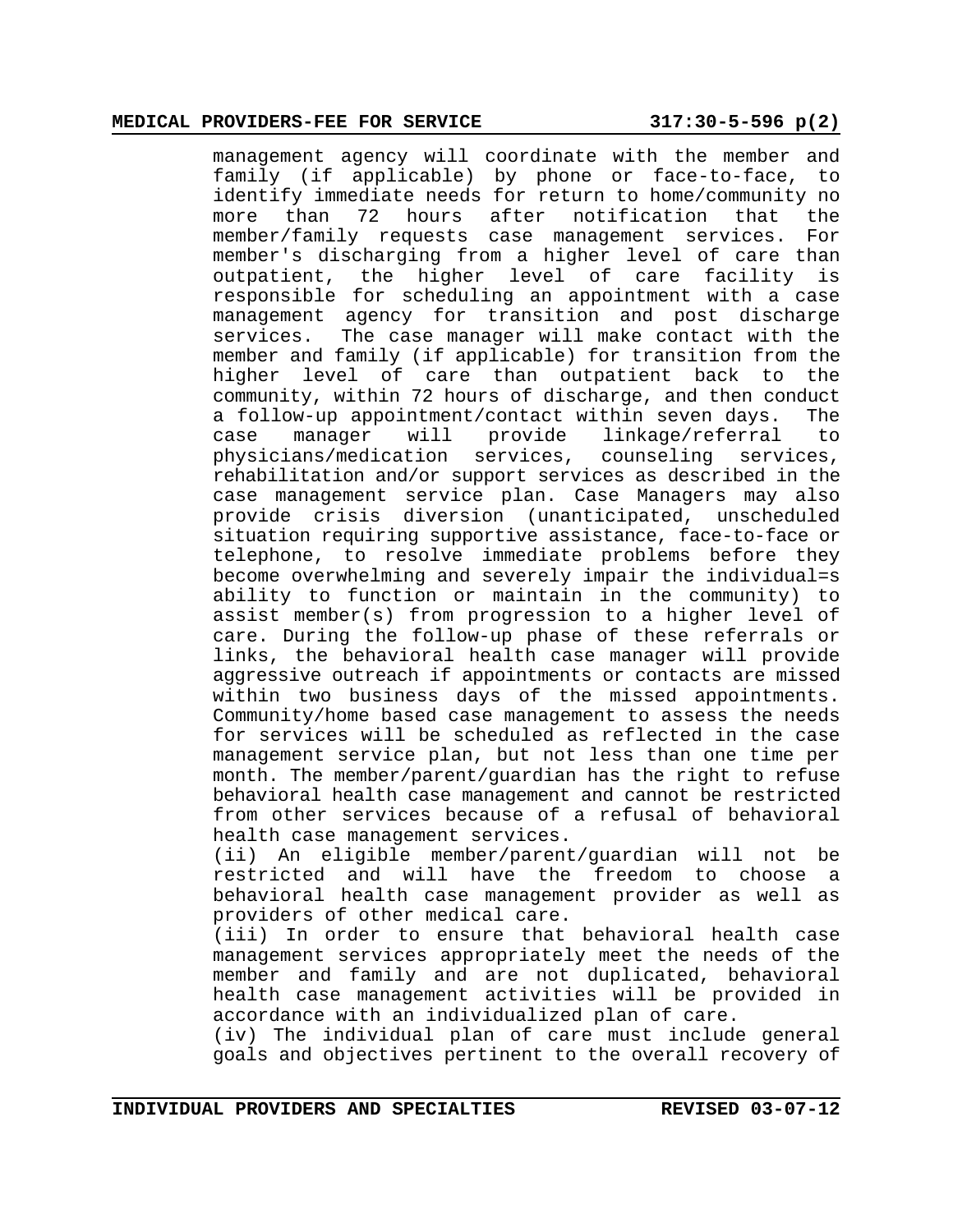management agency will coordinate with the member and family (if applicable) by phone or face-to-face, to identify immediate needs for return to home/community no more than 72 hours after notification that the member/family requests case management services. For member's discharging from a higher level of care than outpatient, the higher level of care facility is responsible for scheduling an appointment with a case management agency for transition and post discharge services. The case manager will make contact with the member and family (if applicable) for transition from the higher level of care than outpatient back to the community, within 72 hours of discharge, and then conduct a follow-up appointment/contact within seven days. The case manager will provide linkage/referral to physicians/medication services, counseling services, rehabilitation and/or support services as described in the case management service plan. Case Managers may also provide crisis diversion (unanticipated, unscheduled situation requiring supportive assistance, face-to-face or telephone, to resolve immediate problems before they become overwhelming and severely impair the individual=s ability to function or maintain in the community) to assist member(s) from progression to a higher level of care. During the follow-up phase of these referrals or links, the behavioral health case manager will provide aggressive outreach if appointments or contacts are missed within two business days of the missed appointments. Community/home based case management to assess the needs for services will be scheduled as reflected in the case management service plan, but not less than one time per month. The member/parent/guardian has the right to refuse behavioral health case management and cannot be restricted from other services because of a refusal of behavioral health case management services.

(ii) An eligible member/parent/guardian will not be restricted and will have the freedom to choose a behavioral health case management provider as well as providers of other medical care.

(iii) In order to ensure that behavioral health case management services appropriately meet the needs of the member and family and are not duplicated, behavioral health case management activities will be provided in accordance with an individualized plan of care.

(iv) The individual plan of care must include general goals and objectives pertinent to the overall recovery of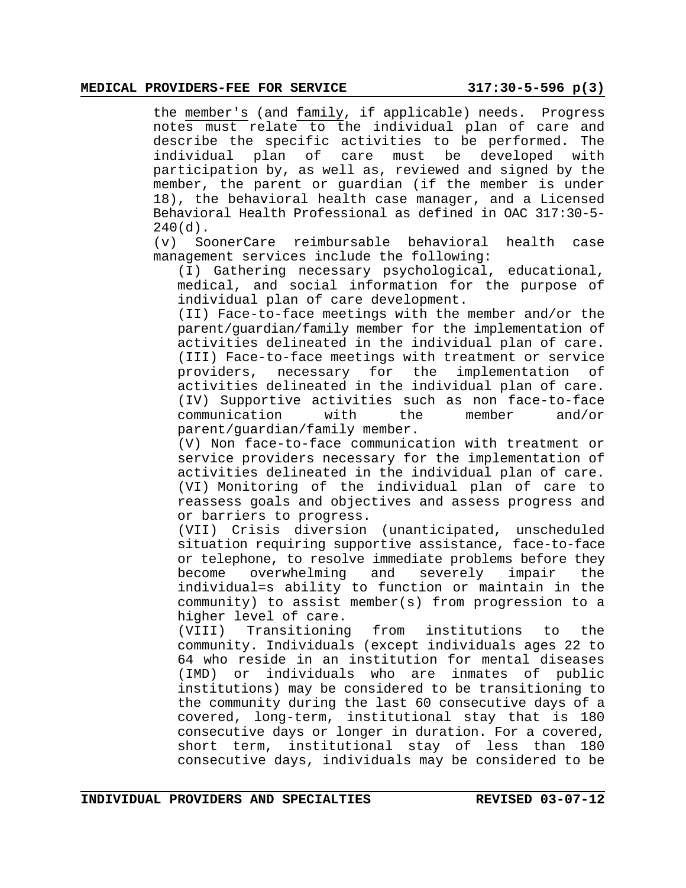the member's (and family, if applicable) needs. Progress notes must relate to the individual plan of care and describe the specific activities to be performed. The individual plan of care must be developed with participation by, as well as, reviewed and signed by the member, the parent or guardian (if the member is under 18), the behavioral health case manager, and a Licensed Behavioral Health Professional as defined in OAC 317:30-5-240(d).

(v) SoonerCare reimbursable behavioral health case management services include the following:

(I) Gathering necessary psychological, educational, medical, and social information for the purpose of individual plan of care development.

(II) Face-to-face meetings with the member and/or the parent/guardian/family member for the implementation of activities delineated in the individual plan of care.

(III) Face-to-face meetings with treatment or service providers, necessary for the implementation of activities delineated in the individual plan of care.

(IV) Supportive activities such as non face-to-face communication with the member and/or parent/guardian/family member.

(V) Non face-to-face communication with treatment or service providers necessary for the implementation of activities delineated in the individual plan of care.

(VI) Monitoring of the individual plan of care to reassess goals and objectives and assess progress and or barriers to progress.

(VII) Crisis diversion (unanticipated, unscheduled situation requiring supportive assistance, face-to-face or telephone, to resolve immediate problems before they become overwhelming and severely impair the individual=s ability to function or maintain in the community) to assist member(s) from progression to a higher level of care.

(VIII) Transitioning from institutions to the community. Individuals (except individuals ages 22 to 64 who reside in an institution for mental diseases (IMD) or individuals who are inmates of public institutions) may be considered to be transitioning to the community during the last 60 consecutive days of a covered, long-term, institutional stay that is 180 consecutive days or longer in duration. For a covered, short term, institutional stay of less than 180 consecutive days, individuals may be considered to be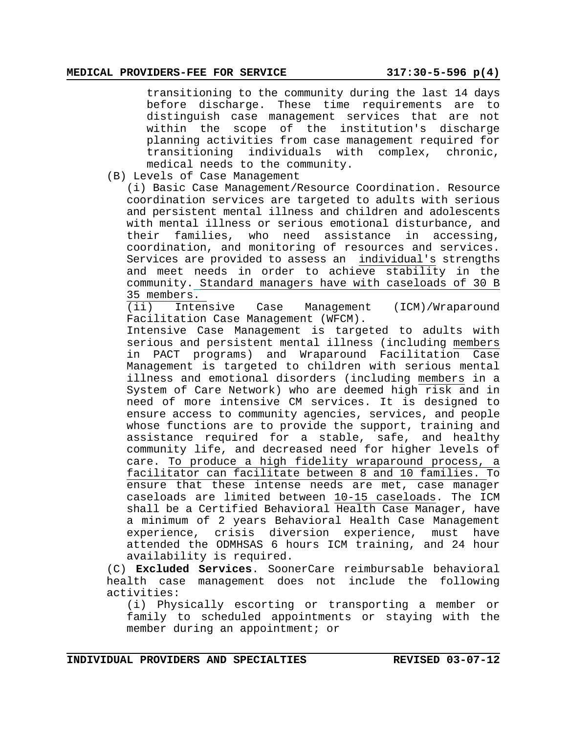transitioning to the community during the last 14 days before discharge. These time requirements are to distinguish case management services that are not within the scope of the institution's discharge planning activities from case management required for transitioning individuals with complex, chronic, medical needs to the community.

(B) Levels of Case Management

(i) Basic Case Management/Resource Coordination. Resource coordination services are targeted to adults with serious and persistent mental illness and children and adolescents with mental illness or serious emotional disturbance, and their families, who need assistance in accessing, coordination, and monitoring of resources and services. Services are provided to assess an individual's strengths and meet needs in order to achieve stability in the community. Standard managers have with caseloads of 30 B 35 members.

(ii) Intensive Case Management (ICM)/Wraparound Facilitation Case Management (WFCM).

Intensive Case Management is targeted to adults with serious and persistent mental illness (including members in PACT programs) and Wraparound Facilitation Case Management is targeted to children with serious mental illness and emotional disorders (including members in a System of Care Network) who are deemed high risk and in need of more intensive CM services. It is designed to ensure access to community agencies, services, and people whose functions are to provide the support, training and assistance required for a stable, safe, and healthy community life, and decreased need for higher levels of care. To produce a high fidelity wraparound process, a facilitator can facilitate between 8 and 10 families. To ensure that these intense needs are met, case manager caseloads are limited between 10-15 caseloads. The ICM shall be a Certified Behavioral Health Case Manager, have a minimum of 2 years Behavioral Health Case Management experience, crisis diversion experience, must have attended the ODMHSAS 6 hours ICM training, and 24 hour availability is required.

(C) **Excluded Services**. SoonerCare reimbursable behavioral health case management does not include the following activities:

(i) Physically escorting or transporting a member or family to scheduled appointments or staying with the member during an appointment; or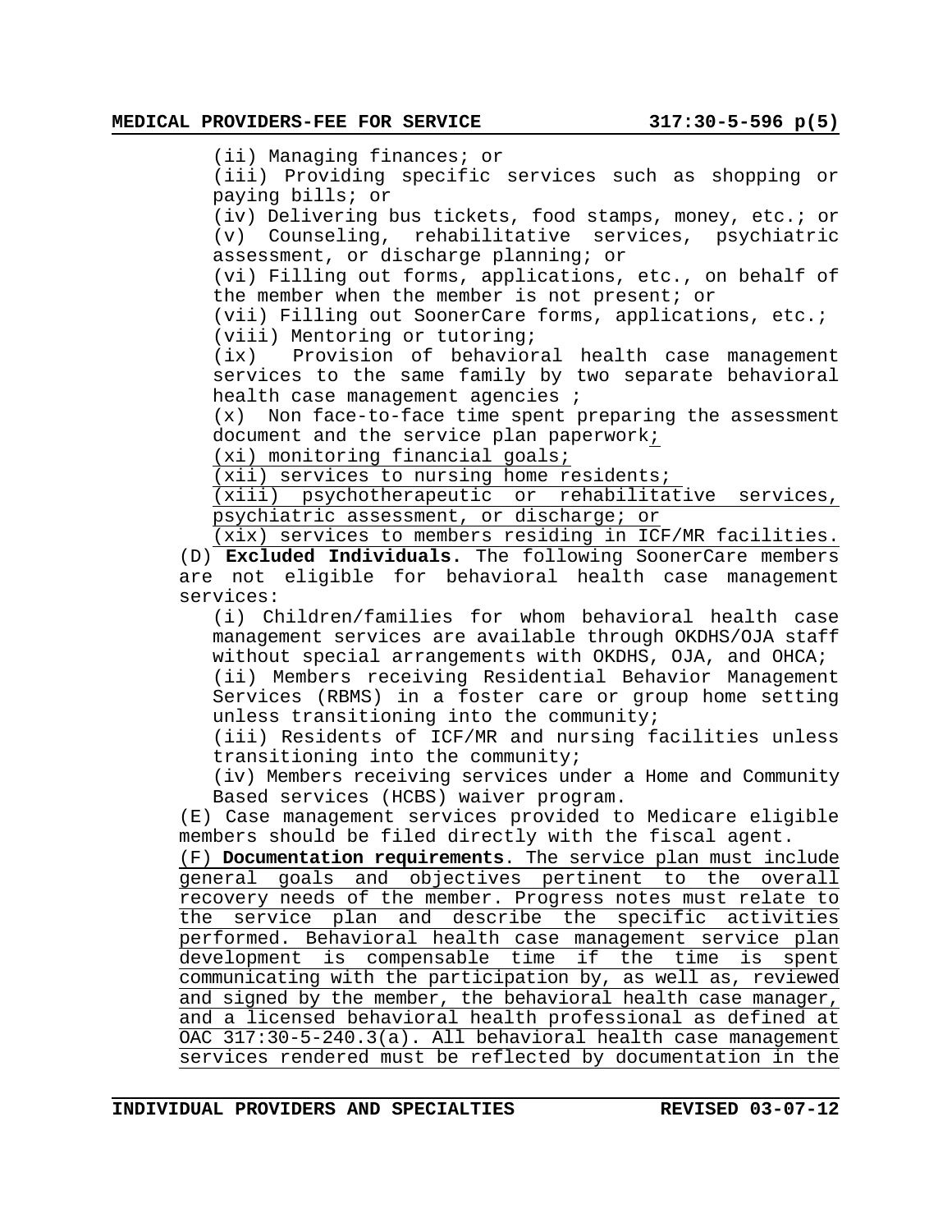(ii) Managing finances; or

(iii) Providing specific services such as shopping or paying bills; or

(iv) Delivering bus tickets, food stamps, money, etc.; or

(v) Counseling, rehabilitative services, psychiatric assessment, or discharge planning; or

(vi) Filling out forms, applications, etc., on behalf of the member when the member is not present; or

(vii) Filling out SoonerCare forms, applications, etc.;

(viii) Mentoring or tutoring;

(ix) Provision of behavioral health case management services to the same family by two separate behavioral health case management agencies ;

(x) Non face-to-face time spent preparing the assessment document and the service plan paperwork;

(xi) monitoring financial goals;

(xii) services to nursing home residents;

(xiii) psychotherapeutic or rehabilitative services, psychiatric assessment, or discharge; or

(xix) services to members residing in ICF/MR facilities.

(D) **Excluded Individuals.** The following SoonerCare members are not eligible for behavioral health case management services:

(i) Children/families for whom behavioral health case management services are available through OKDHS/OJA staff without special arrangements with OKDHS, OJA, and OHCA;

(ii) Members receiving Residential Behavior Management Services (RBMS) in a foster care or group home setting unless transitioning into the community;

(iii) Residents of ICF/MR and nursing facilities unless transitioning into the community;

(iv) Members receiving services under a Home and Community Based services (HCBS) waiver program.

(E) Case management services provided to Medicare eligible members should be filed directly with the fiscal agent.

(F) **Documentation requirements**. The service plan must include general goals and objectives pertinent to the overall recovery needs of the member. Progress notes must relate to the service plan and describe the specific activities performed. Behavioral health case management service plan development is compensable time if the time is spent communicating with the participation by, as well as, reviewed and signed by the member, the behavioral health case manager, and a licensed behavioral health professional as defined at OAC 317:30-5-240.3(a). All behavioral health case management services rendered must be reflected by documentation in the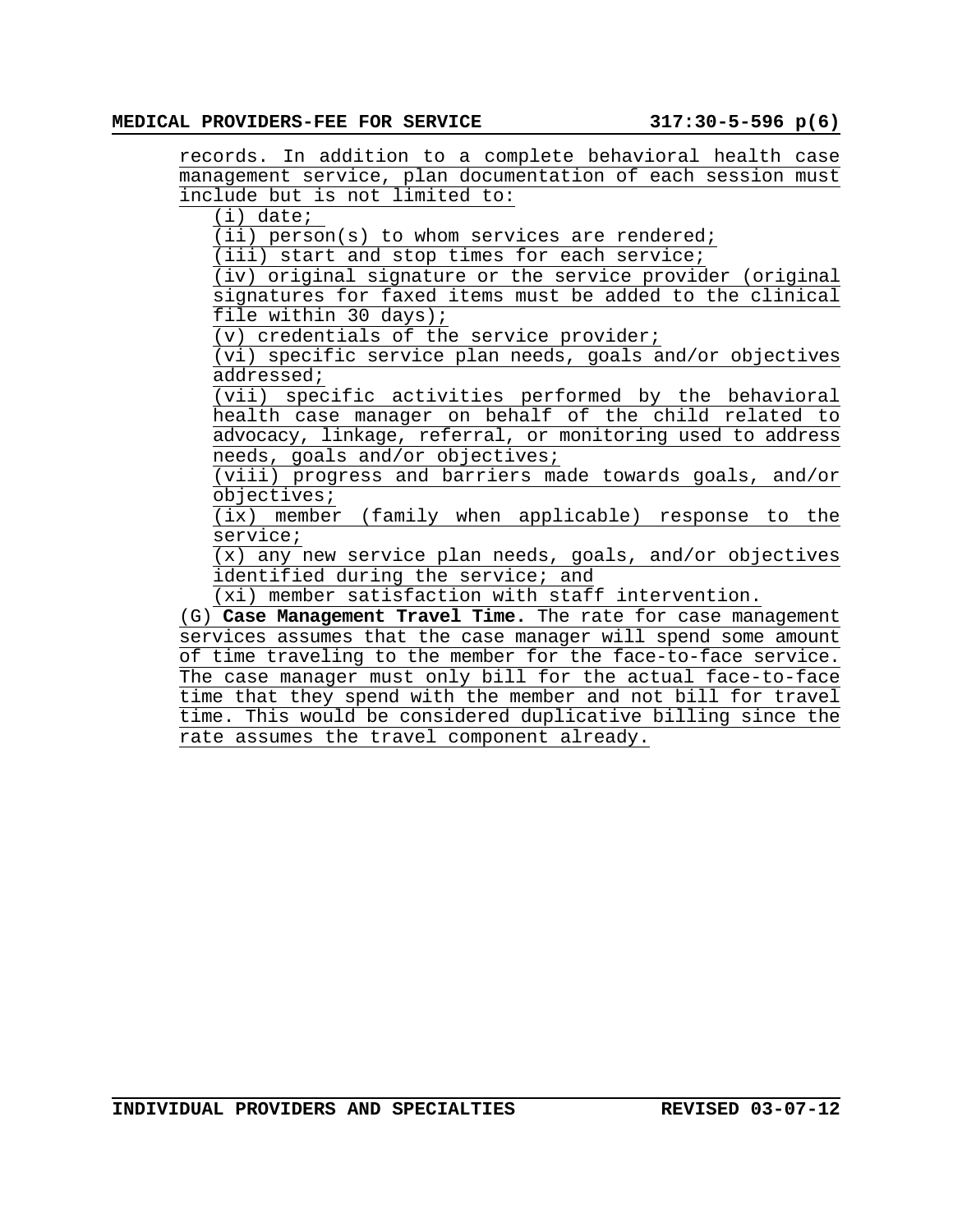records. In addition to a complete behavioral health case management service, plan documentation of each session must include but is not limited to:

(i) date;

(ii) person(s) to whom services are rendered;

(iii) start and stop times for each service;

(iv) original signature or the service provider (original signatures for faxed items must be added to the clinical file within 30 days);

(v) credentials of the service provider;

(vi) specific service plan needs, goals and/or objectives addressed;

(vii) specific activities performed by the behavioral health case manager on behalf of the child related to advocacy, linkage, referral, or monitoring used to address needs, goals and/or objectives;

(viii) progress and barriers made towards goals, and/or objectives;

(ix) member (family when applicable) response to the service;

(x) any new service plan needs, goals, and/or objectives identified during the service; and

(xi) member satisfaction with staff intervention.

(G) **Case Management Travel Time.** The rate for case management services assumes that the case manager will spend some amount of time traveling to the member for the face-to-face service. The case manager must only bill for the actual face-to-face time that they spend with the member and not bill for travel time. This would be considered duplicative billing since the rate assumes the travel component already.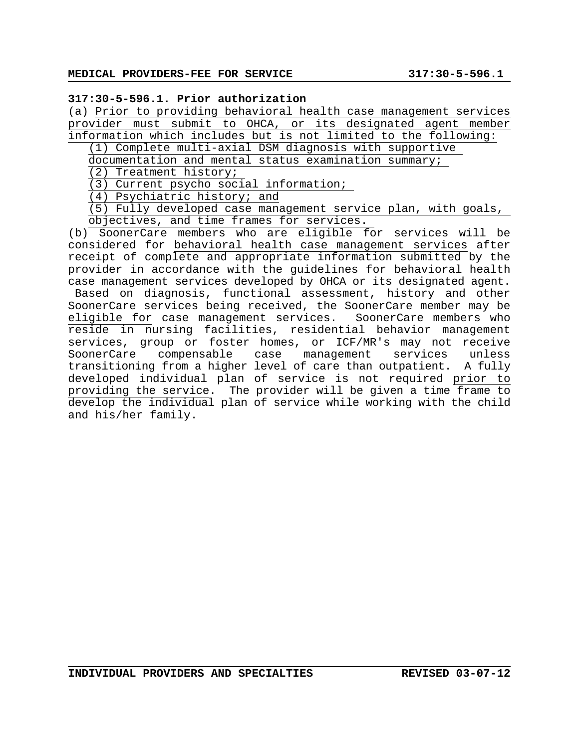**317:30-5-596.1. Prior authorization**

(a) Prior to providing behavioral health case management services provider must submit to OHCA, or its designated agent member information which includes but is not limited to the following:

(1) Complete multi-axial DSM diagnosis with supportive documentation and mental status examination summary;

(2) Treatment history;

(3) Current psycho social information;

(4) Psychiatric history; and

(5) Fully developed case management service plan, with goals, objectives, and time frames for services.

(b) SoonerCare members who are eligible for services will be considered for behavioral health case management services after receipt of complete and appropriate information submitted by the provider in accordance with the guidelines for behavioral health case management services developed by OHCA or its designated agent. Based on diagnosis, functional assessment, history and other SoonerCare services being received, the SoonerCare member may be eligible for case management services. SoonerCare members who reside in nursing facilities, residential behavior management services, group or foster homes, or ICF/MR's may not receive SoonerCare compensable case management services unless transitioning from a higher level of care than outpatient. A fully developed individual plan of service is not required prior to providing the service. The provider will be given a time frame to develop the individual plan of service while working with the child and his/her family.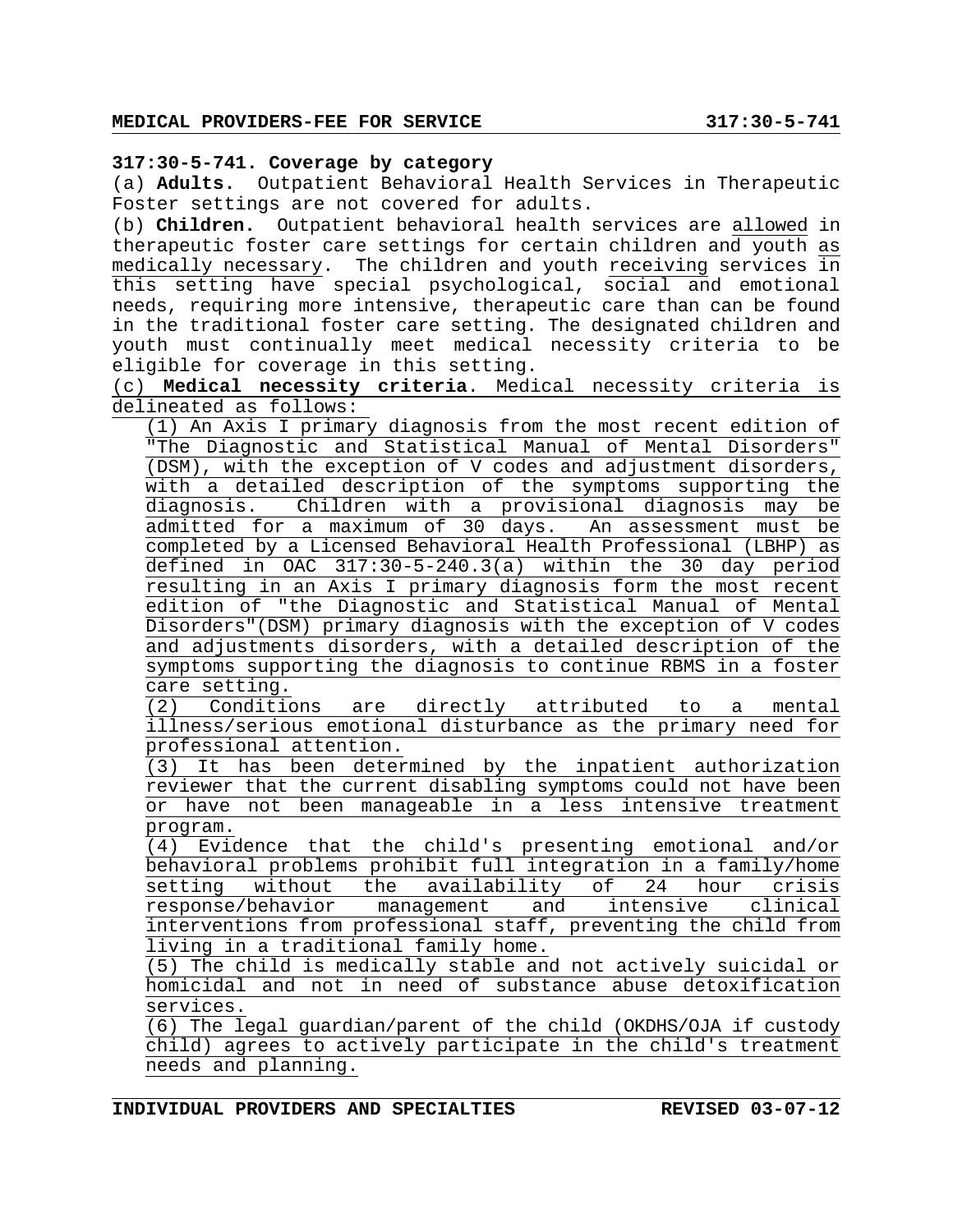**317:30-5-741. Coverage by category**

(a) **Adults.** Outpatient Behavioral Health Services in Therapeutic Foster settings are not covered for adults.

(b) **Children.** Outpatient behavioral health services are allowed in therapeutic foster care settings for certain children and youth as medically necessary. The children and youth receiving services in this setting have special psychological, social and emotional needs, requiring more intensive, therapeutic care than can be found in the traditional foster care setting. The designated children and youth must continually meet medical necessity criteria to be eligible for coverage in this setting.

(c) **Medical necessity criteria**. Medical necessity criteria is delineated as follows:

(1) An Axis I primary diagnosis from the most recent edition of "The Diagnostic and Statistical Manual of Mental Disorders" (DSM), with the exception of V codes and adjustment disorders, with a detailed description of the symptoms supporting the diagnosis. Children with a provisional diagnosis may be admitted for a maximum of 30 days. An assessment must be completed by a Licensed Behavioral Health Professional (LBHP) as defined in OAC 317:30-5-240.3(a) within the 30 day period resulting in an Axis I primary diagnosis form the most recent edition of "the Diagnostic and Statistical Manual of Mental Disorders"(DSM) primary diagnosis with the exception of V codes and adjustments disorders, with a detailed description of the symptoms supporting the diagnosis to continue RBMS in a foster care setting.

(2) Conditions are directly attributed to a mental illness/serious emotional disturbance as the primary need for professional attention.

(3) It has been determined by the inpatient authorization reviewer that the current disabling symptoms could not have been or have not been manageable in a less intensive treatment program.

(4) Evidence that the child's presenting emotional and/or behavioral problems prohibit full integration in a family/home setting without the availability of 24 hour crisis response/behavior management and intensive clinical interventions from professional staff, preventing the child from living in a traditional family home.

(5) The child is medically stable and not actively suicidal or homicidal and not in need of substance abuse detoxification services.

(6) The legal guardian/parent of the child (OKDHS/OJA if custody child) agrees to actively participate in the child's treatment needs and planning.